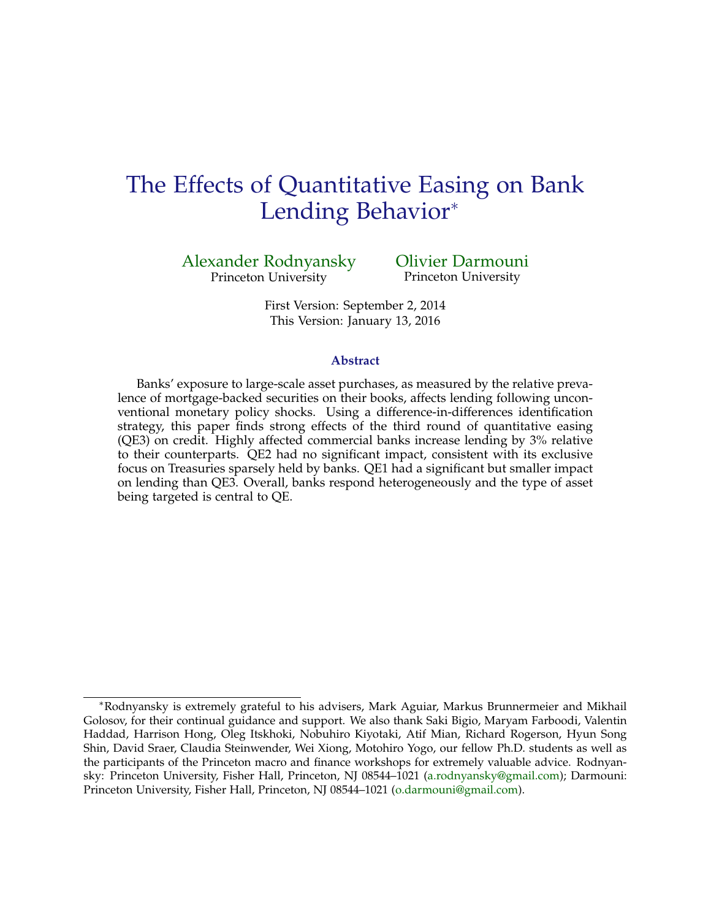# The Effects of Quantitative Easing on Bank Lending Behavior*

Alexander Rodnyansky
Princeton University

Olivier Darmouni
Princeton University

First Version: September 2, 2014
This Version: January 13, 2016

### Abstract

Banks' exposure to large-scale asset purchases, as measured by the relative prevalence of mortgage-backed securities on their books, affects lending following unconventional monetary policy shocks. Using a difference-in-differences identification strategy, this paper finds strong effects of the third round of quantitative easing (QE3) on credit. Highly affected commercial banks increase lending by 3% relative to their counterparts. QE2 had no significant impact, consistent with its exclusive focus on Treasuries sparsely held by banks. QE1 had a significant but smaller impact on lending than QE3. Overall, banks respond heterogeneously and the type of asset being targeted is central to QE.

---

*Rodnyansky is extremely grateful to his advisers, Mark Aguiar, Markus Brunnermeier and Mikhail Golosov, for their continual guidance and support. We also thank Saki Bigio, Maryam Farboodi, Valentin Haddad, Harrison Hong, Oleg Itskhoki, Nobuhiro Kiyotaki, Atif Mian, Richard Rogerson, Hyun Song Shin, David Sraer, Claudia Steinwender, Wei Xiong, Motohiro Yogo, our fellow Ph.D. students as well as the participants of the Princeton macro and finance workshops for extremely valuable advice. Rodnyansky: Princeton University, Fisher Hall, Princeton, NJ 08544–1021 (a.rodnyansky@gmail.com); Darmouni: Princeton University, Fisher Hall, Princeton, NJ 08544–1021 (o.darmouni@gmail.com).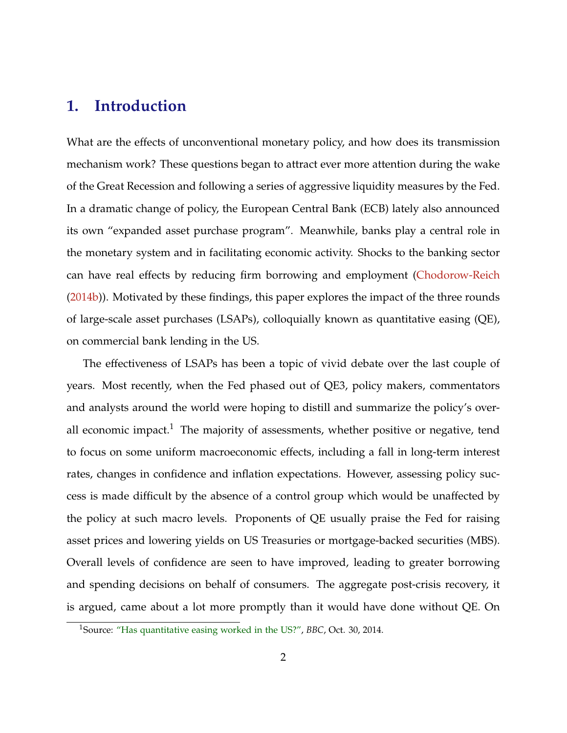# 1. Introduction

What are the effects of unconventional monetary policy, and how does its transmission mechanism work? These questions began to attract ever more attention during the wake of the Great Recession and following a series of aggressive liquidity measures by the Fed. In a dramatic change of policy, the European Central Bank (ECB) lately also announced its own "expanded asset purchase program". Meanwhile, banks play a central role in the monetary system and in facilitating economic activity. Shocks to the banking sector can have real effects by reducing firm borrowing and employment (Chodorow-Reich (2014b)). Motivated by these findings, this paper explores the impact of the three rounds of large-scale asset purchases (LSAPs), colloquially known as quantitative easing (QE), on commercial bank lending in the US.

The effectiveness of LSAPs has been a topic of vivid debate over the last couple of years. Most recently, when the Fed phased out of QE3, policy makers, commentators and analysts around the world were hoping to distill and summarize the policy's overall economic impact.[1] The majority of assessments, whether positive or negative, tend to focus on some uniform macroeconomic effects, including a fall in long-term interest rates, changes in confidence and inflation expectations. However, assessing policy success is made difficult by the absence of a control group which would be unaffected by the policy at such macro levels. Proponents of QE usually praise the Fed for raising asset prices and lowering yields on US Treasuries or mortgage-backed securities (MBS). Overall levels of confidence are seen to have improved, leading to greater borrowing and spending decisions on behalf of consumers. The aggregate post-crisis recovery, it is argued, came about a lot more promptly than it would have done without QE. On

[1] Source: "Has quantitative easing worked in the US?", *BBC*, Oct. 30, 2014.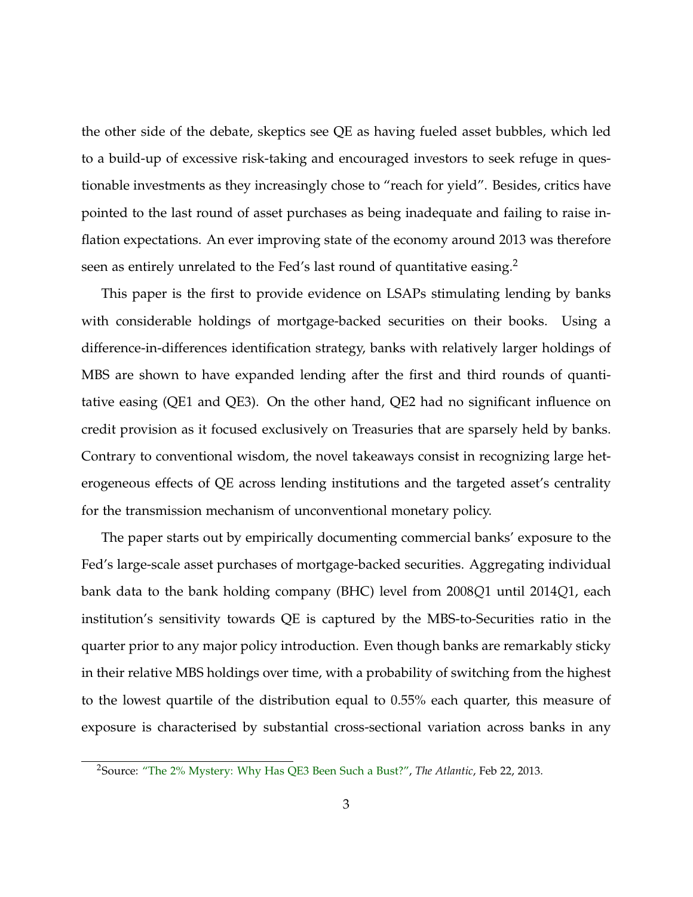the other side of the debate, skeptics see QE as having fueled asset bubbles, which led to a build-up of excessive risk-taking and encouraged investors to seek refuge in questionable investments as they increasingly chose to "reach for yield". Besides, critics have pointed to the last round of asset purchases as being inadequate and failing to raise inflation expectations. An ever improving state of the economy around 2013 was therefore seen as entirely unrelated to the Fed's last round of quantitative easing.[2]

This paper is the first to provide evidence on LSAPs stimulating lending by banks with considerable holdings of mortgage-backed securities on their books. Using a difference-in-differences identification strategy, banks with relatively larger holdings of MBS are shown to have expanded lending after the first and third rounds of quantitative easing (QE1 and QE3). On the other hand, QE2 had no significant influence on credit provision as it focused exclusively on Treasuries that are sparsely held by banks. Contrary to conventional wisdom, the novel takeaways consist in recognizing large heterogeneous effects of QE across lending institutions and the targeted asset's centrality for the transmission mechanism of unconventional monetary policy.

The paper starts out by empirically documenting commercial banks' exposure to the Fed's large-scale asset purchases of mortgage-backed securities. Aggregating individual bank data to the bank holding company (BHC) level from 2008$Q$1 until 2014$Q$1, each institution's sensitivity towards QE is captured by the MBS-to-Securities ratio in the quarter prior to any major policy introduction. Even though banks are remarkably sticky in their relative MBS holdings over time, with a probability of switching from the highest to the lowest quartile of the distribution equal to 0.55% each quarter, this measure of exposure is characterised by substantial cross-sectional variation across banks in any

[2]Source: "The 2% Mystery: Why Has QE3 Been Such a Bust?", *The Atlantic*, Feb 22, 2013.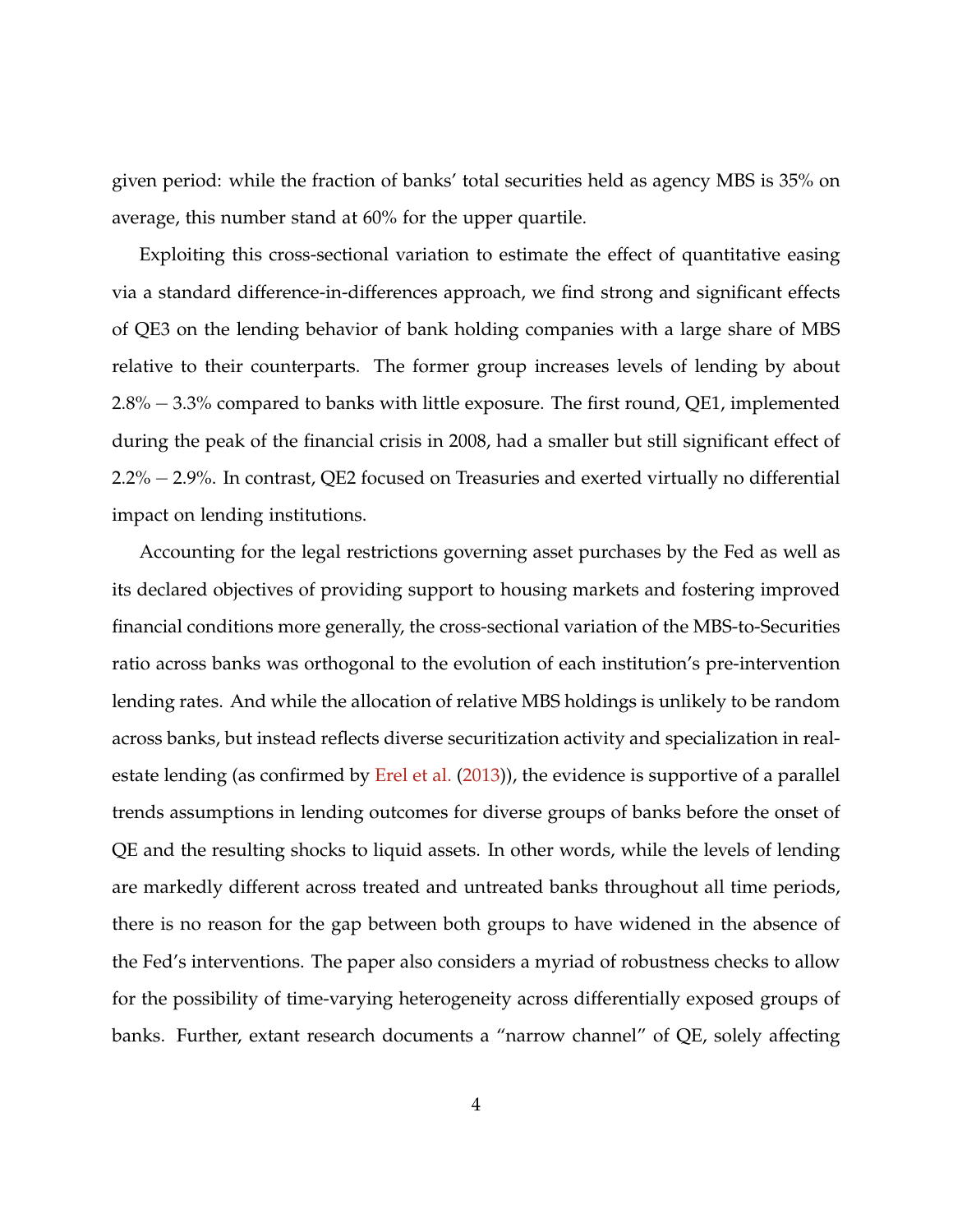given period: while the fraction of banks' total securities held as agency MBS is 35% on average, this number stand at 60% for the upper quartile.

Exploiting this cross-sectional variation to estimate the effect of quantitative easing via a standard difference-in-differences approach, we find strong and significant effects of QE3 on the lending behavior of bank holding companies with a large share of MBS relative to their counterparts. The former group increases levels of lending by about $2.8\% - 3.3\%$ compared to banks with little exposure. The first round, QE1, implemented during the peak of the financial crisis in 2008, had a smaller but still significant effect of $2.2\% - 2.9\%$. In contrast, QE2 focused on Treasuries and exerted virtually no differential impact on lending institutions.

Accounting for the legal restrictions governing asset purchases by the Fed as well as its declared objectives of providing support to housing markets and fostering improved financial conditions more generally, the cross-sectional variation of the MBS-to-Securities ratio across banks was orthogonal to the evolution of each institution's pre-intervention lending rates. And while the allocation of relative MBS holdings is unlikely to be random across banks, but instead reflects diverse securitization activity and specialization in real-estate lending (as confirmed by Erel et al. (2013)), the evidence is supportive of a parallel trends assumptions in lending outcomes for diverse groups of banks before the onset of QE and the resulting shocks to liquid assets. In other words, while the levels of lending are markedly different across treated and untreated banks throughout all time periods, there is no reason for the gap between both groups to have widened in the absence of the Fed's interventions. The paper also considers a myriad of robustness checks to allow for the possibility of time-varying heterogeneity across differentially exposed groups of banks. Further, extant research documents a "narrow channel" of QE, solely affecting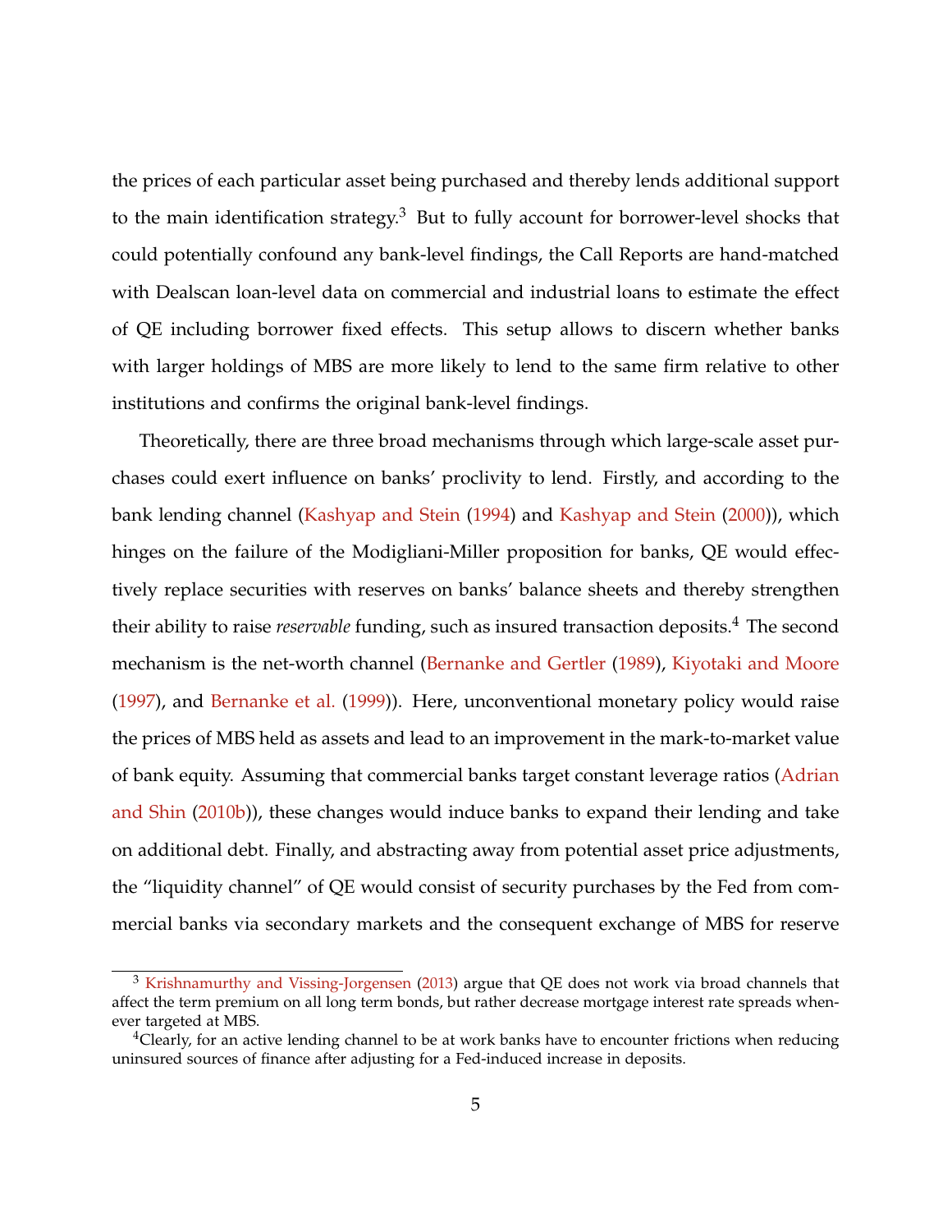the prices of each particular asset being purchased and thereby lends additional support to the main identification strategy.[3] But to fully account for borrower-level shocks that could potentially confound any bank-level findings, the Call Reports are hand-matched with Dealscan loan-level data on commercial and industrial loans to estimate the effect of QE including borrower fixed effects. This setup allows to discern whether banks with larger holdings of MBS are more likely to lend to the same firm relative to other institutions and confirms the original bank-level findings.

Theoretically, there are three broad mechanisms through which large-scale asset purchases could exert influence on banks' proclivity to lend. Firstly, and according to the bank lending channel (Kashyap and Stein (1994) and Kashyap and Stein (2000)), which hinges on the failure of the Modigliani-Miller proposition for banks, QE would effectively replace securities with reserves on banks' balance sheets and thereby strengthen their ability to raise *reservable* funding, such as insured transaction deposits.[4] The second mechanism is the net-worth channel (Bernanke and Gertler (1989), Kiyotaki and Moore (1997), and Bernanke et al. (1999)). Here, unconventional monetary policy would raise the prices of MBS held as assets and lead to an improvement in the mark-to-market value of bank equity. Assuming that commercial banks target constant leverage ratios (Adrian and Shin (2010b)), these changes would induce banks to expand their lending and take on additional debt. Finally, and abstracting away from potential asset price adjustments, the "liquidity channel" of QE would consist of security purchases by the Fed from commercial banks via secondary markets and the consequent exchange of MBS for reserve

[3] Krishnamurthy and Vissing-Jorgensen (2013) argue that QE does not work via broad channels that affect the term premium on all long term bonds, but rather decrease mortgage interest rate spreads whenever targeted at MBS.

[4] Clearly, for an active lending channel to be at work banks have to encounter frictions when reducing uninsured sources of finance after adjusting for a Fed-induced increase in deposits.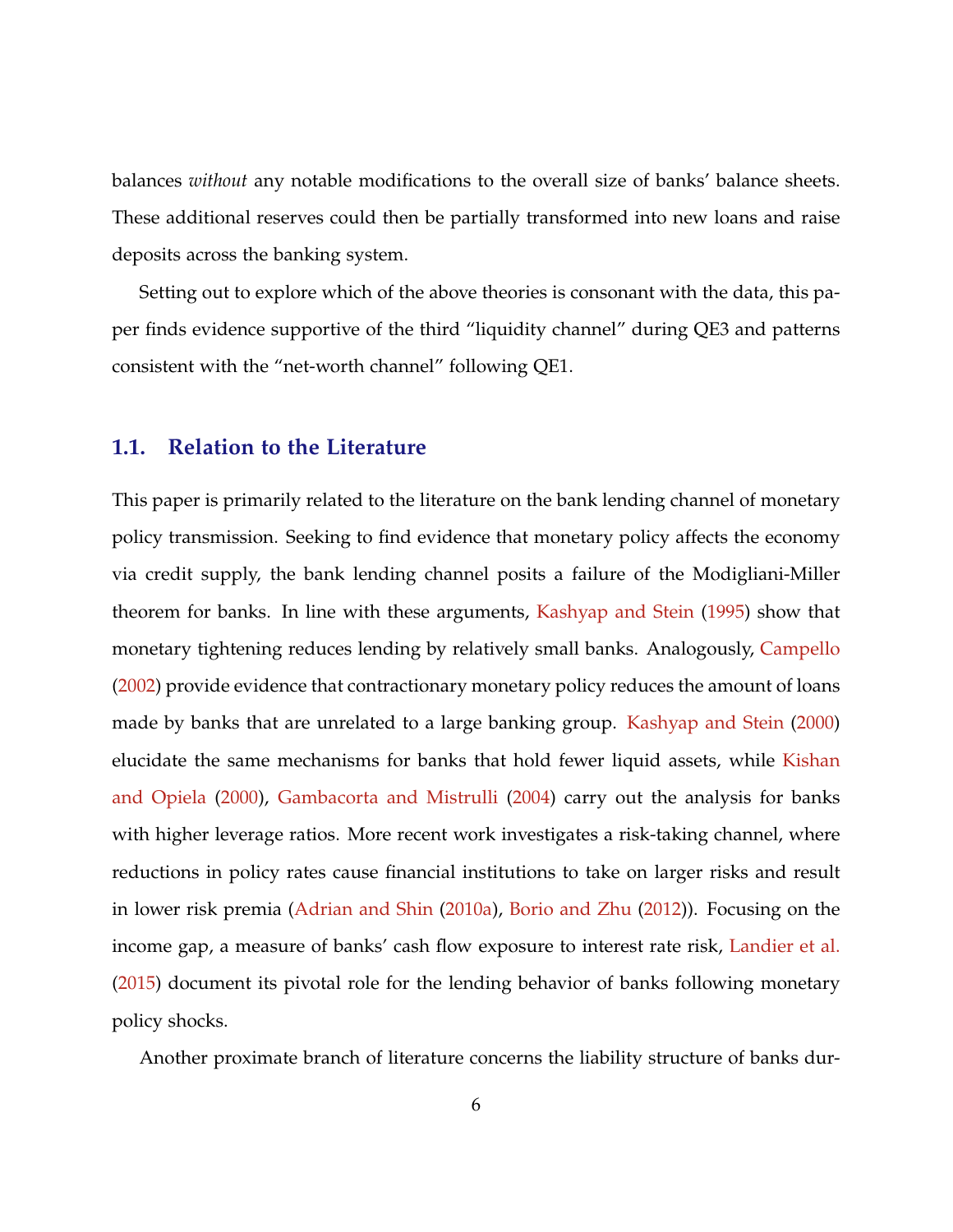balances *without* any notable modifications to the overall size of banks' balance sheets. These additional reserves could then be partially transformed into new loans and raise deposits across the banking system.

Setting out to explore which of the above theories is consonant with the data, this paper finds evidence supportive of the third "liquidity channel" during QE3 and patterns consistent with the "net-worth channel" following QE1.

## 1.1. Relation to the Literature

This paper is primarily related to the literature on the bank lending channel of monetary policy transmission. Seeking to find evidence that monetary policy affects the economy via credit supply, the bank lending channel posits a failure of the Modigliani-Miller theorem for banks. In line with these arguments, Kashyap and Stein (1995) show that monetary tightening reduces lending by relatively small banks. Analogously, Campello (2002) provide evidence that contractionary monetary policy reduces the amount of loans made by banks that are unrelated to a large banking group. Kashyap and Stein (2000) elucidate the same mechanisms for banks that hold fewer liquid assets, while Kishan and Opiela (2000), Gambacorta and Mistrulli (2004) carry out the analysis for banks with higher leverage ratios. More recent work investigates a risk-taking channel, where reductions in policy rates cause financial institutions to take on larger risks and result in lower risk premia (Adrian and Shin (2010a), Borio and Zhu (2012)). Focusing on the income gap, a measure of banks' cash flow exposure to interest rate risk, Landier et al. (2015) document its pivotal role for the lending behavior of banks following monetary policy shocks.

Another proximate branch of literature concerns the liability structure of banks dur-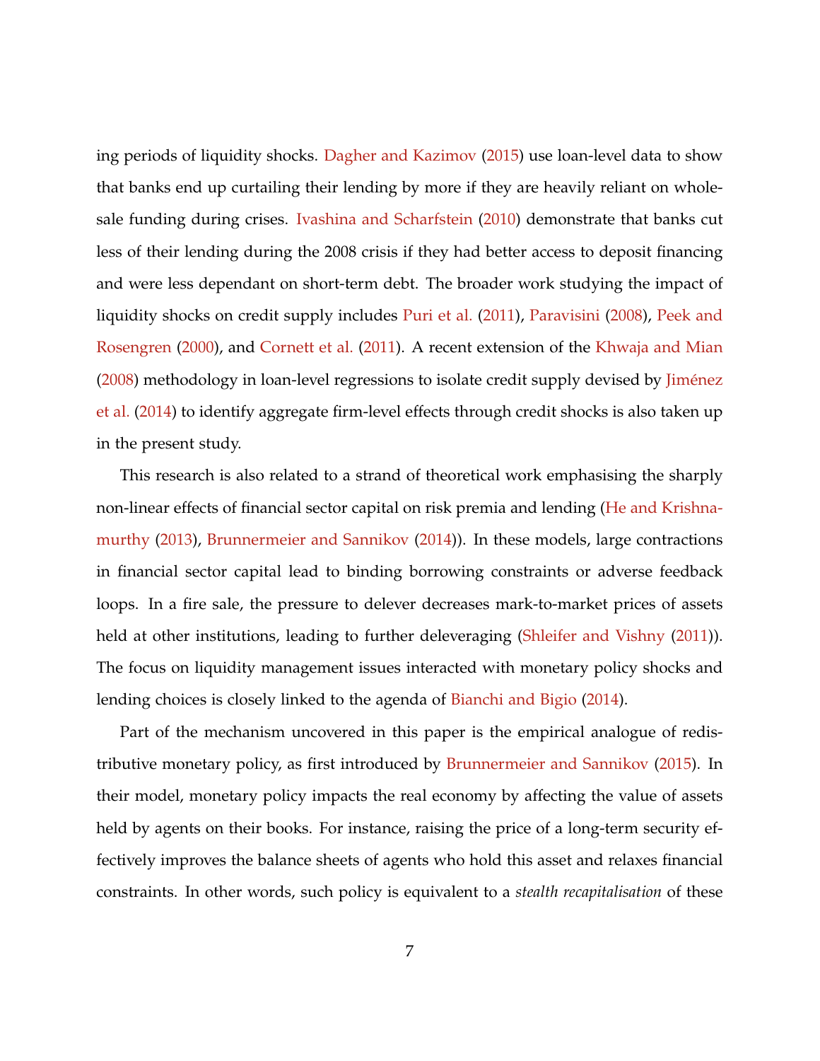ing periods of liquidity shocks. Dagher and Kazimov (2015) use loan-level data to show that banks end up curtailing their lending by more if they are heavily reliant on wholesale funding during crises. Ivashina and Scharfstein (2010) demonstrate that banks cut less of their lending during the 2008 crisis if they had better access to deposit financing and were less dependant on short-term debt. The broader work studying the impact of liquidity shocks on credit supply includes Puri et al. (2011), Paravisini (2008), Peek and Rosengren (2000), and Cornett et al. (2011). A recent extension of the Khwaja and Mian (2008) methodology in loan-level regressions to isolate credit supply devised by Jiménez et al. (2014) to identify aggregate firm-level effects through credit shocks is also taken up in the present study.

This research is also related to a strand of theoretical work emphasising the sharply non-linear effects of financial sector capital on risk premia and lending (He and Krishnamurthy (2013), Brunnermeier and Sannikov (2014)). In these models, large contractions in financial sector capital lead to binding borrowing constraints or adverse feedback loops. In a fire sale, the pressure to delever decreases mark-to-market prices of assets held at other institutions, leading to further deleveraging (Shleifer and Vishny (2011)). The focus on liquidity management issues interacted with monetary policy shocks and lending choices is closely linked to the agenda of Bianchi and Bigio (2014).

Part of the mechanism uncovered in this paper is the empirical analogue of redistributive monetary policy, as first introduced by Brunnermeier and Sannikov (2015). In their model, monetary policy impacts the real economy by affecting the value of assets held by agents on their books. For instance, raising the price of a long-term security effectively improves the balance sheets of agents who hold this asset and relaxes financial constraints. In other words, such policy is equivalent to a *stealth recapitalisation* of these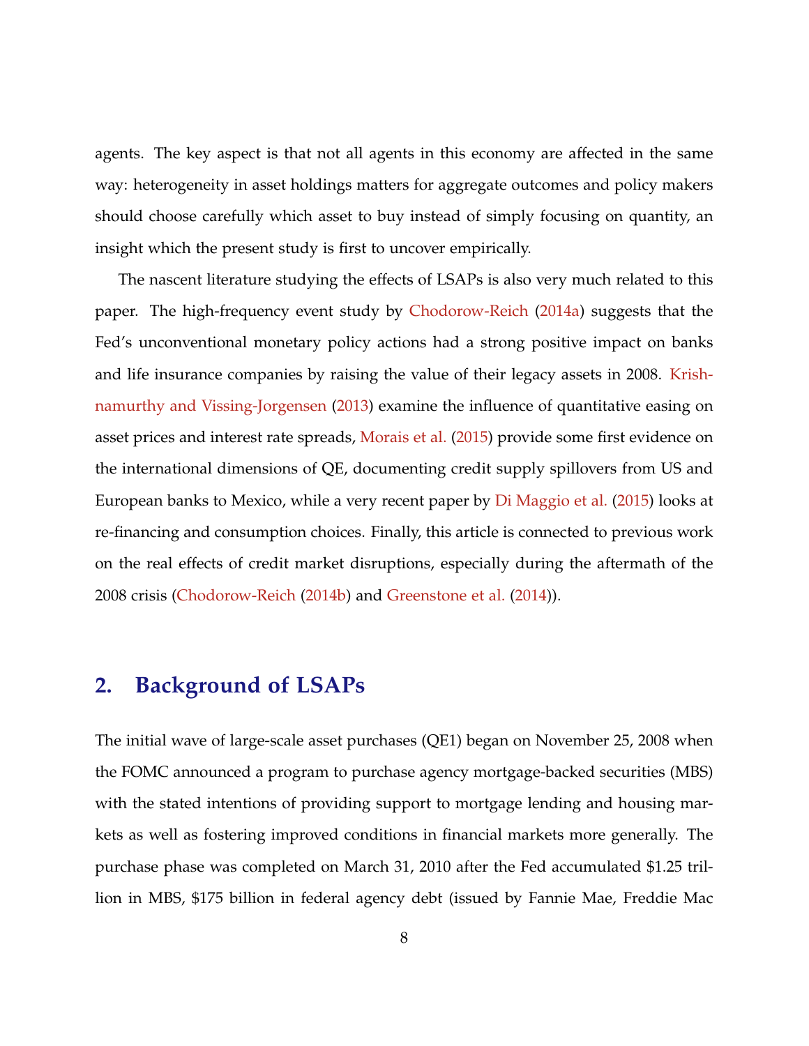agents. The key aspect is that not all agents in this economy are affected in the same way: heterogeneity in asset holdings matters for aggregate outcomes and policy makers should choose carefully which asset to buy instead of simply focusing on quantity, an insight which the present study is first to uncover empirically.

The nascent literature studying the effects of LSAPs is also very much related to this paper. The high-frequency event study by Chodorow-Reich (2014a) suggests that the Fed's unconventional monetary policy actions had a strong positive impact on banks and life insurance companies by raising the value of their legacy assets in 2008. Krishnamurthy and Vissing-Jorgensen (2013) examine the influence of quantitative easing on asset prices and interest rate spreads, Morais et al. (2015) provide some first evidence on the international dimensions of QE, documenting credit supply spillovers from US and European banks to Mexico, while a very recent paper by Di Maggio et al. (2015) looks at re-financing and consumption choices. Finally, this article is connected to previous work on the real effects of credit market disruptions, especially during the aftermath of the 2008 crisis (Chodorow-Reich (2014b) and Greenstone et al. (2014)).

## 2. Background of LSAPs

The initial wave of large-scale asset purchases (QE1) began on November 25, 2008 when the FOMC announced a program to purchase agency mortgage-backed securities (MBS) with the stated intentions of providing support to mortgage lending and housing markets as well as fostering improved conditions in financial markets more generally. The purchase phase was completed on March 31, 2010 after the Fed accumulated \$1.25 trillion in MBS, \$175 billion in federal agency debt (issued by Fannie Mae, Freddie Mac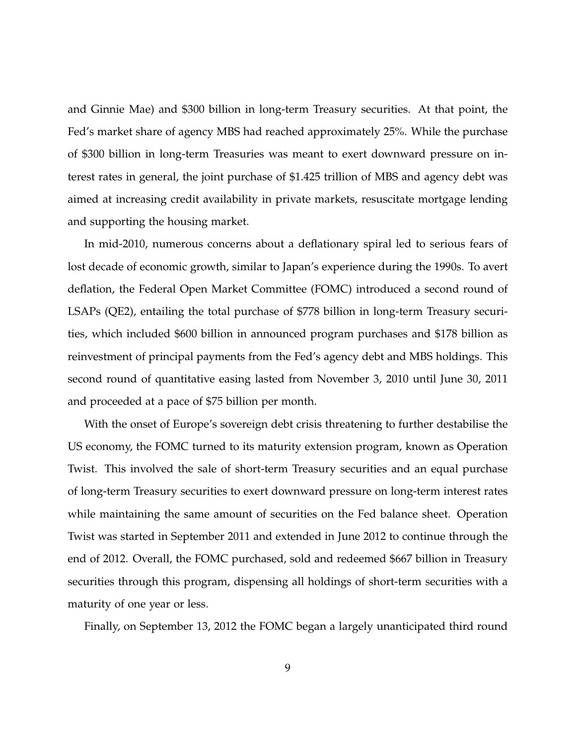and Ginnie Mae) and $300 billion in long-term Treasury securities. At that point, the Fed's market share of agency MBS had reached approximately 25%. While the purchase of $300 billion in long-term Treasuries was meant to exert downward pressure on interest rates in general, the joint purchase of $1.425 trillion of MBS and agency debt was aimed at increasing credit availability in private markets, resuscitate mortgage lending and supporting the housing market.

In mid-2010, numerous concerns about a deflationary spiral led to serious fears of lost decade of economic growth, similar to Japan's experience during the 1990s. To avert deflation, the Federal Open Market Committee (FOMC) introduced a second round of LSAPs (QE2), entailing the total purchase of $778 billion in long-term Treasury securities, which included $600 billion in announced program purchases and $178 billion as reinvestment of principal payments from the Fed's agency debt and MBS holdings. This second round of quantitative easing lasted from November 3, 2010 until June 30, 2011 and proceeded at a pace of $75 billion per month.

With the onset of Europe's sovereign debt crisis threatening to further destabilise the US economy, the FOMC turned to its maturity extension program, known as Operation Twist. This involved the sale of short-term Treasury securities and an equal purchase of long-term Treasury securities to exert downward pressure on long-term interest rates while maintaining the same amount of securities on the Fed balance sheet. Operation Twist was started in September 2011 and extended in June 2012 to continue through the end of 2012. Overall, the FOMC purchased, sold and redeemed $667 billion in Treasury securities through this program, dispensing all holdings of short-term securities with a maturity of one year or less.

Finally, on September 13, 2012 the FOMC began a largely unanticipated third round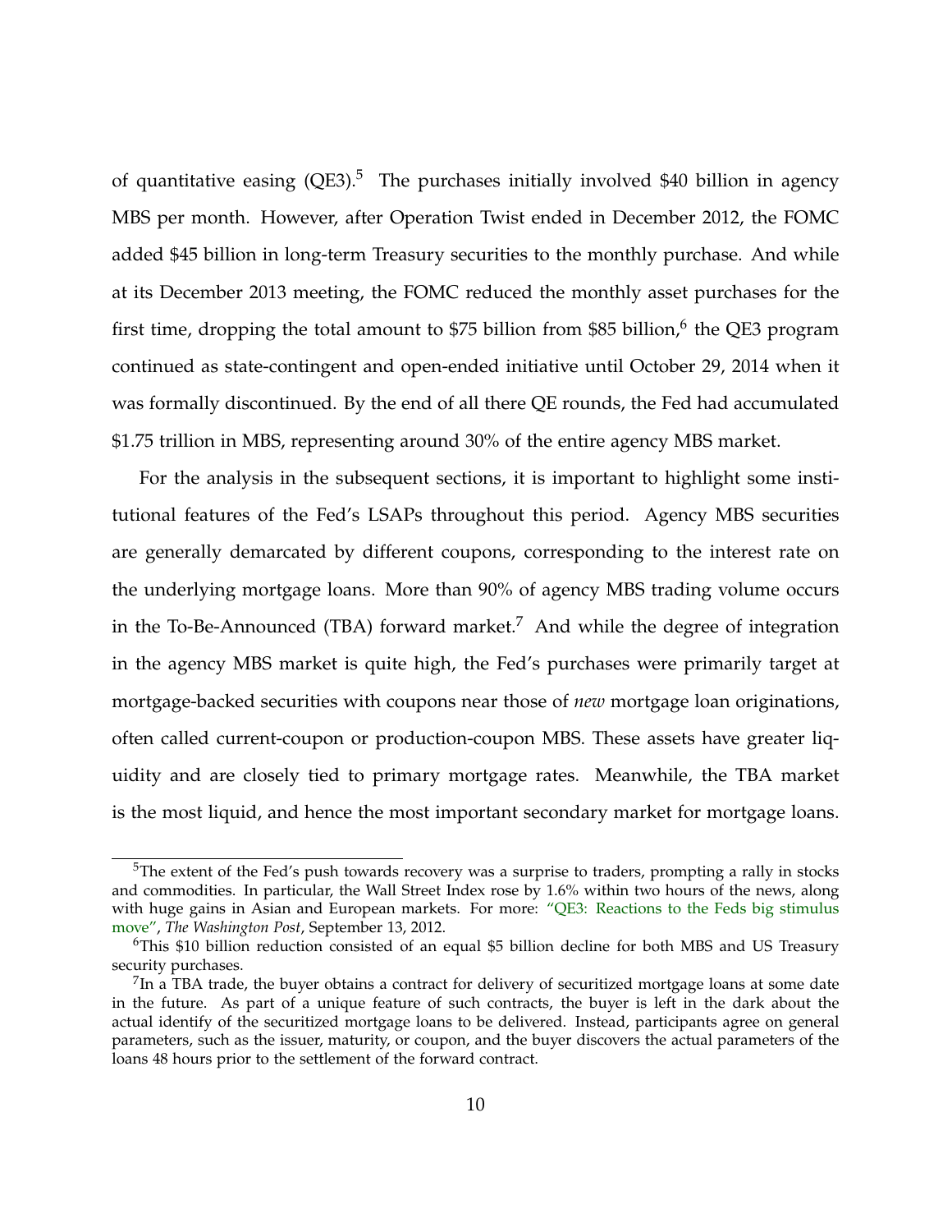of quantitative easing (QE3).[5] The purchases initially involved $40 billion in agency MBS per month. However, after Operation Twist ended in December 2012, the FOMC added $45 billion in long-term Treasury securities to the monthly purchase. And while at its December 2013 meeting, the FOMC reduced the monthly asset purchases for the first time, dropping the total amount to $75 billion from $85 billion,[6] the QE3 program continued as state-contingent and open-ended initiative until October 29, 2014 when it was formally discontinued. By the end of all there QE rounds, the Fed had accumulated $1.75 trillion in MBS, representing around 30% of the entire agency MBS market.

For the analysis in the subsequent sections, it is important to highlight some institutional features of the Fed's LSAPs throughout this period. Agency MBS securities are generally demarcated by different coupons, corresponding to the interest rate on the underlying mortgage loans. More than 90% of agency MBS trading volume occurs in the To-Be-Announced (TBA) forward market.[7] And while the degree of integration in the agency MBS market is quite high, the Fed's purchases were primarily target at mortgage-backed securities with coupons near those of *new* mortgage loan originations, often called current-coupon or production-coupon MBS. These assets have greater liquidity and are closely tied to primary mortgage rates. Meanwhile, the TBA market is the most liquid, and hence the most important secondary market for mortgage loans.

[5]The extent of the Fed's push towards recovery was a surprise to traders, prompting a rally in stocks and commodities. In particular, the Wall Street Index rose by 1.6% within two hours of the news, along with huge gains in Asian and European markets. For more: "QE3: Reactions to the Feds big stimulus move", *The Washington Post*, September 13, 2012.

[6]This $10 billion reduction consisted of an equal $5 billion decline for both MBS and US Treasury security purchases.

[7]In a TBA trade, the buyer obtains a contract for delivery of securitized mortgage loans at some date in the future. As part of a unique feature of such contracts, the buyer is left in the dark about the actual identify of the securitized mortgage loans to be delivered. Instead, participants agree on general parameters, such as the issuer, maturity, or coupon, and the buyer discovers the actual parameters of the loans 48 hours prior to the settlement of the forward contract.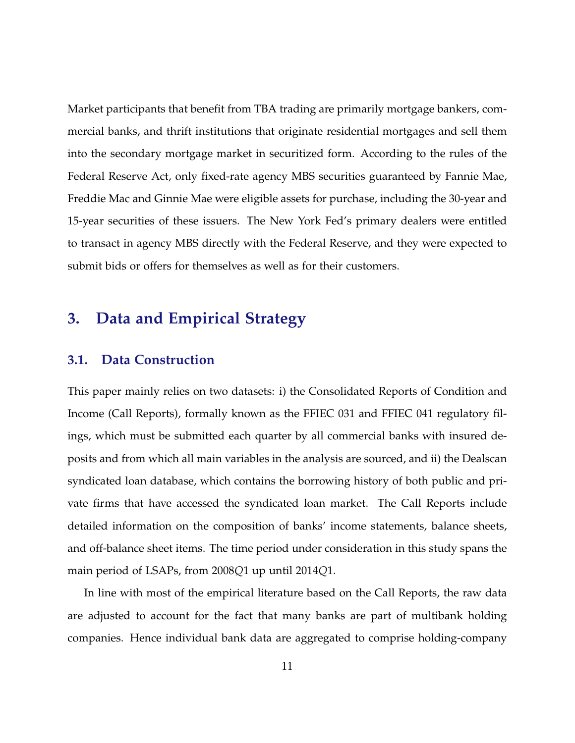Market participants that benefit from TBA trading are primarily mortgage bankers, commercial banks, and thrift institutions that originate residential mortgages and sell them into the secondary mortgage market in securitized form. According to the rules of the Federal Reserve Act, only fixed-rate agency MBS securities guaranteed by Fannie Mae, Freddie Mac and Ginnie Mae were eligible assets for purchase, including the 30-year and 15-year securities of these issuers. The New York Fed's primary dealers were entitled to transact in agency MBS directly with the Federal Reserve, and they were expected to submit bids or offers for themselves as well as for their customers.

# 3. Data and Empirical Strategy

## 3.1. Data Construction

This paper mainly relies on two datasets: i) the Consolidated Reports of Condition and Income (Call Reports), formally known as the FFIEC 031 and FFIEC 041 regulatory filings, which must be submitted each quarter by all commercial banks with insured deposits and from which all main variables in the analysis are sourced, and ii) the Dealscan syndicated loan database, which contains the borrowing history of both public and private firms that have accessed the syndicated loan market. The Call Reports include detailed information on the composition of banks' income statements, balance sheets, and off-balance sheet items. The time period under consideration in this study spans the main period of LSAPs, from 2008$Q$1 up until 2014$Q$1.

In line with most of the empirical literature based on the Call Reports, the raw data are adjusted to account for the fact that many banks are part of multibank holding companies. Hence individual bank data are aggregated to comprise holding-company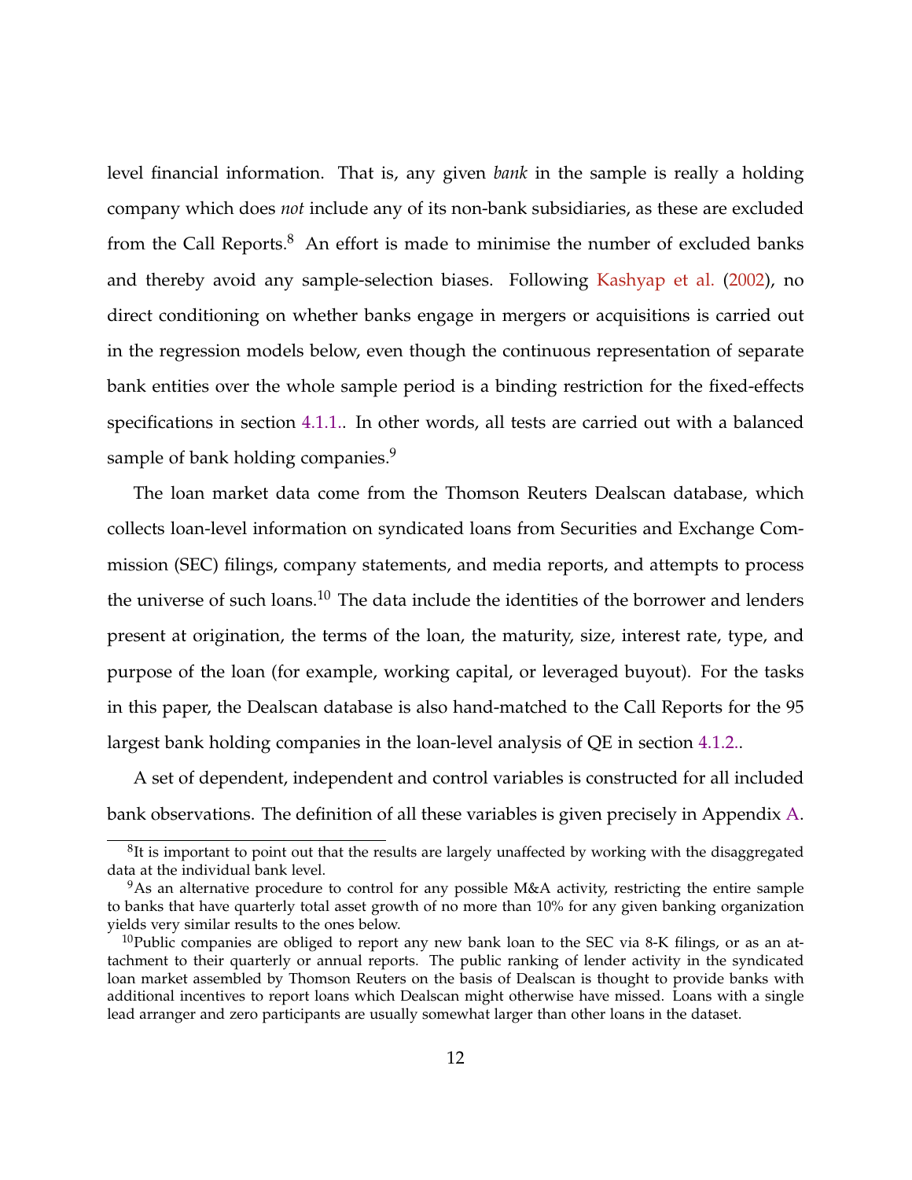level financial information. That is, any given *bank* in the sample is really a holding company which does *not* include any of its non-bank subsidiaries, as these are excluded from the Call Reports.[8] An effort is made to minimise the number of excluded banks and thereby avoid any sample-selection biases. Following Kashyap et al. (2002), no direct conditioning on whether banks engage in mergers or acquisitions is carried out in the regression models below, even though the continuous representation of separate bank entities over the whole sample period is a binding restriction for the fixed-effects specifications in section 4.1.1.. In other words, all tests are carried out with a balanced sample of bank holding companies.[9]

The loan market data come from the Thomson Reuters Dealscan database, which collects loan-level information on syndicated loans from Securities and Exchange Commission (SEC) filings, company statements, and media reports, and attempts to process the universe of such loans.[10] The data include the identities of the borrower and lenders present at origination, the terms of the loan, the maturity, size, interest rate, type, and purpose of the loan (for example, working capital, or leveraged buyout). For the tasks in this paper, the Dealscan database is also hand-matched to the Call Reports for the 95 largest bank holding companies in the loan-level analysis of QE in section 4.1.2..

A set of dependent, independent and control variables is constructed for all included bank observations. The definition of all these variables is given precisely in Appendix A.

[8] It is important to point out that the results are largely unaffected by working with the disaggregated data at the individual bank level.

[9] As an alternative procedure to control for any possible M&A activity, restricting the entire sample to banks that have quarterly total asset growth of no more than 10% for any given banking organization yields very similar results to the ones below.

[10] Public companies are obliged to report any new bank loan to the SEC via 8-K filings, or as an attachment to their quarterly or annual reports. The public ranking of lender activity in the syndicated loan market assembled by Thomson Reuters on the basis of Dealscan is thought to provide banks with additional incentives to report loans which Dealscan might otherwise have missed. Loans with a single lead arranger and zero participants are usually somewhat larger than other loans in the dataset.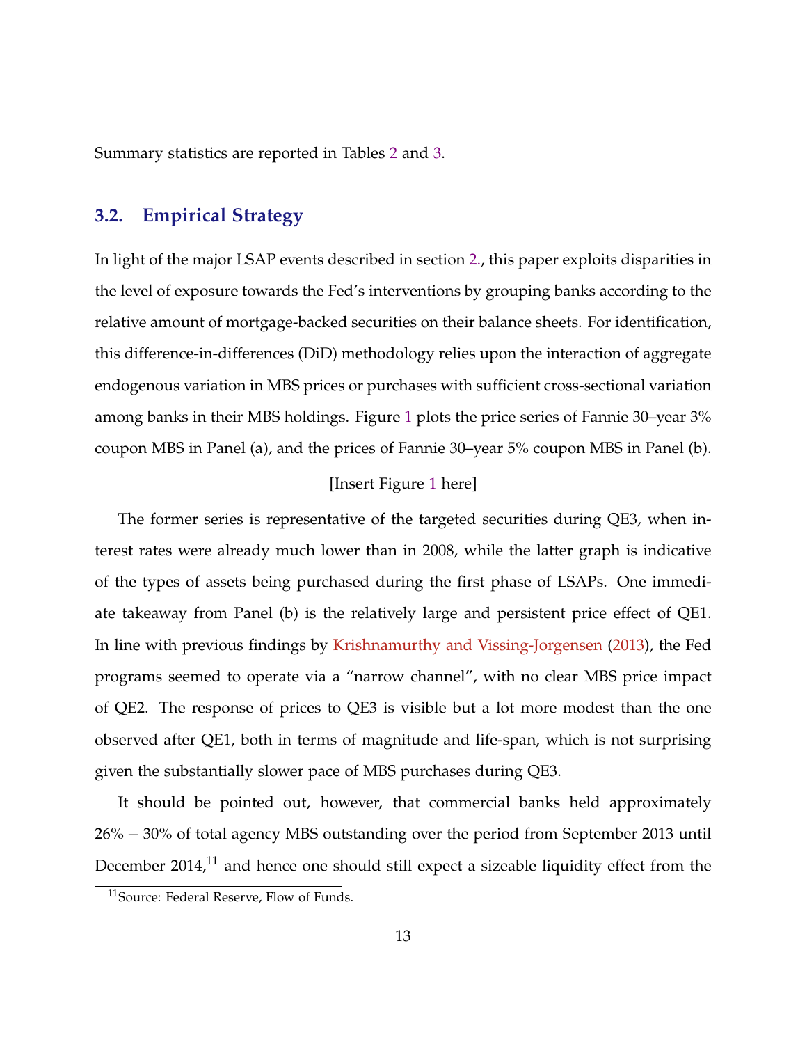Summary statistics are reported in Tables 2 and 3.

## 3.2. Empirical Strategy

In light of the major LSAP events described in section 2., this paper exploits disparities in the level of exposure towards the Fed's interventions by grouping banks according to the relative amount of mortgage-backed securities on their balance sheets. For identification, this difference-in-differences (DiD) methodology relies upon the interaction of aggregate endogenous variation in MBS prices or purchases with sufficient cross-sectional variation among banks in their MBS holdings. Figure 1 plots the price series of Fannie 30–year 3% coupon MBS in Panel (a), and the prices of Fannie 30–year 5% coupon MBS in Panel (b).

[Insert Figure 1 here]

The former series is representative of the targeted securities during QE3, when interest rates were already much lower than in 2008, while the latter graph is indicative of the types of assets being purchased during the first phase of LSAPs. One immediate takeaway from Panel (b) is the relatively large and persistent price effect of QE1. In line with previous findings by Krishnamurthy and Vissing-Jorgensen (2013), the Fed programs seemed to operate via a "narrow channel", with no clear MBS price impact of QE2. The response of prices to QE3 is visible but a lot more modest than the one observed after QE1, both in terms of magnitude and life-span, which is not surprising given the substantially slower pace of MBS purchases during QE3.

It should be pointed out, however, that commercial banks held approximately $26\% - 30\%$ of total agency MBS outstanding over the period from September 2013 until December 2014,[11] and hence one should still expect a sizeable liquidity effect from the

[11] Source: Federal Reserve, Flow of Funds.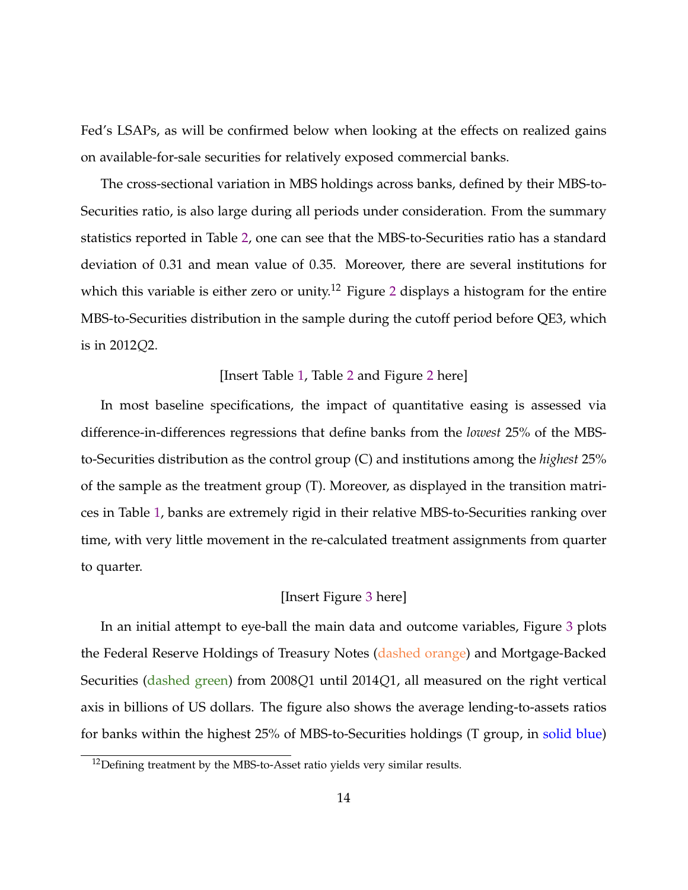Fed's LSAPs, as will be confirmed below when looking at the effects on realized gains on available-for-sale securities for relatively exposed commercial banks.

The cross-sectional variation in MBS holdings across banks, defined by their MBS-to-Securities ratio, is also large during all periods under consideration. From the summary statistics reported in Table 2, one can see that the MBS-to-Securities ratio has a standard deviation of 0.31 and mean value of 0.35. Moreover, there are several institutions for which this variable is either zero or unity.[12] Figure 2 displays a histogram for the entire MBS-to-Securities distribution in the sample during the cutoff period before QE3, which is in 2012$Q$2.

[Insert Table 1, Table 2 and Figure 2 here]

In most baseline specifications, the impact of quantitative easing is assessed via difference-in-differences regressions that define banks from the *lowest* 25% of the MBS-to-Securities distribution as the control group (C) and institutions among the *highest* 25% of the sample as the treatment group (T). Moreover, as displayed in the transition matrices in Table 1, banks are extremely rigid in their relative MBS-to-Securities ranking over time, with very little movement in the re-calculated treatment assignments from quarter to quarter.

[Insert Figure 3 here]

In an initial attempt to eye-ball the main data and outcome variables, Figure 3 plots the Federal Reserve Holdings of Treasury Notes (dashed orange) and Mortgage-Backed Securities (dashed green) from 2008$Q$1 until 2014$Q$1, all measured on the right vertical axis in billions of US dollars. The figure also shows the average lending-to-assets ratios for banks within the highest 25% of MBS-to-Securities holdings (T group, in solid blue)

[12] Defining treatment by the MBS-to-Asset ratio yields very similar results.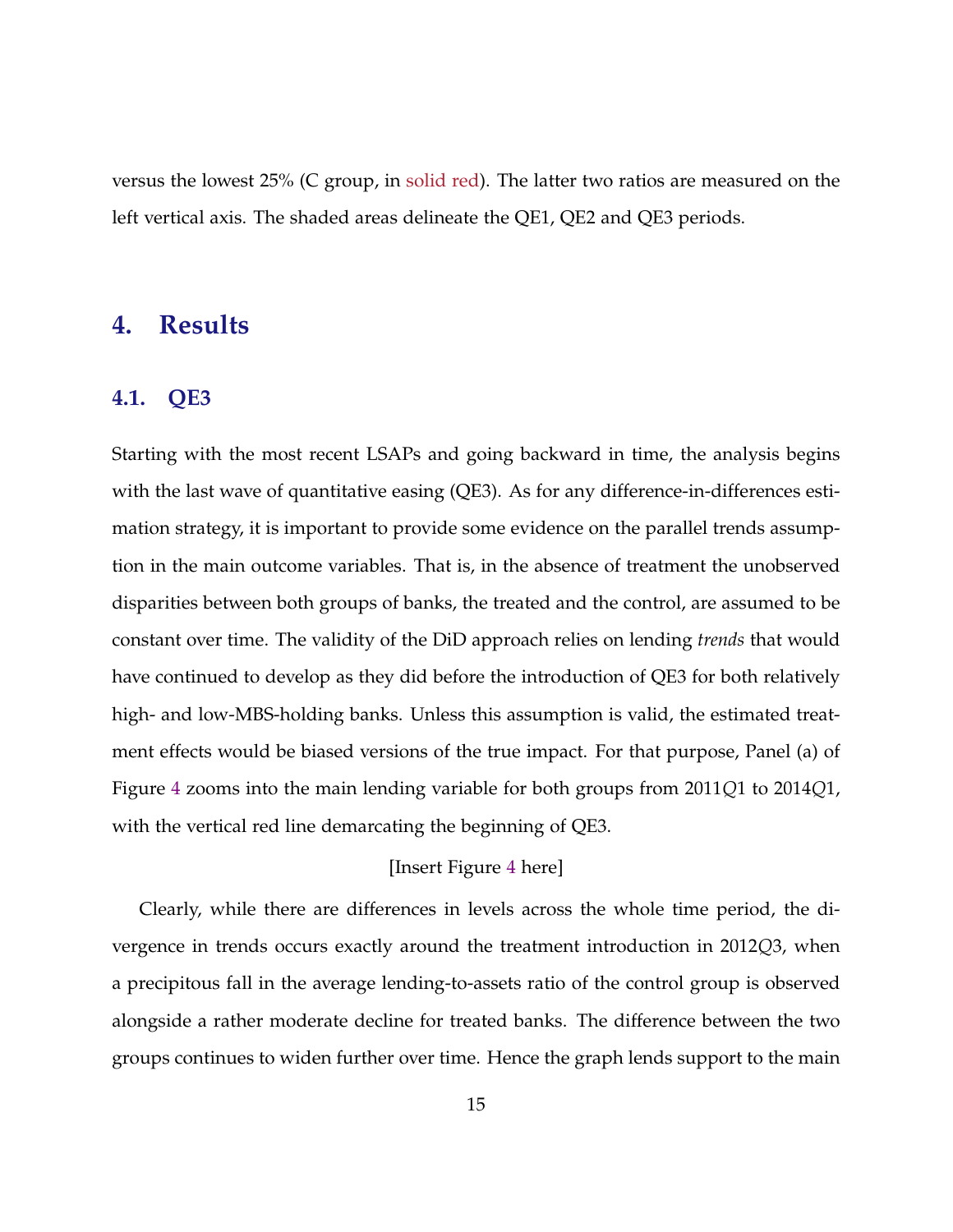versus the lowest 25% (C group, in solid red). The latter two ratios are measured on the left vertical axis. The shaded areas delineate the QE1, QE2 and QE3 periods.

# 4. Results

## 4.1. QE3

Starting with the most recent LSAPs and going backward in time, the analysis begins with the last wave of quantitative easing (QE3). As for any difference-in-differences estimation strategy, it is important to provide some evidence on the parallel trends assumption in the main outcome variables. That is, in the absence of treatment the unobserved disparities between both groups of banks, the treated and the control, are assumed to be constant over time. The validity of the DiD approach relies on lending *trends* that would have continued to develop as they did before the introduction of QE3 for both relatively high- and low-MBS-holding banks. Unless this assumption is valid, the estimated treatment effects would be biased versions of the true impact. For that purpose, Panel (a) of Figure 4 zooms into the main lending variable for both groups from 2011$Q$1 to 2014$Q$1, with the vertical red line demarcating the beginning of QE3.

[Insert Figure 4 here]

Clearly, while there are differences in levels across the whole time period, the divergence in trends occurs exactly around the treatment introduction in 2012$Q$3, when a precipitous fall in the average lending-to-assets ratio of the control group is observed alongside a rather moderate decline for treated banks. The difference between the two groups continues to widen further over time. Hence the graph lends support to the main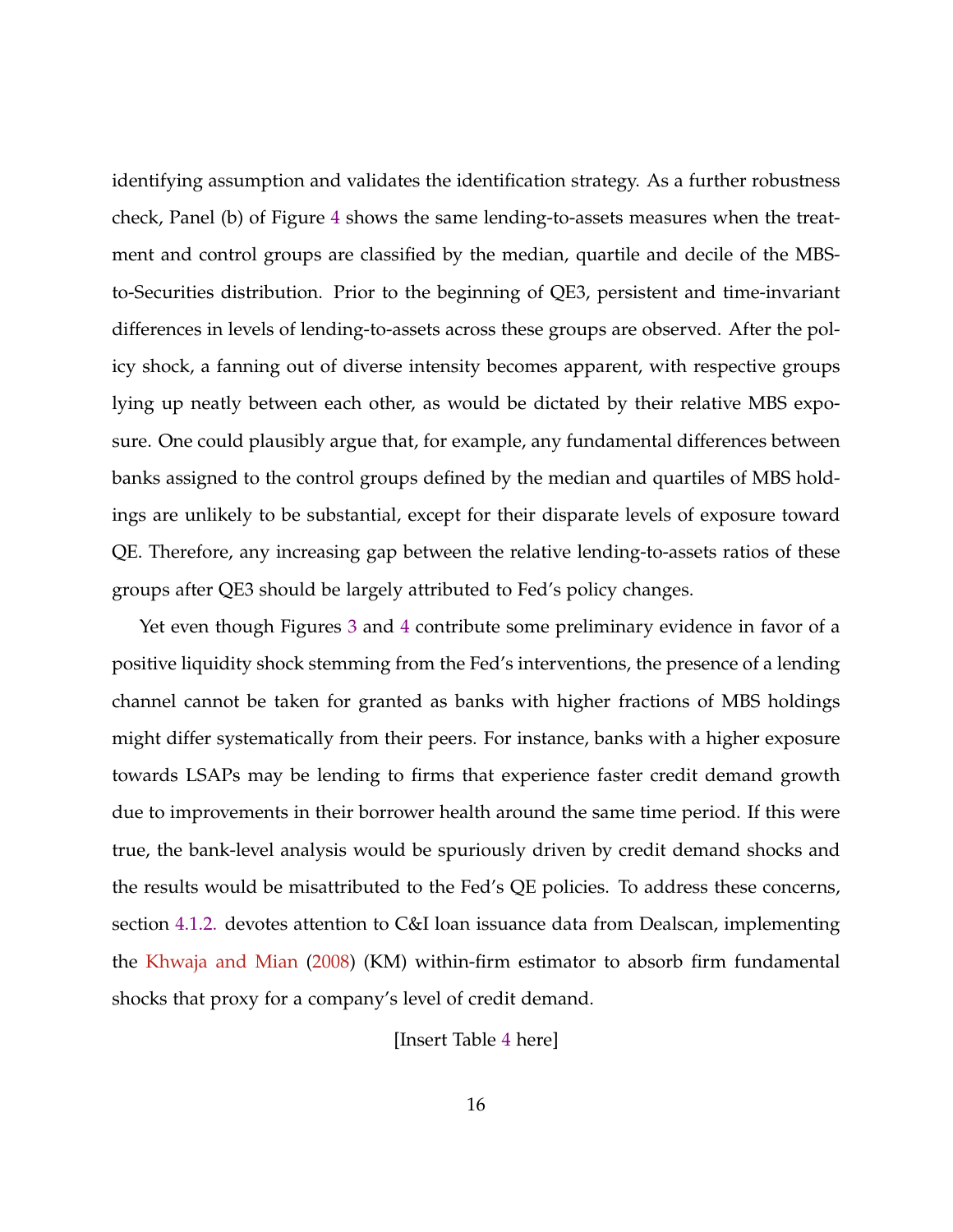identifying assumption and validates the identification strategy. As a further robustness check, Panel (b) of Figure 4 shows the same lending-to-assets measures when the treatment and control groups are classified by the median, quartile and decile of the MBS-to-Securities distribution. Prior to the beginning of QE3, persistent and time-invariant differences in levels of lending-to-assets across these groups are observed. After the policy shock, a fanning out of diverse intensity becomes apparent, with respective groups lying up neatly between each other, as would be dictated by their relative MBS exposure. One could plausibly argue that, for example, any fundamental differences between banks assigned to the control groups defined by the median and quartiles of MBS holdings are unlikely to be substantial, except for their disparate levels of exposure toward QE. Therefore, any increasing gap between the relative lending-to-assets ratios of these groups after QE3 should be largely attributed to Fed's policy changes.

Yet even though Figures 3 and 4 contribute some preliminary evidence in favor of a positive liquidity shock stemming from the Fed's interventions, the presence of a lending channel cannot be taken for granted as banks with higher fractions of MBS holdings might differ systematically from their peers. For instance, banks with a higher exposure towards LSAPs may be lending to firms that experience faster credit demand growth due to improvements in their borrower health around the same time period. If this were true, the bank-level analysis would be spuriously driven by credit demand shocks and the results would be misattributed to the Fed's QE policies. To address these concerns, section 4.1.2. devotes attention to C&I loan issuance data from Dealscan, implementing the Khwaja and Mian (2008) (KM) within-firm estimator to absorb firm fundamental shocks that proxy for a company's level of credit demand.

[Insert Table 4 here]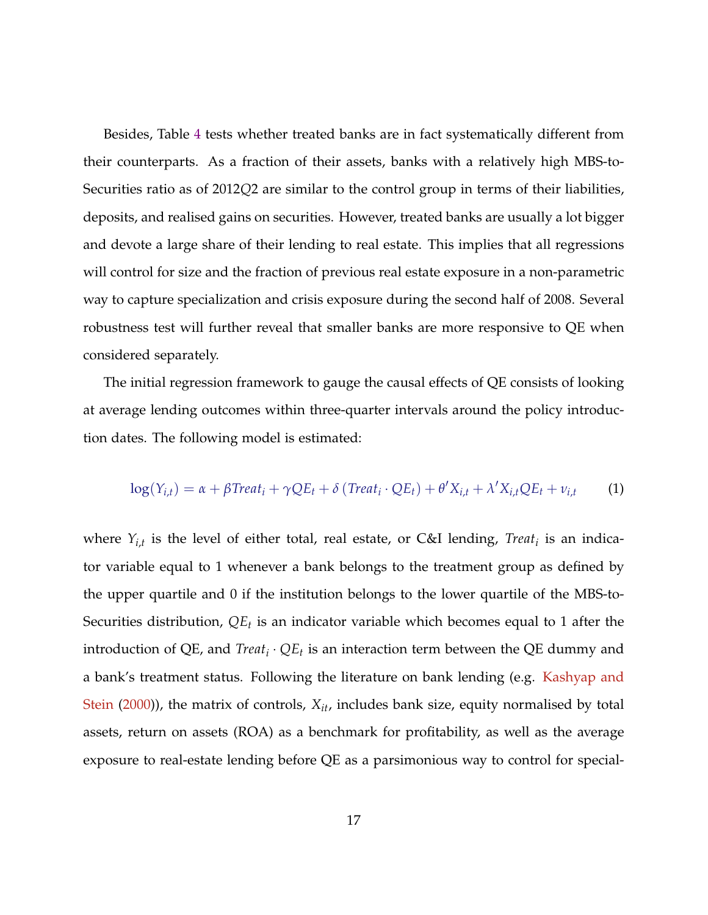Besides, Table 4 tests whether treated banks are in fact systematically different from their counterparts. As a fraction of their assets, banks with a relatively high MBS-to-Securities ratio as of 2012$Q$2 are similar to the control group in terms of their liabilities, deposits, and realised gains on securities. However, treated banks are usually a lot bigger and devote a large share of their lending to real estate. This implies that all regressions will control for size and the fraction of previous real estate exposure in a non-parametric way to capture specialization and crisis exposure during the second half of 2008. Several robustness test will further reveal that smaller banks are more responsive to QE when considered separately.

The initial regression framework to gauge the causal effects of QE consists of looking at average lending outcomes within three-quarter intervals around the policy introduction dates. The following model is estimated:

$$\log(Y_{i,t}) = \alpha + \beta Treat_i + \gamma QE_t + \delta \left( Treat_i \cdot QE_t \right) + \theta' X_{i,t} + \lambda' X_{i,t} QE_t + \nu_{i,t} \qquad (1)$$

where $Y_{i,t}$ is the level of either total, real estate, or C&I lending, $Treat_i$ is an indicator variable equal to 1 whenever a bank belongs to the treatment group as defined by the upper quartile and 0 if the institution belongs to the lower quartile of the MBS-to-Securities distribution, $QE_t$ is an indicator variable which becomes equal to 1 after the introduction of QE, and $Treat_i \cdot QE_t$ is an interaction term between the QE dummy and a bank's treatment status. Following the literature on bank lending (e.g. Kashyap and Stein (2000)), the matrix of controls, $X_{it}$, includes bank size, equity normalised by total assets, return on assets (ROA) as a benchmark for profitability, as well as the average exposure to real-estate lending before QE as a parsimonious way to control for special-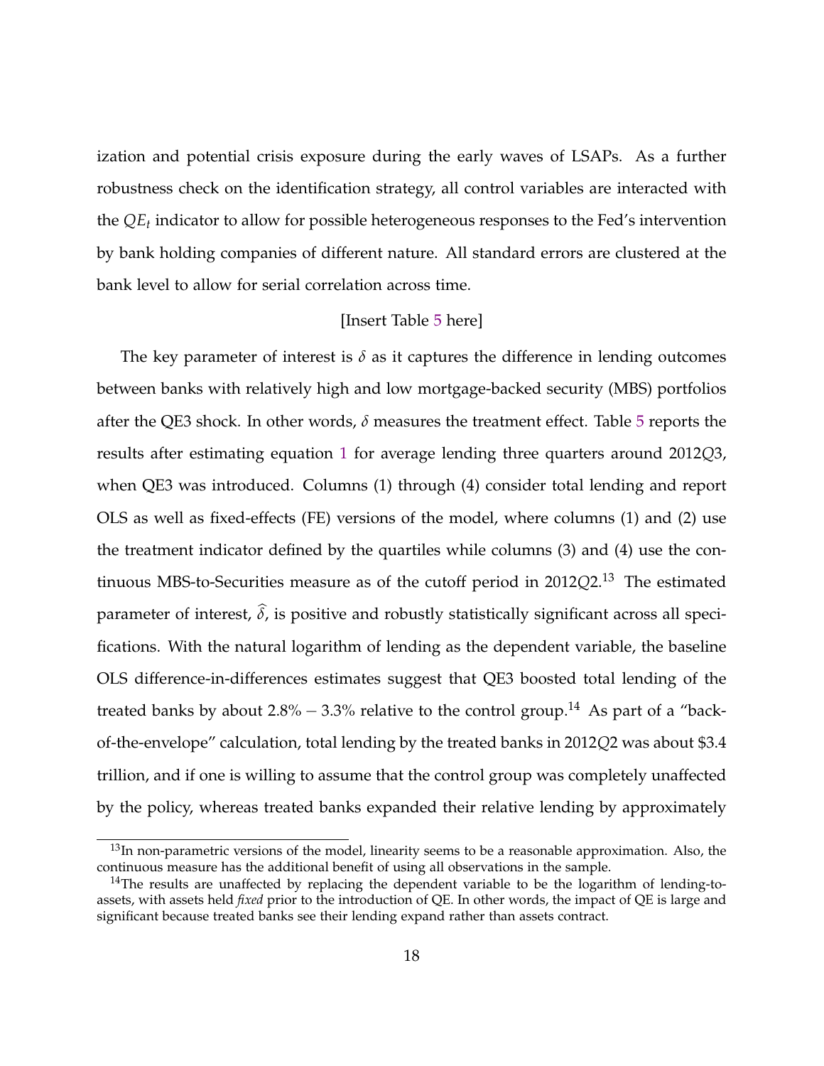ization and potential crisis exposure during the early waves of LSAPs. As a further robustness check on the identification strategy, all control variables are interacted with the $QE_t$ indicator to allow for possible heterogeneous responses to the Fed's intervention by bank holding companies of different nature. All standard errors are clustered at the bank level to allow for serial correlation across time.

[Insert Table 5 here]

The key parameter of interest is $\delta$ as it captures the difference in lending outcomes between banks with relatively high and low mortgage-backed security (MBS) portfolios after the QE3 shock. In other words, $\delta$ measures the treatment effect. Table 5 reports the results after estimating equation 1 for average lending three quarters around 2012$Q$3, when QE3 was introduced. Columns (1) through (4) consider total lending and report OLS as well as fixed-effects (FE) versions of the model, where columns (1) and (2) use the treatment indicator defined by the quartiles while columns (3) and (4) use the continuous MBS-to-Securities measure as of the cutoff period in 2012$Q$2.[13] The estimated parameter of interest, $\widehat{\delta}$, is positive and robustly statistically significant across all specifications. With the natural logarithm of lending as the dependent variable, the baseline OLS difference-in-differences estimates suggest that QE3 boosted total lending of the treated banks by about $2.8\% - 3.3\%$ relative to the control group.[14] As part of a "back-of-the-envelope" calculation, total lending by the treated banks in 2012$Q$2 was about \$3.4 trillion, and if one is willing to assume that the control group was completely unaffected by the policy, whereas treated banks expanded their relative lending by approximately

[13] In non-parametric versions of the model, linearity seems to be a reasonable approximation. Also, the continuous measure has the additional benefit of using all observations in the sample.

[14] The results are unaffected by replacing the dependent variable to be the logarithm of lending-to-assets, with assets held *fixed* prior to the introduction of QE. In other words, the impact of QE is large and significant because treated banks see their lending expand rather than assets contract.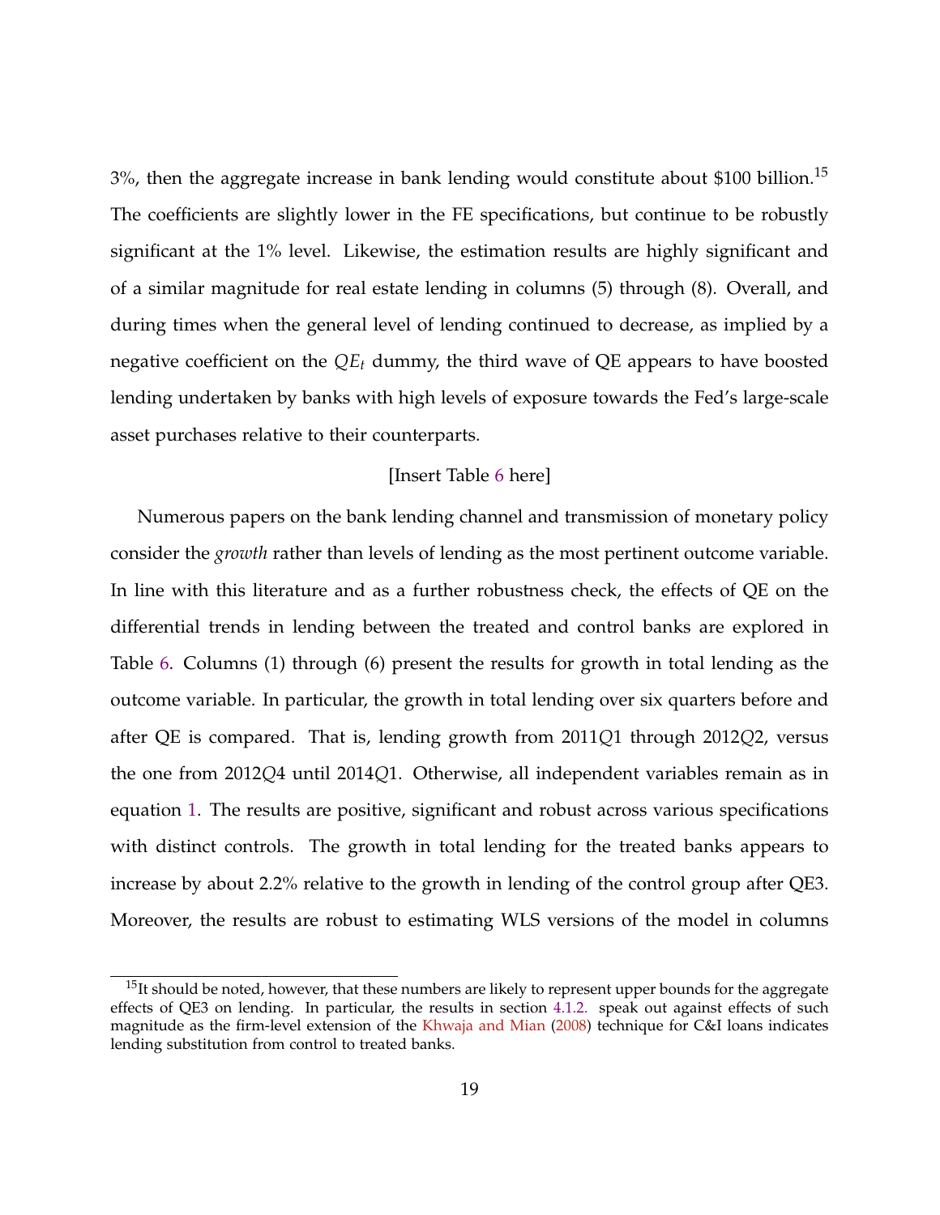3%, then the aggregate increase in bank lending would constitute about $100 billion.[15] The coefficients are slightly lower in the FE specifications, but continue to be robustly significant at the 1% level. Likewise, the estimation results are highly significant and of a similar magnitude for real estate lending in columns (5) through (8). Overall, and during times when the general level of lending continued to decrease, as implied by a negative coefficient on the $QE_t$ dummy, the third wave of QE appears to have boosted lending undertaken by banks with high levels of exposure towards the Fed's large-scale asset purchases relative to their counterparts.

[Insert Table 6 here]

Numerous papers on the bank lending channel and transmission of monetary policy consider the *growth* rather than levels of lending as the most pertinent outcome variable. In line with this literature and as a further robustness check, the effects of QE on the differential trends in lending between the treated and control banks are explored in Table 6. Columns (1) through (6) present the results for growth in total lending as the outcome variable. In particular, the growth in total lending over six quarters before and after QE is compared. That is, lending growth from 2011$Q$1 through 2012$Q$2, versus the one from 2012$Q$4 until 2014$Q$1. Otherwise, all independent variables remain as in equation 1. The results are positive, significant and robust across various specifications with distinct controls. The growth in total lending for the treated banks appears to increase by about 2.2% relative to the growth in lending of the control group after QE3. Moreover, the results are robust to estimating WLS versions of the model in columns

[15] It should be noted, however, that these numbers are likely to represent upper bounds for the aggregate effects of QE3 on lending. In particular, the results in section 4.1.2. speak out against effects of such magnitude as the firm-level extension of the Khwaja and Mian (2008) technique for C&I loans indicates lending substitution from control to treated banks.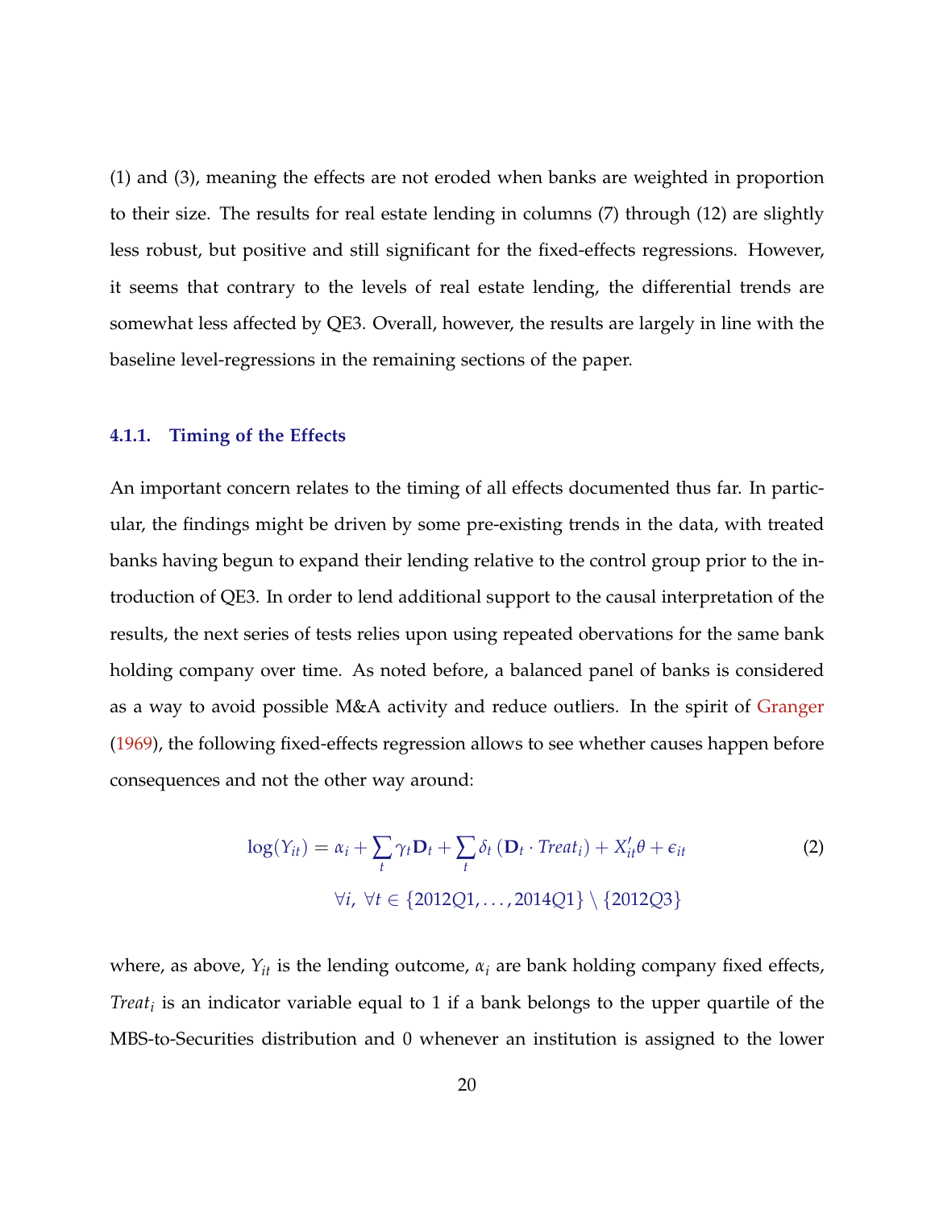(1) and (3), meaning the effects are not eroded when banks are weighted in proportion to their size. The results for real estate lending in columns (7) through (12) are slightly less robust, but positive and still significant for the fixed-effects regressions. However, it seems that contrary to the levels of real estate lending, the differential trends are somewhat less affected by QE3. Overall, however, the results are largely in line with the baseline level-regressions in the remaining sections of the paper.

### 4.1.1. Timing of the Effects

An important concern relates to the timing of all effects documented thus far. In particular, the findings might be driven by some pre-existing trends in the data, with treated banks having begun to expand their lending relative to the control group prior to the introduction of QE3. In order to lend additional support to the causal interpretation of the results, the next series of tests relies upon using repeated obervations for the same bank holding company over time. As noted before, a balanced panel of banks is considered as a way to avoid possible M&A activity and reduce outliers. In the spirit of Granger (1969), the following fixed-effects regression allows to see whether causes happen before consequences and not the other way around:

$$\log(Y_{it}) = \alpha_i + \sum_t \gamma_t \mathbf{D}_t + \sum_t \delta_t \left(\mathbf{D}_t \cdot Treat_i\right) + X_{it}'\theta + \epsilon_{it} \tag{2}$$

$$\forall i,\ \forall t \in \{2012Q1, \ldots, 2014Q1\} \setminus \{2012Q3\}$$

where, as above, $Y_{it}$ is the lending outcome, $\alpha_i$ are bank holding company fixed effects, $Treat_i$ is an indicator variable equal to 1 if a bank belongs to the upper quartile of the MBS-to-Securities distribution and 0 whenever an institution is assigned to the lower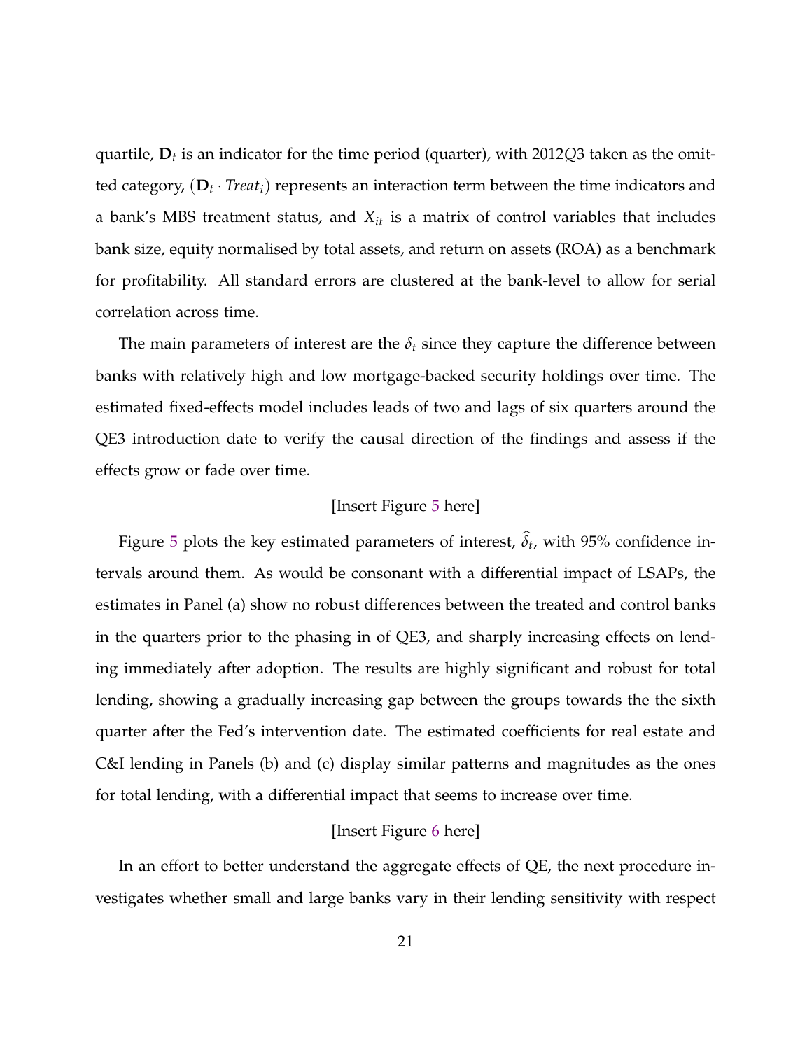quartile, $\mathbf{D}_t$ is an indicator for the time period (quarter), with 2012$Q$3 taken as the omitted category, $(\mathbf{D}_t \cdot Treat_i)$ represents an interaction term between the time indicators and a bank's MBS treatment status, and $X_{it}$ is a matrix of control variables that includes bank size, equity normalised by total assets, and return on assets (ROA) as a benchmark for profitability. All standard errors are clustered at the bank-level to allow for serial correlation across time.

The main parameters of interest are the $\delta_t$ since they capture the difference between banks with relatively high and low mortgage-backed security holdings over time. The estimated fixed-effects model includes leads of two and lags of six quarters around the QE3 introduction date to verify the causal direction of the findings and assess if the effects grow or fade over time.

[Insert Figure 5 here]

Figure 5 plots the key estimated parameters of interest, $\widehat{\delta_t}$, with 95% confidence intervals around them. As would be consonant with a differential impact of LSAPs, the estimates in Panel (a) show no robust differences between the treated and control banks in the quarters prior to the phasing in of QE3, and sharply increasing effects on lending immediately after adoption. The results are highly significant and robust for total lending, showing a gradually increasing gap between the groups towards the the sixth quarter after the Fed's intervention date. The estimated coefficients for real estate and C&I lending in Panels (b) and (c) display similar patterns and magnitudes as the ones for total lending, with a differential impact that seems to increase over time.

[Insert Figure 6 here]

In an effort to better understand the aggregate effects of QE, the next procedure investigates whether small and large banks vary in their lending sensitivity with respect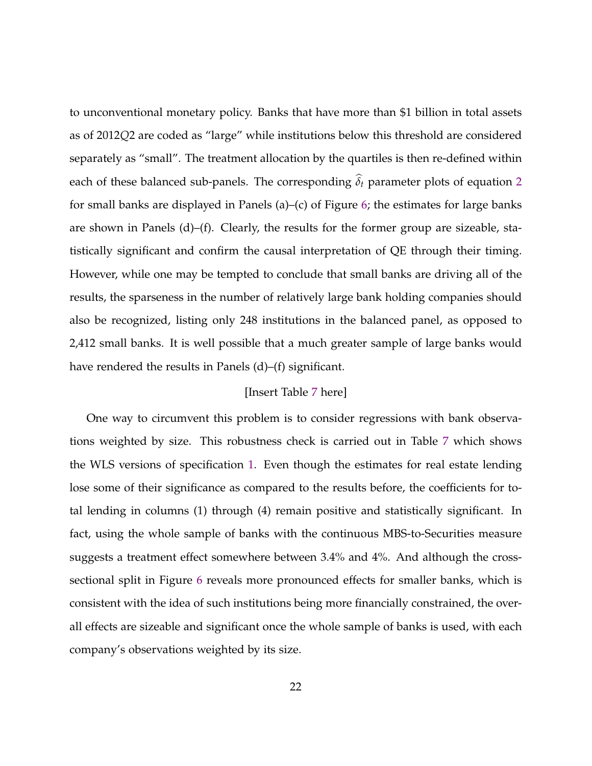to unconventional monetary policy. Banks that have more than $1 billion in total assets as of 2012$Q$2 are coded as "large" while institutions below this threshold are considered separately as "small". The treatment allocation by the quartiles is then re-defined within each of these balanced sub-panels. The corresponding $\widehat{\delta}_t$ parameter plots of equation 2 for small banks are displayed in Panels (a)–(c) of Figure 6; the estimates for large banks are shown in Panels (d)–(f). Clearly, the results for the former group are sizeable, statistically significant and confirm the causal interpretation of QE through their timing. However, while one may be tempted to conclude that small banks are driving all of the results, the sparseness in the number of relatively large bank holding companies should also be recognized, listing only 248 institutions in the balanced panel, as opposed to 2,412 small banks. It is well possible that a much greater sample of large banks would have rendered the results in Panels (d)–(f) significant.

[Insert Table 7 here]

One way to circumvent this problem is to consider regressions with bank observations weighted by size. This robustness check is carried out in Table 7 which shows the WLS versions of specification 1. Even though the estimates for real estate lending lose some of their significance as compared to the results before, the coefficients for total lending in columns (1) through (4) remain positive and statistically significant. In fact, using the whole sample of banks with the continuous MBS-to-Securities measure suggests a treatment effect somewhere between 3.4% and 4%. And although the cross-sectional split in Figure 6 reveals more pronounced effects for smaller banks, which is consistent with the idea of such institutions being more financially constrained, the overall effects are sizeable and significant once the whole sample of banks is used, with each company's observations weighted by its size.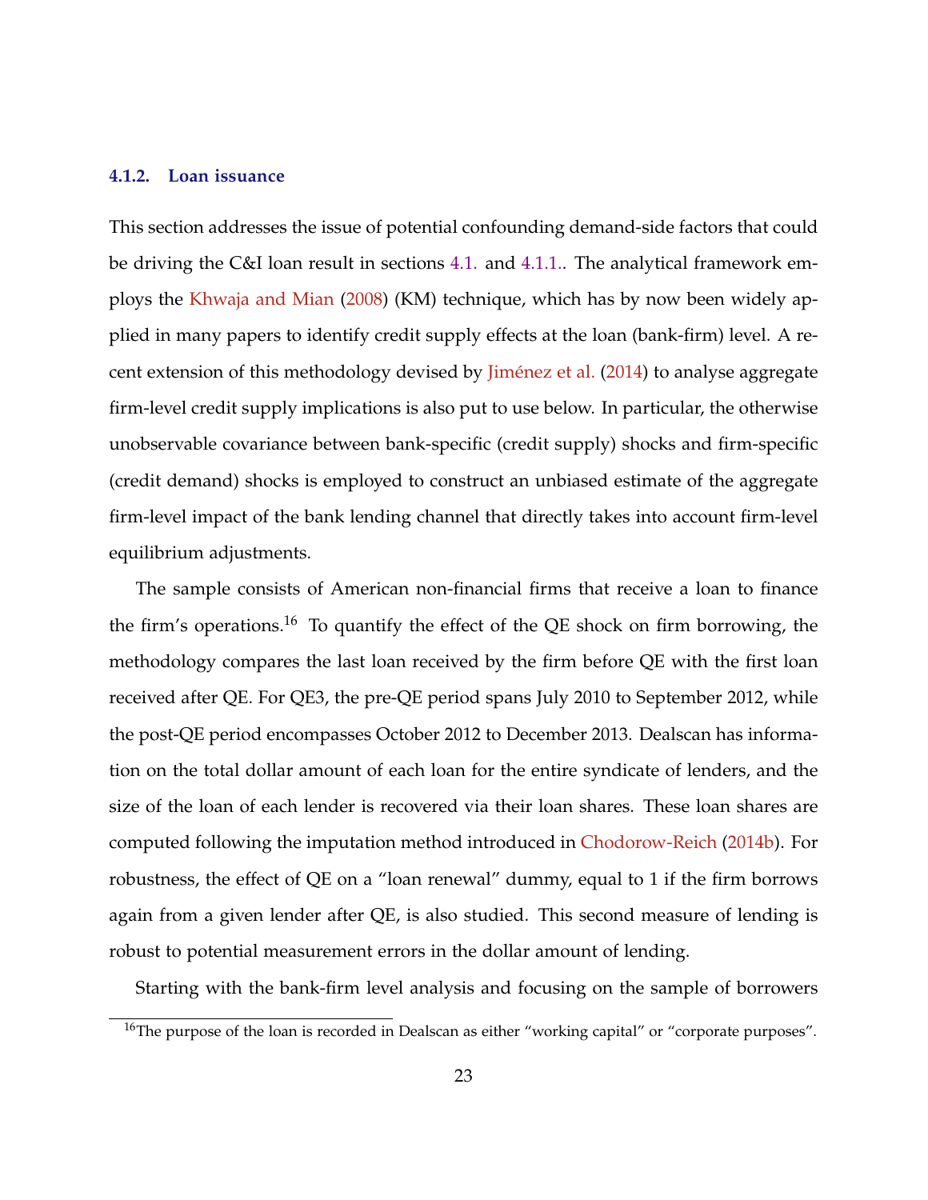#### 4.1.2. Loan issuance

This section addresses the issue of potential confounding demand-side factors that could be driving the C&I loan result in sections 4.1. and 4.1.1.. The analytical framework employs the Khwaja and Mian (2008) (KM) technique, which has by now been widely applied in many papers to identify credit supply effects at the loan (bank-firm) level. A recent extension of this methodology devised by Jiménez et al. (2014) to analyse aggregate firm-level credit supply implications is also put to use below. In particular, the otherwise unobservable covariance between bank-specific (credit supply) shocks and firm-specific (credit demand) shocks is employed to construct an unbiased estimate of the aggregate firm-level impact of the bank lending channel that directly takes into account firm-level equilibrium adjustments.

The sample consists of American non-financial firms that receive a loan to finance the firm's operations.[16] To quantify the effect of the QE shock on firm borrowing, the methodology compares the last loan received by the firm before QE with the first loan received after QE. For QE3, the pre-QE period spans July 2010 to September 2012, while the post-QE period encompasses October 2012 to December 2013. Dealscan has information on the total dollar amount of each loan for the entire syndicate of lenders, and the size of the loan of each lender is recovered via their loan shares. These loan shares are computed following the imputation method introduced in Chodorow-Reich (2014b). For robustness, the effect of QE on a "loan renewal" dummy, equal to 1 if the firm borrows again from a given lender after QE, is also studied. This second measure of lending is robust to potential measurement errors in the dollar amount of lending.

Starting with the bank-firm level analysis and focusing on the sample of borrowers

[16] The purpose of the loan is recorded in Dealscan as either "working capital" or "corporate purposes".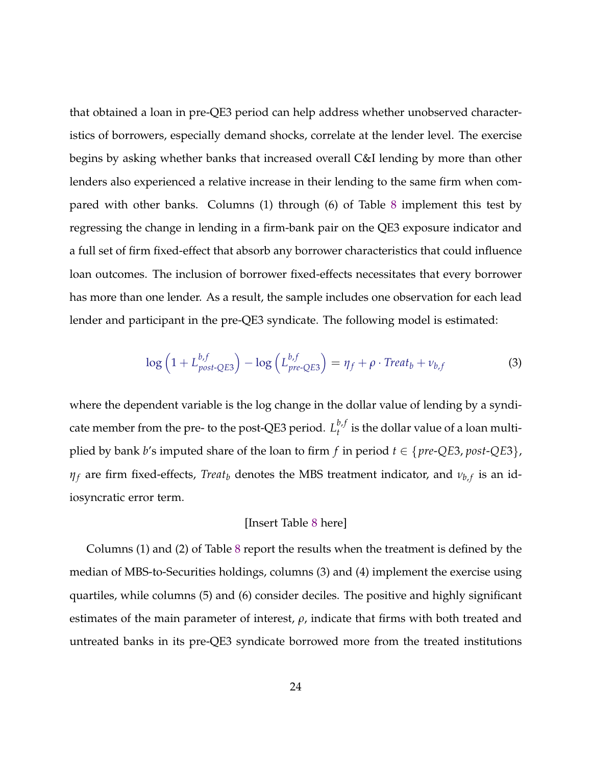that obtained a loan in pre-QE3 period can help address whether unobserved characteristics of borrowers, especially demand shocks, correlate at the lender level. The exercise begins by asking whether banks that increased overall C&I lending by more than other lenders also experienced a relative increase in their lending to the same firm when compared with other banks. Columns (1) through (6) of Table 8 implement this test by regressing the change in lending in a firm-bank pair on the QE3 exposure indicator and a full set of firm fixed-effect that absorb any borrower characteristics that could influence loan outcomes. The inclusion of borrower fixed-effects necessitates that every borrower has more than one lender. As a result, the sample includes one observation for each lead lender and participant in the pre-QE3 syndicate. The following model is estimated:

$$\log\left(1 + L^{b,f}_{post\text{-}QE3}\right) - \log\left(L^{b,f}_{pre\text{-}QE3}\right) = \eta_f + \rho \cdot Treat_b + \nu_{b,f} \tag{3}$$

where the dependent variable is the log change in the dollar value of lending by a syndicate member from the pre- to the post-QE3 period. $L^{b,f}_t$ is the dollar value of a loan multiplied by bank $b$'s imputed share of the loan to firm $f$ in period $t \in \{pre\text{-}QE3, post\text{-}QE3\}$, $\eta_f$ are firm fixed-effects, $Treat_b$ denotes the MBS treatment indicator, and $\nu_{b,f}$ is an idiosyncratic error term.

[Insert Table 8 here]

Columns (1) and (2) of Table 8 report the results when the treatment is defined by the median of MBS-to-Securities holdings, columns (3) and (4) implement the exercise using quartiles, while columns (5) and (6) consider deciles. The positive and highly significant estimates of the main parameter of interest, $\rho$, indicate that firms with both treated and untreated banks in its pre-QE3 syndicate borrowed more from the treated institutions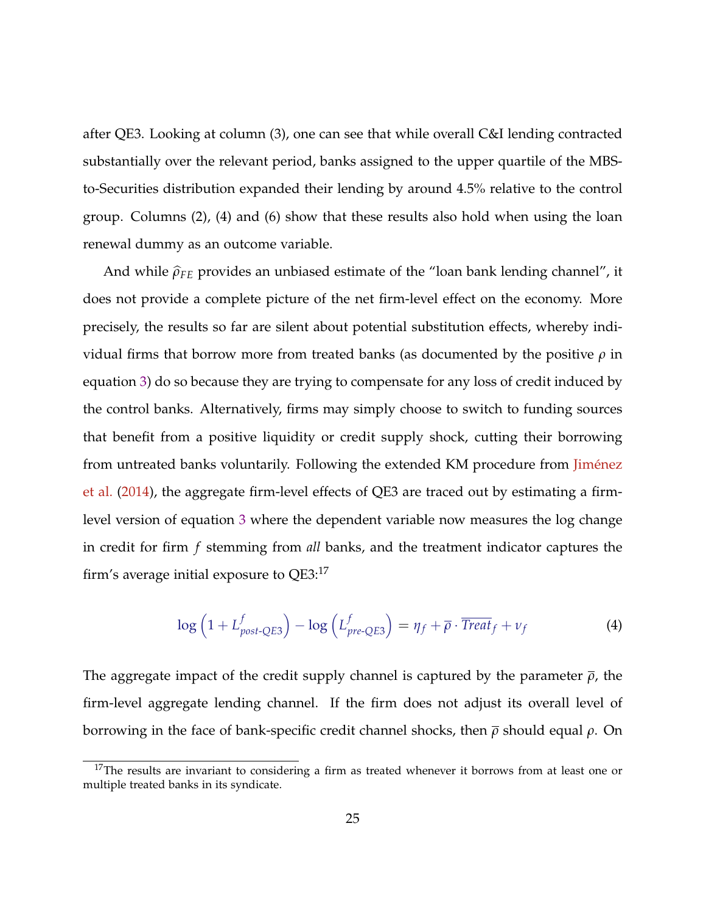after QE3. Looking at column (3), one can see that while overall C&I lending contracted substantially over the relevant period, banks assigned to the upper quartile of the MBS-to-Securities distribution expanded their lending by around 4.5% relative to the control group. Columns (2), (4) and (6) show that these results also hold when using the loan renewal dummy as an outcome variable.

And while $\widehat{\rho}_{FE}$ provides an unbiased estimate of the "loan bank lending channel", it does not provide a complete picture of the net firm-level effect on the economy. More precisely, the results so far are silent about potential substitution effects, whereby individual firms that borrow more from treated banks (as documented by the positive $\rho$ in equation 3) do so because they are trying to compensate for any loss of credit induced by the control banks. Alternatively, firms may simply choose to switch to funding sources that benefit from a positive liquidity or credit supply shock, cutting their borrowing from untreated banks voluntarily. Following the extended KM procedure from Jiménez et al. (2014), the aggregate firm-level effects of QE3 are traced out by estimating a firm-level version of equation 3 where the dependent variable now measures the log change in credit for firm $f$ stemming from *all* banks, and the treatment indicator captures the firm's average initial exposure to QE3:[17]

$$\log\left(1 + L^{f}_{post\text{-}QE3}\right) - \log\left(L^{f}_{pre\text{-}QE3}\right) = \eta_f + \overline{\rho} \cdot \overline{Treat}_f + \nu_f \tag{4}$$

The aggregate impact of the credit supply channel is captured by the parameter $\overline{\rho}$, the firm-level aggregate lending channel. If the firm does not adjust its overall level of borrowing in the face of bank-specific credit channel shocks, then $\overline{\rho}$ should equal $\rho$. On

[17] The results are invariant to considering a firm as treated whenever it borrows from at least one or multiple treated banks in its syndicate.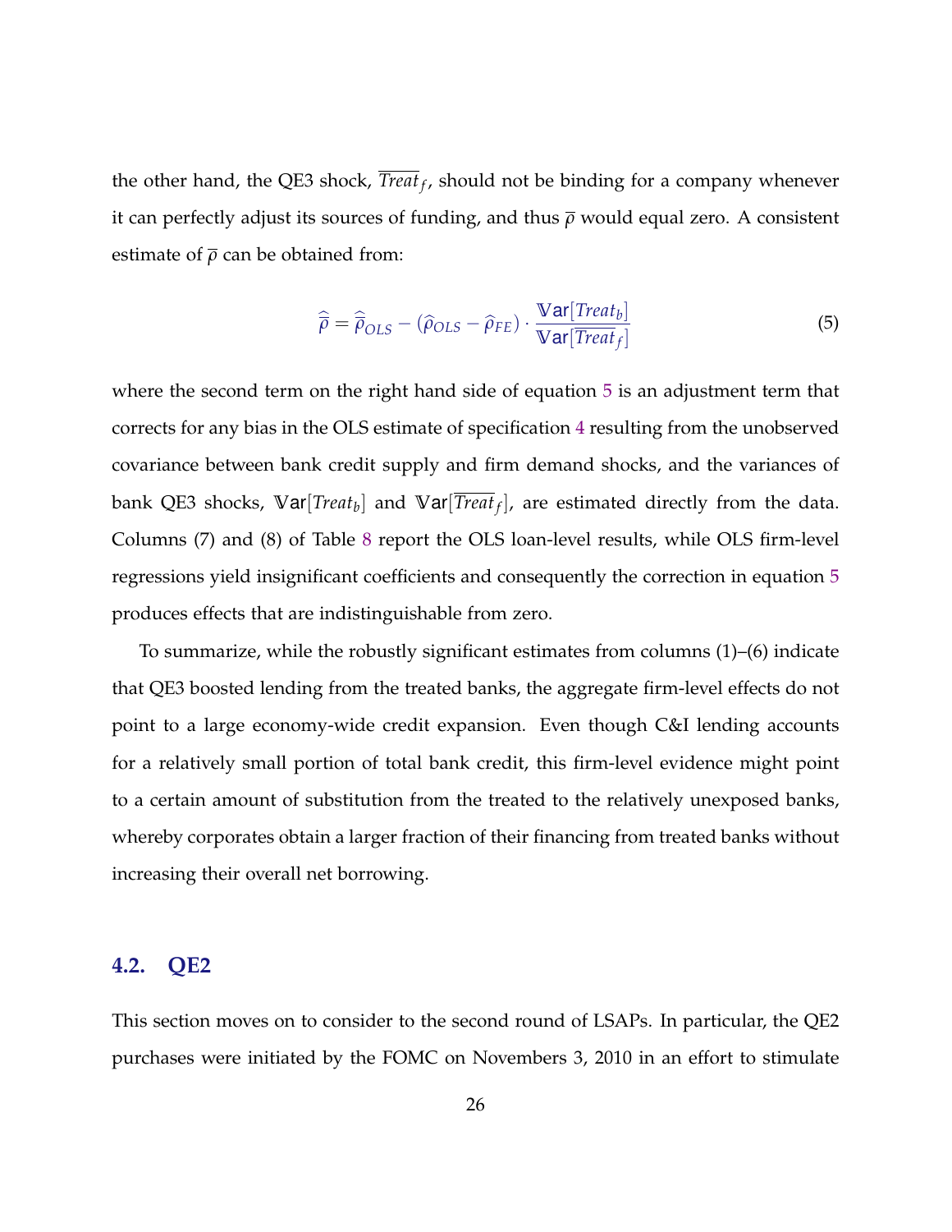the other hand, the QE3 shock, $\overline{Treat}_f$, should not be binding for a company whenever it can perfectly adjust its sources of funding, and thus $\overline{\rho}$ would equal zero. A consistent estimate of $\overline{\rho}$ can be obtained from:

$$\widehat{\overline{\rho}} = \widehat{\overline{\rho}}_{OLS} - (\widehat{\rho}_{OLS} - \widehat{\rho}_{FE}) \cdot \frac{\mathbb{V}\text{ar}[Treat_b]}{\mathbb{V}\text{ar}[\overline{Treat}_f]} \tag{5}$$

where the second term on the right hand side of equation 5 is an adjustment term that corrects for any bias in the OLS estimate of specification 4 resulting from the unobserved covariance between bank credit supply and firm demand shocks, and the variances of bank QE3 shocks, $\mathbb{V}\text{ar}[Treat_b]$ and $\mathbb{V}\text{ar}[\overline{Treat}_f]$, are estimated directly from the data. Columns (7) and (8) of Table 8 report the OLS loan-level results, while OLS firm-level regressions yield insignificant coefficients and consequently the correction in equation 5 produces effects that are indistinguishable from zero.

To summarize, while the robustly significant estimates from columns (1)–(6) indicate that QE3 boosted lending from the treated banks, the aggregate firm-level effects do not point to a large economy-wide credit expansion. Even though C&I lending accounts for a relatively small portion of total bank credit, this firm-level evidence might point to a certain amount of substitution from the treated to the relatively unexposed banks, whereby corporates obtain a larger fraction of their financing from treated banks without increasing their overall net borrowing.

## 4.2. QE2

This section moves on to consider to the second round of LSAPs. In particular, the QE2 purchases were initiated by the FOMC on Novembers 3, 2010 in an effort to stimulate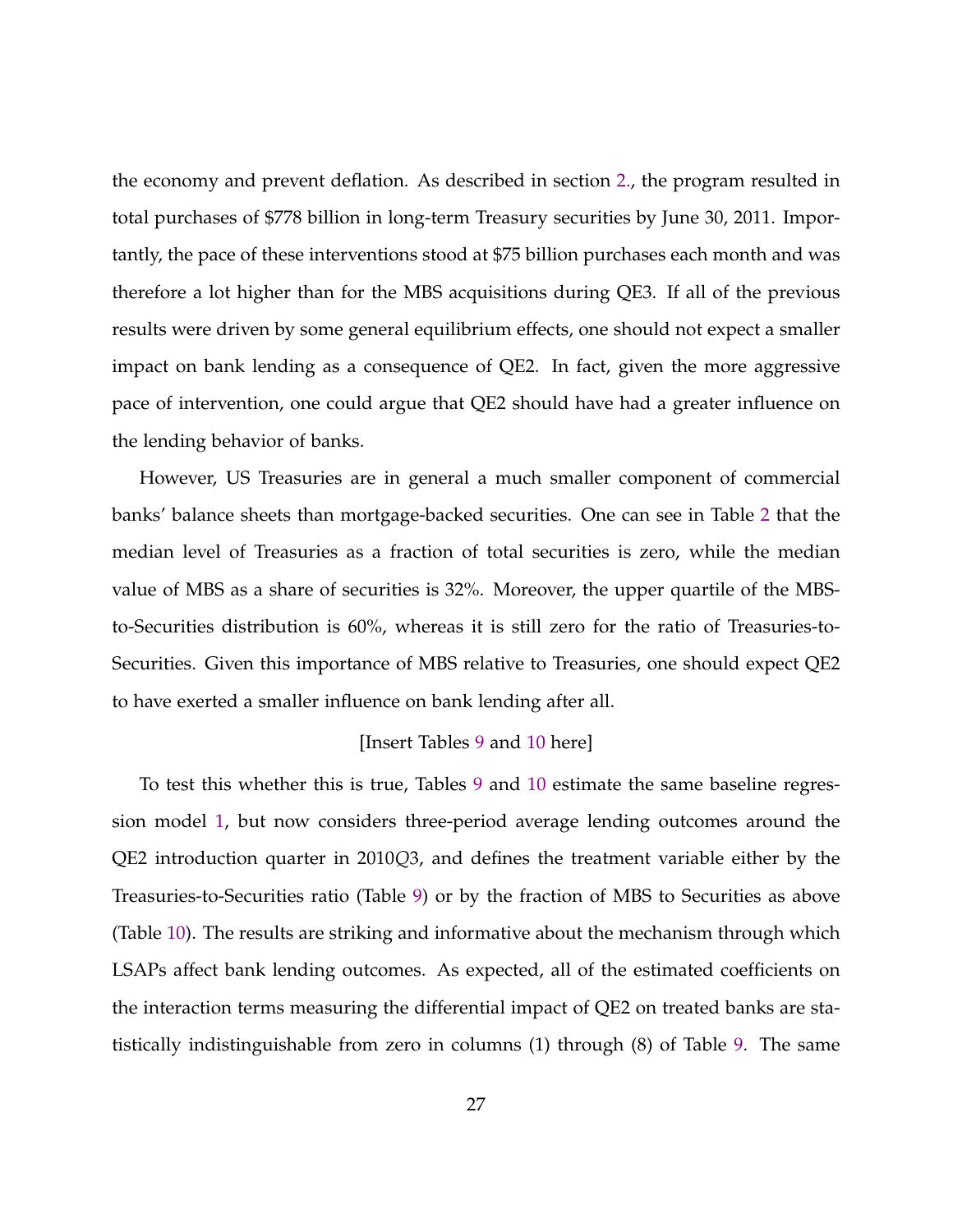the economy and prevent deflation. As described in section 2., the program resulted in total purchases of $778 billion in long-term Treasury securities by June 30, 2011. Importantly, the pace of these interventions stood at $75 billion purchases each month and was therefore a lot higher than for the MBS acquisitions during QE3. If all of the previous results were driven by some general equilibrium effects, one should not expect a smaller impact on bank lending as a consequence of QE2. In fact, given the more aggressive pace of intervention, one could argue that QE2 should have had a greater influence on the lending behavior of banks.

However, US Treasuries are in general a much smaller component of commercial banks' balance sheets than mortgage-backed securities. One can see in Table 2 that the median level of Treasuries as a fraction of total securities is zero, while the median value of MBS as a share of securities is 32%. Moreover, the upper quartile of the MBS-to-Securities distribution is 60%, whereas it is still zero for the ratio of Treasuries-to-Securities. Given this importance of MBS relative to Treasuries, one should expect QE2 to have exerted a smaller influence on bank lending after all.

[Insert Tables 9 and 10 here]

To test this whether this is true, Tables 9 and 10 estimate the same baseline regression model 1, but now considers three-period average lending outcomes around the QE2 introduction quarter in $2010Q3$, and defines the treatment variable either by the Treasuries-to-Securities ratio (Table 9) or by the fraction of MBS to Securities as above (Table 10). The results are striking and informative about the mechanism through which LSAPs affect bank lending outcomes. As expected, all of the estimated coefficients on the interaction terms measuring the differential impact of QE2 on treated banks are statistically indistinguishable from zero in columns (1) through (8) of Table 9. The same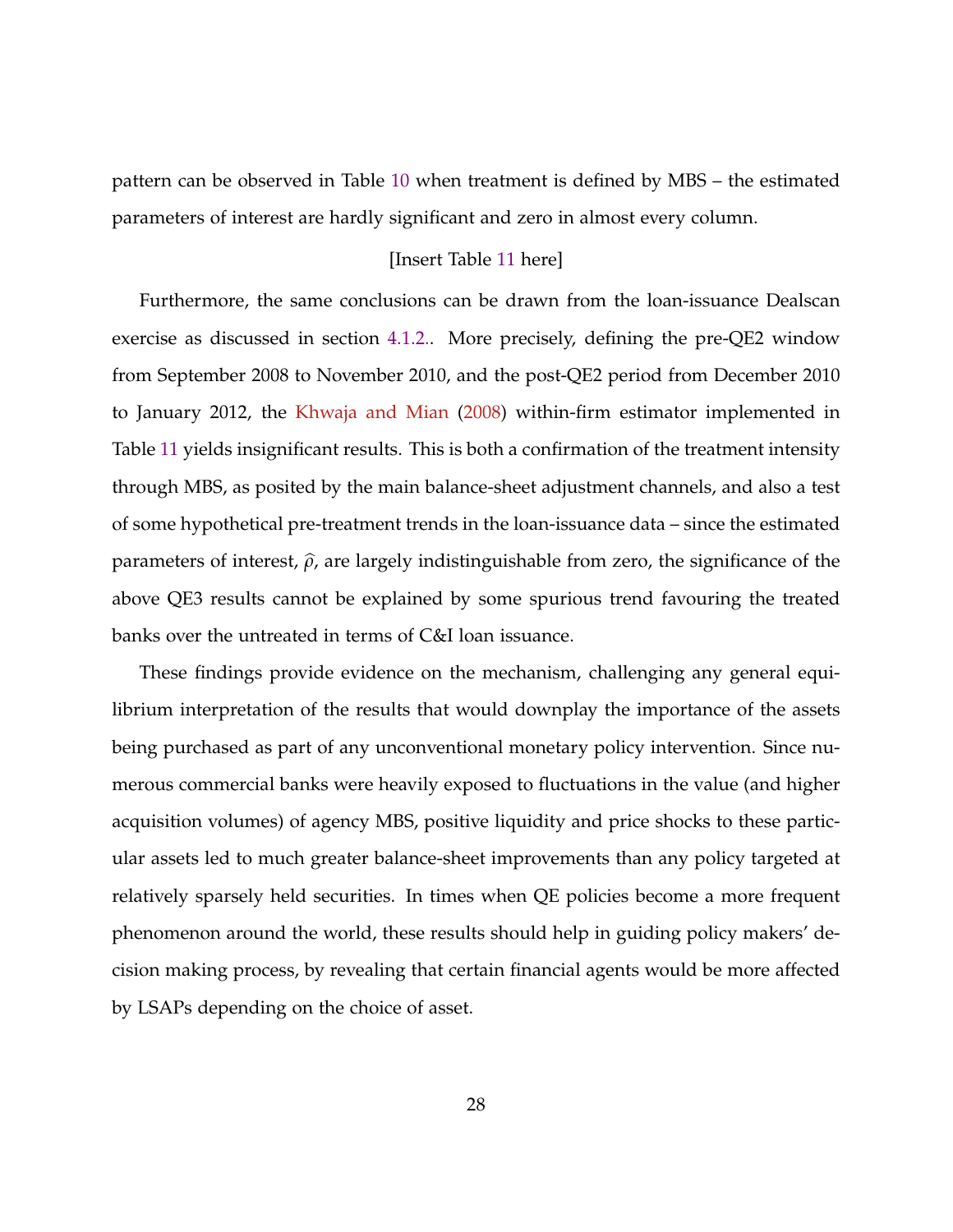pattern can be observed in Table 10 when treatment is defined by MBS – the estimated parameters of interest are hardly significant and zero in almost every column.

[Insert Table 11 here]

Furthermore, the same conclusions can be drawn from the loan-issuance Dealscan exercise as discussed in section 4.1.2.. More precisely, defining the pre-QE2 window from September 2008 to November 2010, and the post-QE2 period from December 2010 to January 2012, the Khwaja and Mian (2008) within-firm estimator implemented in Table 11 yields insignificant results. This is both a confirmation of the treatment intensity through MBS, as posited by the main balance-sheet adjustment channels, and also a test of some hypothetical pre-treatment trends in the loan-issuance data – since the estimated parameters of interest, $\widehat{\rho}$, are largely indistinguishable from zero, the significance of the above QE3 results cannot be explained by some spurious trend favouring the treated banks over the untreated in terms of C&I loan issuance.

These findings provide evidence on the mechanism, challenging any general equilibrium interpretation of the results that would downplay the importance of the assets being purchased as part of any unconventional monetary policy intervention. Since numerous commercial banks were heavily exposed to fluctuations in the value (and higher acquisition volumes) of agency MBS, positive liquidity and price shocks to these particular assets led to much greater balance-sheet improvements than any policy targeted at relatively sparsely held securities. In times when QE policies become a more frequent phenomenon around the world, these results should help in guiding policy makers' decision making process, by revealing that certain financial agents would be more affected by LSAPs depending on the choice of asset.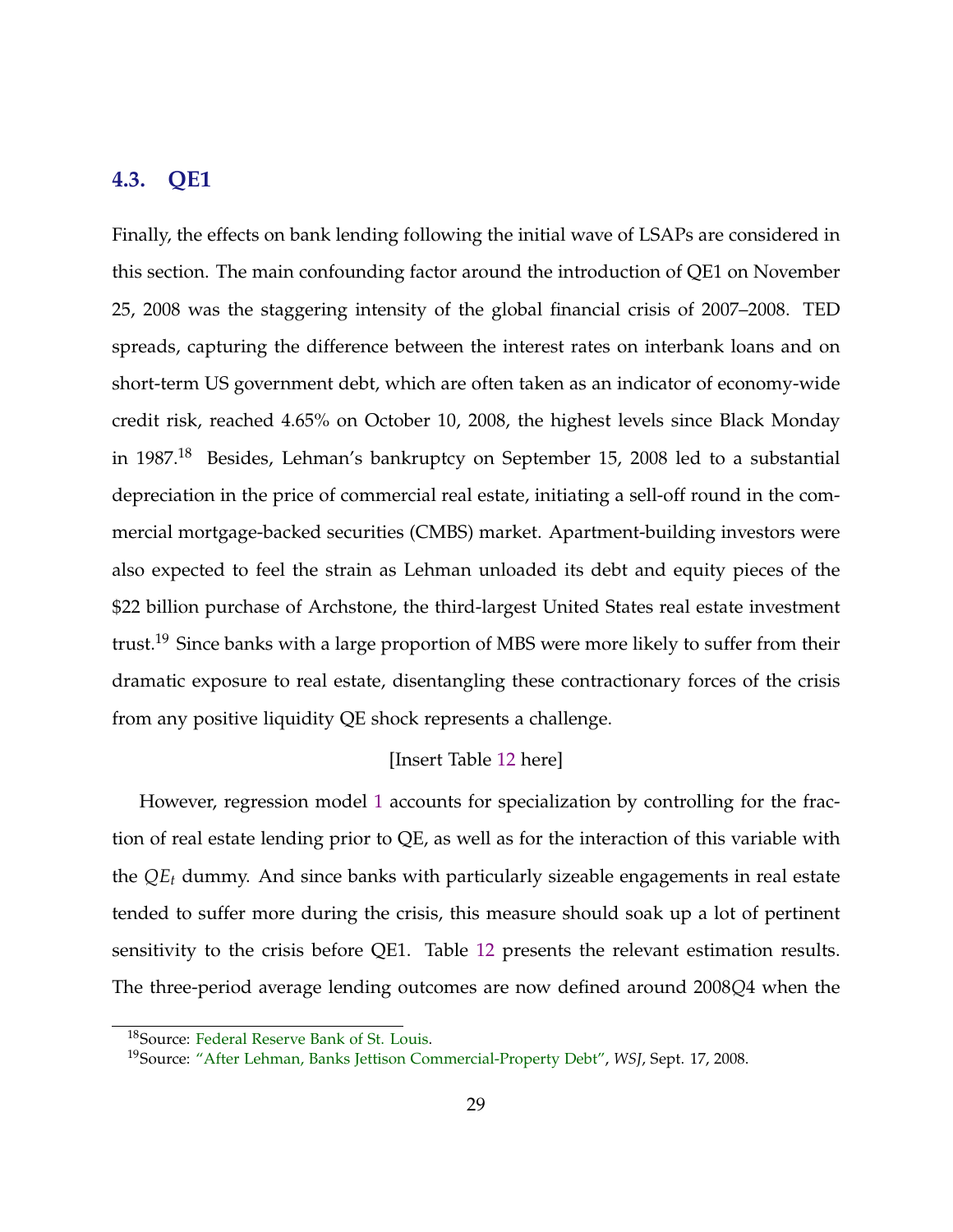## 4.3. QE1

Finally, the effects on bank lending following the initial wave of LSAPs are considered in this section. The main confounding factor around the introduction of QE1 on November 25, 2008 was the staggering intensity of the global financial crisis of 2007–2008. TED spreads, capturing the difference between the interest rates on interbank loans and on short-term US government debt, which are often taken as an indicator of economy-wide credit risk, reached 4.65% on October 10, 2008, the highest levels since Black Monday in 1987.[18] Besides, Lehman's bankruptcy on September 15, 2008 led to a substantial depreciation in the price of commercial real estate, initiating a sell-off round in the commercial mortgage-backed securities (CMBS) market. Apartment-building investors were also expected to feel the strain as Lehman unloaded its debt and equity pieces of the $22 billion purchase of Archstone, the third-largest United States real estate investment trust.[19] Since banks with a large proportion of MBS were more likely to suffer from their dramatic exposure to real estate, disentangling these contractionary forces of the crisis from any positive liquidity QE shock represents a challenge.

[Insert Table 12 here]

However, regression model 1 accounts for specialization by controlling for the fraction of real estate lending prior to QE, as well as for the interaction of this variable with the $QE_t$ dummy. And since banks with particularly sizeable engagements in real estate tended to suffer more during the crisis, this measure should soak up a lot of pertinent sensitivity to the crisis before QE1. Table 12 presents the relevant estimation results. The three-period average lending outcomes are now defined around 2008$Q$4 when the

[18] Source: Federal Reserve Bank of St. Louis.

[19] Source: "After Lehman, Banks Jettison Commercial-Property Debt", *WSJ*, Sept. 17, 2008.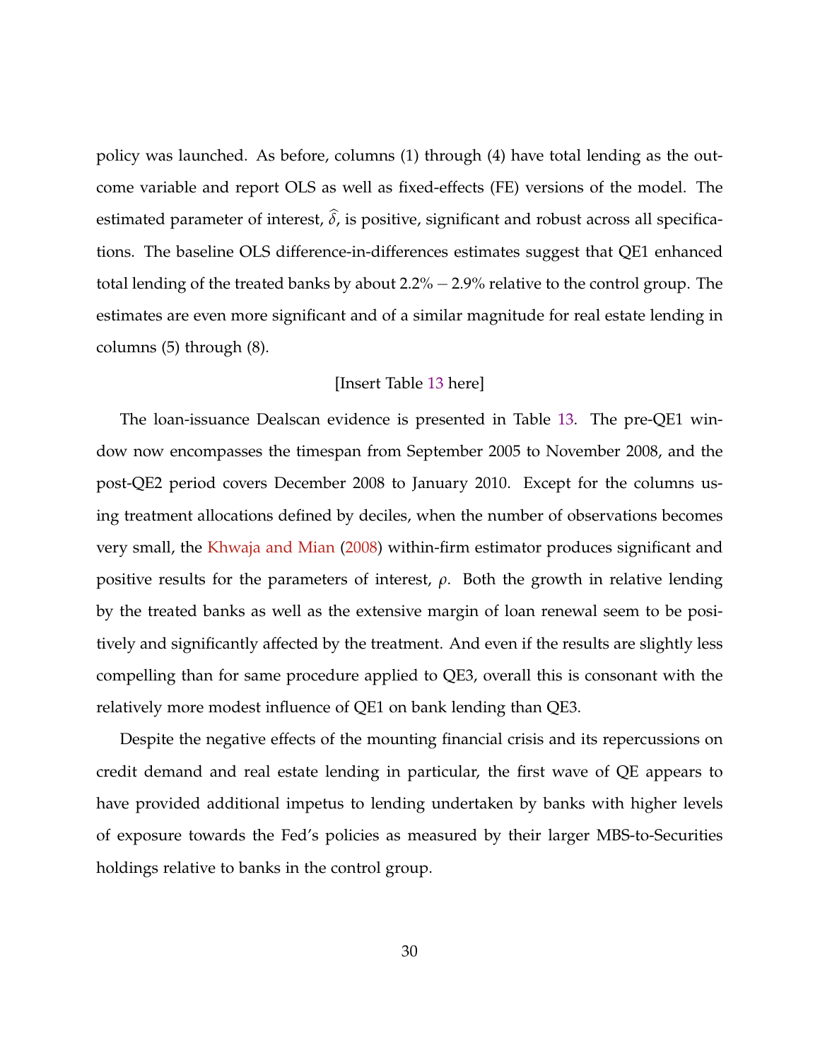policy was launched. As before, columns (1) through (4) have total lending as the outcome variable and report OLS as well as fixed-effects (FE) versions of the model. The estimated parameter of interest, $\widehat{\delta}$, is positive, significant and robust across all specifications. The baseline OLS difference-in-differences estimates suggest that QE1 enhanced total lending of the treated banks by about $2.2\% - 2.9\%$ relative to the control group. The estimates are even more significant and of a similar magnitude for real estate lending in columns (5) through (8).

[Insert Table 13 here]

The loan-issuance Dealscan evidence is presented in Table 13. The pre-QE1 window now encompasses the timespan from September 2005 to November 2008, and the post-QE2 period covers December 2008 to January 2010. Except for the columns using treatment allocations defined by deciles, when the number of observations becomes very small, the Khwaja and Mian (2008) within-firm estimator produces significant and positive results for the parameters of interest, $\rho$. Both the growth in relative lending by the treated banks as well as the extensive margin of loan renewal seem to be positively and significantly affected by the treatment. And even if the results are slightly less compelling than for same procedure applied to QE3, overall this is consonant with the relatively more modest influence of QE1 on bank lending than QE3.

Despite the negative effects of the mounting financial crisis and its repercussions on credit demand and real estate lending in particular, the first wave of QE appears to have provided additional impetus to lending undertaken by banks with higher levels of exposure towards the Fed's policies as measured by their larger MBS-to-Securities holdings relative to banks in the control group.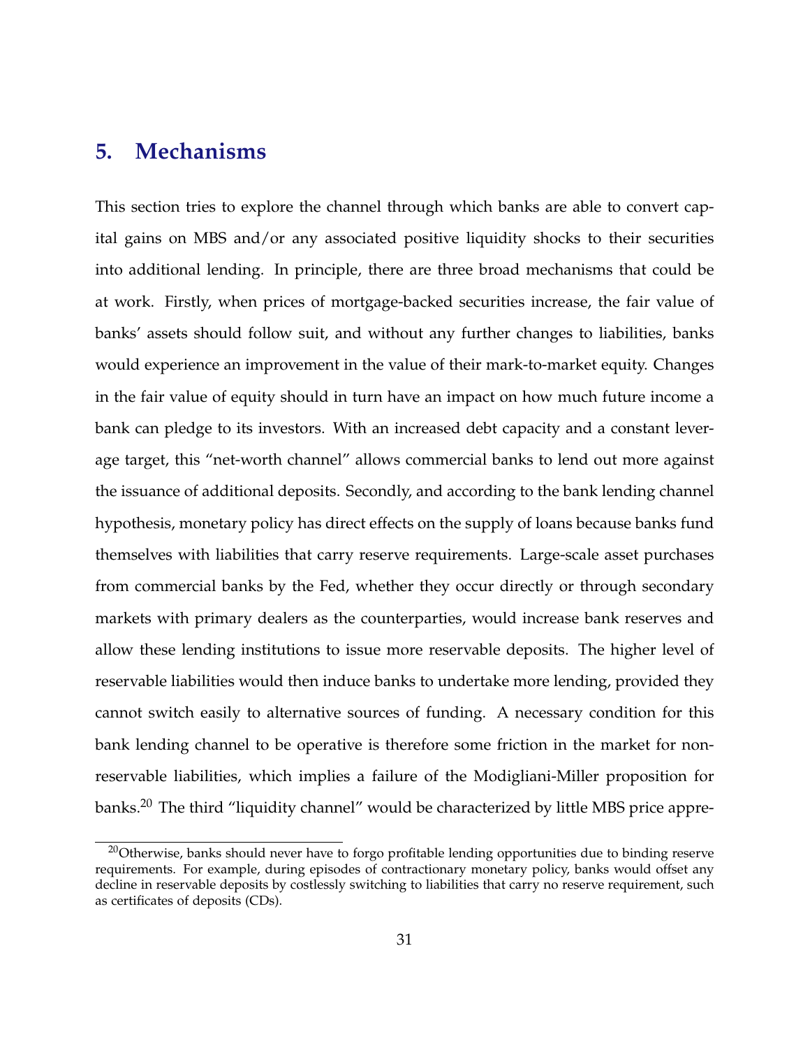## 5. Mechanisms

This section tries to explore the channel through which banks are able to convert capital gains on MBS and/or any associated positive liquidity shocks to their securities into additional lending. In principle, there are three broad mechanisms that could be at work. Firstly, when prices of mortgage-backed securities increase, the fair value of banks' assets should follow suit, and without any further changes to liabilities, banks would experience an improvement in the value of their mark-to-market equity. Changes in the fair value of equity should in turn have an impact on how much future income a bank can pledge to its investors. With an increased debt capacity and a constant leverage target, this "net-worth channel" allows commercial banks to lend out more against the issuance of additional deposits. Secondly, and according to the bank lending channel hypothesis, monetary policy has direct effects on the supply of loans because banks fund themselves with liabilities that carry reserve requirements. Large-scale asset purchases from commercial banks by the Fed, whether they occur directly or through secondary markets with primary dealers as the counterparties, would increase bank reserves and allow these lending institutions to issue more reservable deposits. The higher level of reservable liabilities would then induce banks to undertake more lending, provided they cannot switch easily to alternative sources of funding. A necessary condition for this bank lending channel to be operative is therefore some friction in the market for non-reservable liabilities, which implies a failure of the Modigliani-Miller proposition for banks.[20] The third "liquidity channel" would be characterized by little MBS price appre-

[20] Otherwise, banks should never have to forgo profitable lending opportunities due to binding reserve requirements. For example, during episodes of contractionary monetary policy, banks would offset any decline in reservable deposits by costlessly switching to liabilities that carry no reserve requirement, such as certificates of deposits (CDs).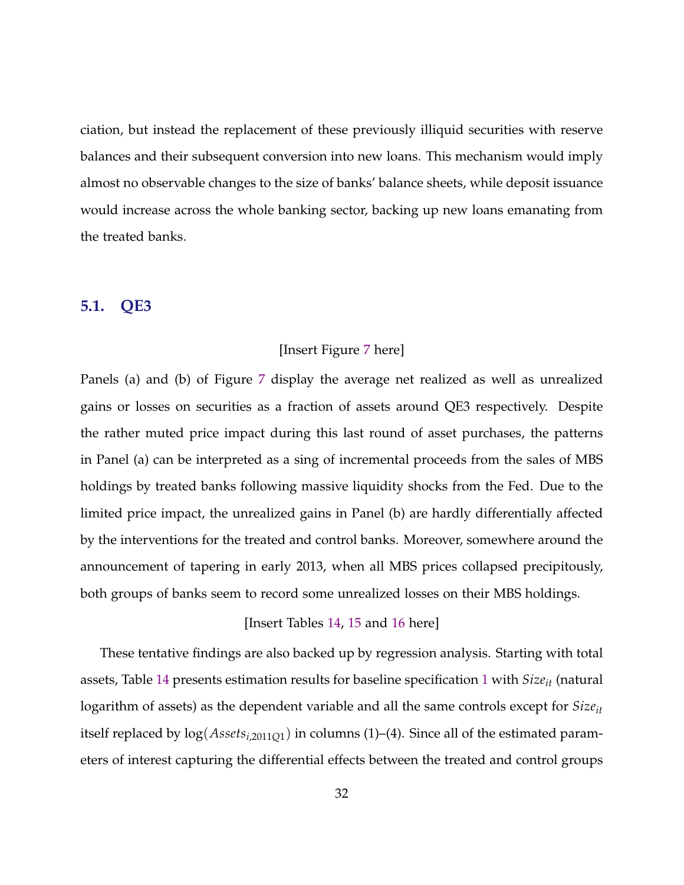ciation, but instead the replacement of these previously illiquid securities with reserve balances and their subsequent conversion into new loans. This mechanism would imply almost no observable changes to the size of banks' balance sheets, while deposit issuance would increase across the whole banking sector, backing up new loans emanating from the treated banks.

## 5.1. QE3

[Insert Figure 7 here]

Panels (a) and (b) of Figure 7 display the average net realized as well as unrealized gains or losses on securities as a fraction of assets around QE3 respectively. Despite the rather muted price impact during this last round of asset purchases, the patterns in Panel (a) can be interpreted as a sing of incremental proceeds from the sales of MBS holdings by treated banks following massive liquidity shocks from the Fed. Due to the limited price impact, the unrealized gains in Panel (b) are hardly differentially affected by the interventions for the treated and control banks. Moreover, somewhere around the announcement of tapering in early 2013, when all MBS prices collapsed precipitously, both groups of banks seem to record some unrealized losses on their MBS holdings.

[Insert Tables 14, 15 and 16 here]

These tentative findings are also backed up by regression analysis. Starting with total assets, Table 14 presents estimation results for baseline specification 1 with $Size_{it}$ (natural logarithm of assets) as the dependent variable and all the same controls except for $Size_{it}$ itself replaced by $\log(Assets_{i,2011Q1})$ in columns (1)–(4). Since all of the estimated parameters of interest capturing the differential effects between the treated and control groups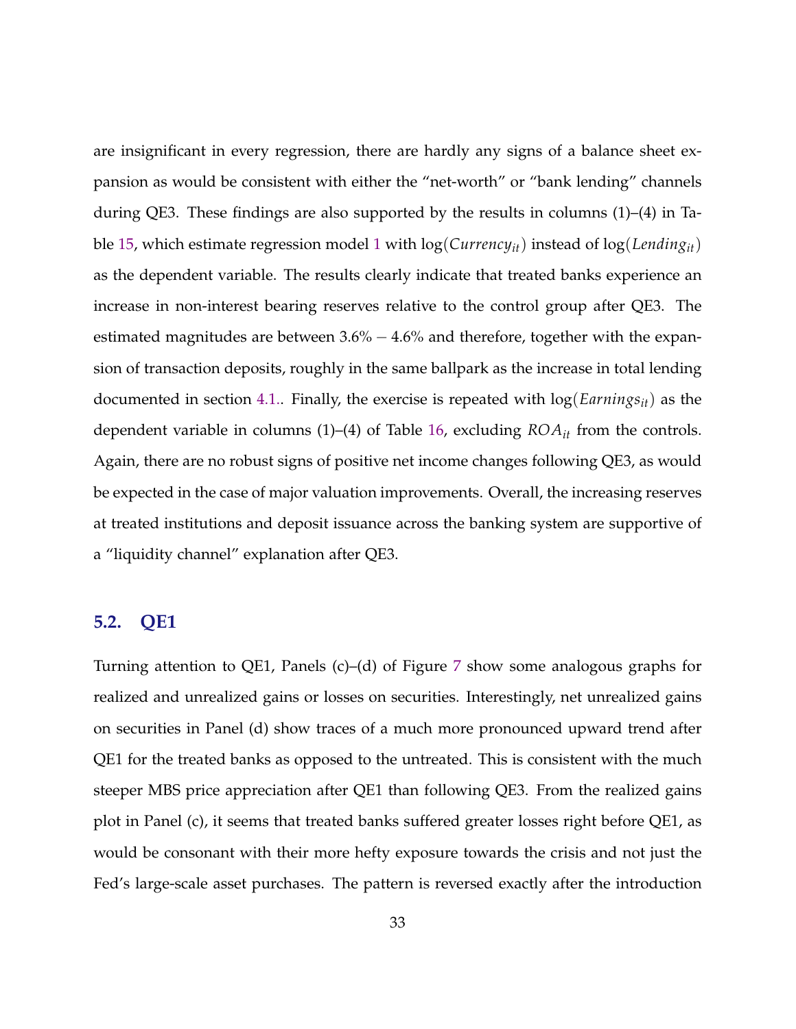are insignificant in every regression, there are hardly any signs of a balance sheet expansion as would be consistent with either the "net-worth" or "bank lending" channels during QE3. These findings are also supported by the results in columns (1)–(4) in Table 15, which estimate regression model 1 with $\log(Currency_{it})$ instead of $\log(Lending_{it})$ as the dependent variable. The results clearly indicate that treated banks experience an increase in non-interest bearing reserves relative to the control group after QE3. The estimated magnitudes are between $3.6\% - 4.6\%$ and therefore, together with the expansion of transaction deposits, roughly in the same ballpark as the increase in total lending documented in section 4.1.. Finally, the exercise is repeated with $\log(Earnings_{it})$ as the dependent variable in columns (1)–(4) of Table 16, excluding $ROA_{it}$ from the controls. Again, there are no robust signs of positive net income changes following QE3, as would be expected in the case of major valuation improvements. Overall, the increasing reserves at treated institutions and deposit issuance across the banking system are supportive of a "liquidity channel" explanation after QE3.

## 5.2. QE1

Turning attention to QE1, Panels (c)–(d) of Figure 7 show some analogous graphs for realized and unrealized gains or losses on securities. Interestingly, net unrealized gains on securities in Panel (d) show traces of a much more pronounced upward trend after QE1 for the treated banks as opposed to the untreated. This is consistent with the much steeper MBS price appreciation after QE1 than following QE3. From the realized gains plot in Panel (c), it seems that treated banks suffered greater losses right before QE1, as would be consonant with their more hefty exposure towards the crisis and not just the Fed's large-scale asset purchases. The pattern is reversed exactly after the introduction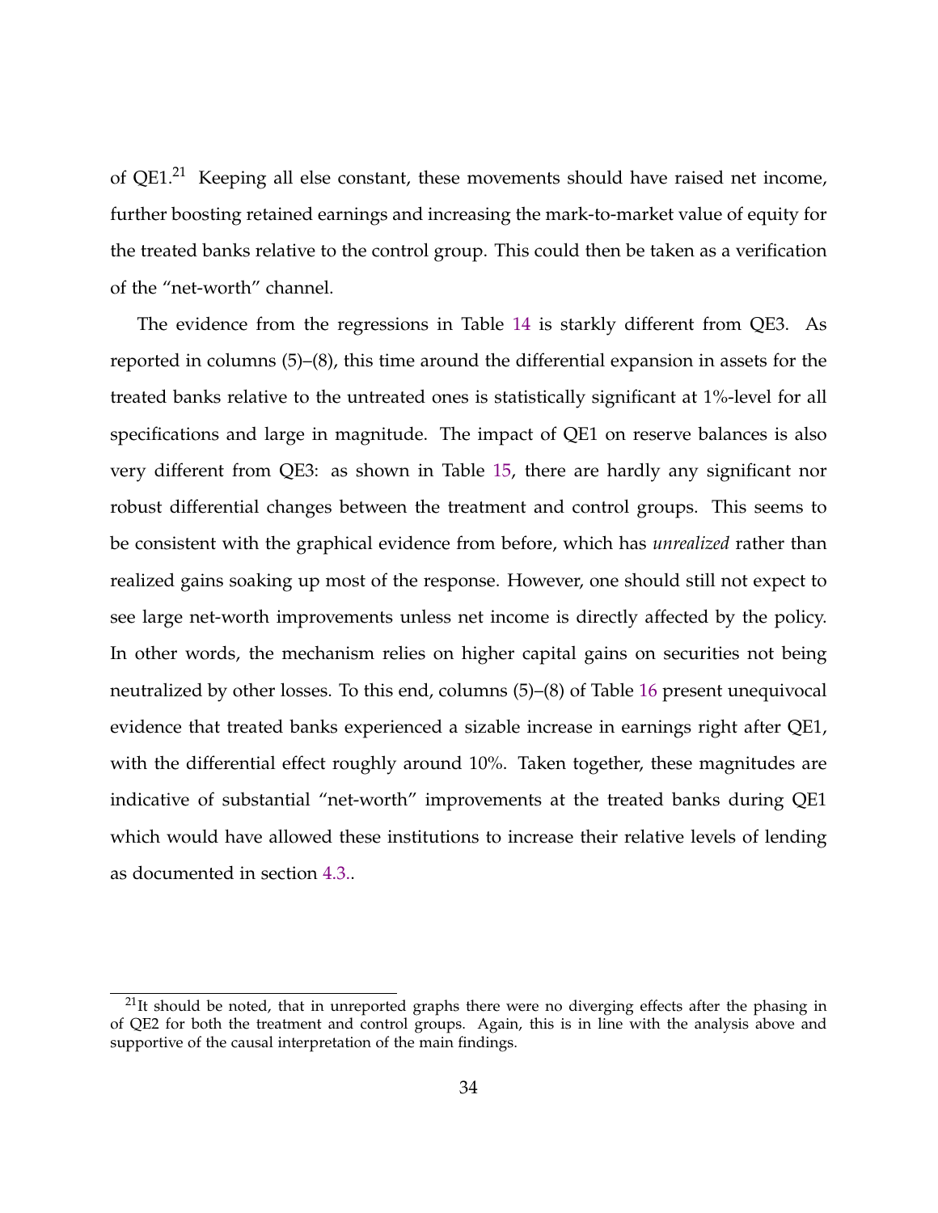of QE1.[21] Keeping all else constant, these movements should have raised net income, further boosting retained earnings and increasing the mark-to-market value of equity for the treated banks relative to the control group. This could then be taken as a verification of the "net-worth" channel.

The evidence from the regressions in Table 14 is starkly different from QE3. As reported in columns (5)–(8), this time around the differential expansion in assets for the treated banks relative to the untreated ones is statistically significant at 1%-level for all specifications and large in magnitude. The impact of QE1 on reserve balances is also very different from QE3: as shown in Table 15, there are hardly any significant nor robust differential changes between the treatment and control groups. This seems to be consistent with the graphical evidence from before, which has *unrealized* rather than realized gains soaking up most of the response. However, one should still not expect to see large net-worth improvements unless net income is directly affected by the policy. In other words, the mechanism relies on higher capital gains on securities not being neutralized by other losses. To this end, columns (5)–(8) of Table 16 present unequivocal evidence that treated banks experienced a sizable increase in earnings right after QE1, with the differential effect roughly around 10%. Taken together, these magnitudes are indicative of substantial "net-worth" improvements at the treated banks during QE1 which would have allowed these institutions to increase their relative levels of lending as documented in section 4.3..

[21] It should be noted, that in unreported graphs there were no diverging effects after the phasing in of QE2 for both the treatment and control groups. Again, this is in line with the analysis above and supportive of the causal interpretation of the main findings.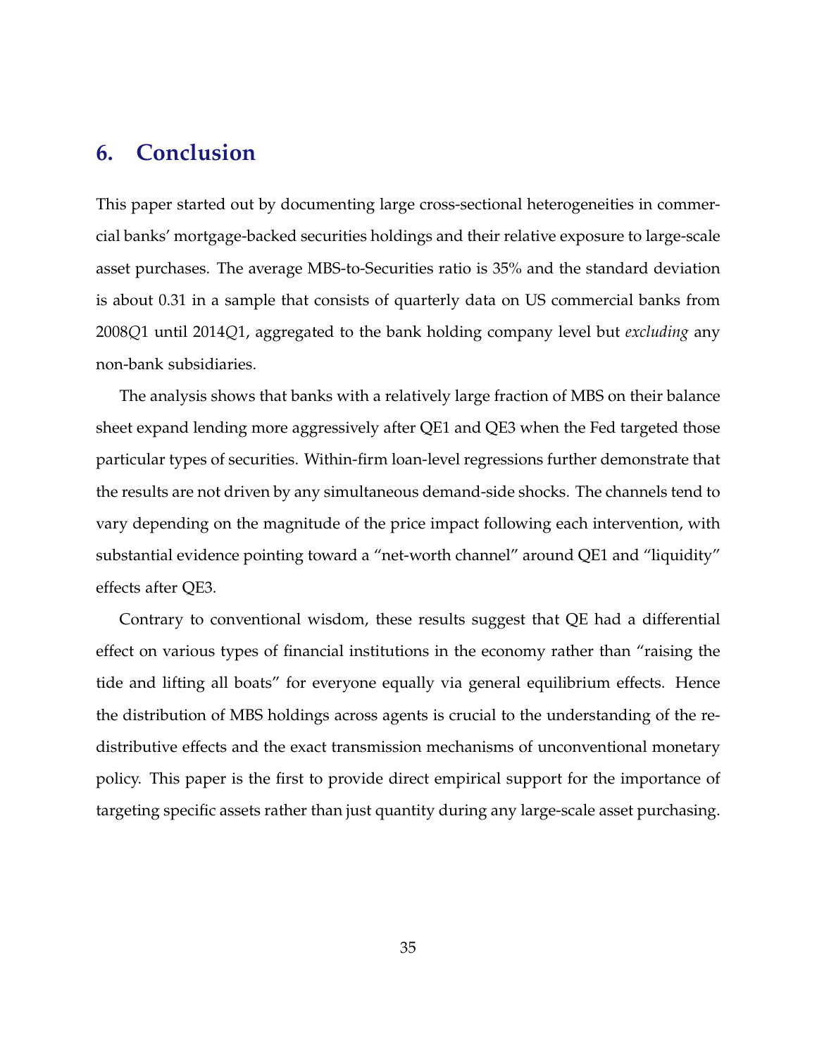## 6. Conclusion

This paper started out by documenting large cross-sectional heterogeneities in commercial banks' mortgage-backed securities holdings and their relative exposure to large-scale asset purchases. The average MBS-to-Securities ratio is 35% and the standard deviation is about 0.31 in a sample that consists of quarterly data on US commercial banks from 2008$Q$1 until 2014$Q$1, aggregated to the bank holding company level but *excluding* any non-bank subsidiaries.

The analysis shows that banks with a relatively large fraction of MBS on their balance sheet expand lending more aggressively after QE1 and QE3 when the Fed targeted those particular types of securities. Within-firm loan-level regressions further demonstrate that the results are not driven by any simultaneous demand-side shocks. The channels tend to vary depending on the magnitude of the price impact following each intervention, with substantial evidence pointing toward a "net-worth channel" around QE1 and "liquidity" effects after QE3.

Contrary to conventional wisdom, these results suggest that QE had a differential effect on various types of financial institutions in the economy rather than "raising the tide and lifting all boats" for everyone equally via general equilibrium effects. Hence the distribution of MBS holdings across agents is crucial to the understanding of the redistributive effects and the exact transmission mechanisms of unconventional monetary policy. This paper is the first to provide direct empirical support for the importance of targeting specific assets rather than just quantity during any large-scale asset purchasing.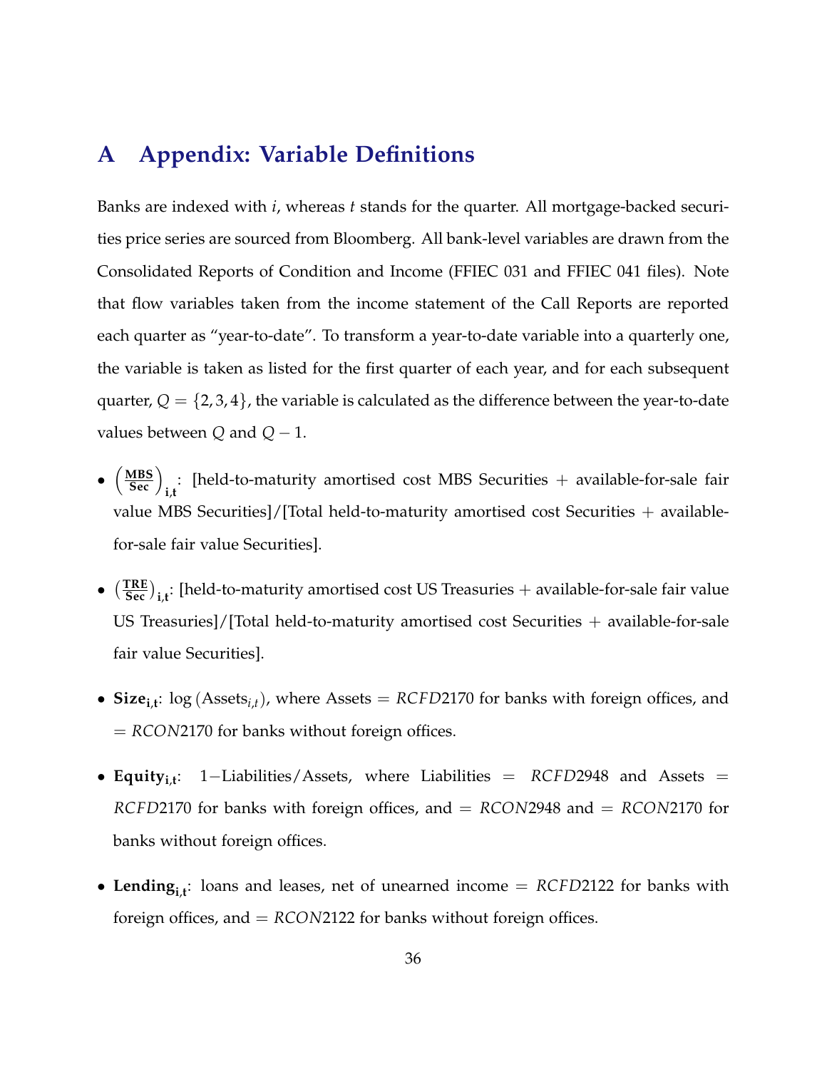# A Appendix: Variable Definitions

Banks are indexed with $i$, whereas $t$ stands for the quarter. All mortgage-backed securities price series are sourced from Bloomberg. All bank-level variables are drawn from the Consolidated Reports of Condition and Income (FFIEC 031 and FFIEC 041 files). Note that flow variables taken from the income statement of the Call Reports are reported each quarter as "year-to-date". To transform a year-to-date variable into a quarterly one, the variable is taken as listed for the first quarter of each year, and for each subsequent quarter, $Q = \{2, 3, 4\}$, the variable is calculated as the difference between the year-to-date values between $Q$ and $Q - 1$.

- $\left(\frac{\mathbf{MBS}}{\mathbf{Sec}}\right)_{\mathbf{i,t}}$: [held-to-maturity amortised cost MBS Securities + available-for-sale fair value MBS Securities]/[Total held-to-maturity amortised cost Securities + available-for-sale fair value Securities].
- $\left(\frac{\mathbf{TRE}}{\mathbf{Sec}}\right)_{\mathbf{i,t}}$: [held-to-maturity amortised cost US Treasuries + available-for-sale fair value US Treasuries]/[Total held-to-maturity amortised cost Securities + available-for-sale fair value Securities].
- $\mathbf{Size_{i,t}}$: $\log(\text{Assets}_{i,t})$, where Assets $=$ *RCFD*2170 for banks with foreign offices, and $=$ *RCON*2170 for banks without foreign offices.
- $\mathbf{Equity_{i,t}}$: $1-$Liabilities/Assets, where Liabilities $=$ *RCFD*2948 and Assets $=$ *RCFD*2170 for banks with foreign offices, and $=$ *RCON*2948 and $=$ *RCON*2170 for banks without foreign offices.
- $\mathbf{Lending_{i,t}}$: loans and leases, net of unearned income $=$ *RCFD*2122 for banks with foreign offices, and $=$ *RCON*2122 for banks without foreign offices.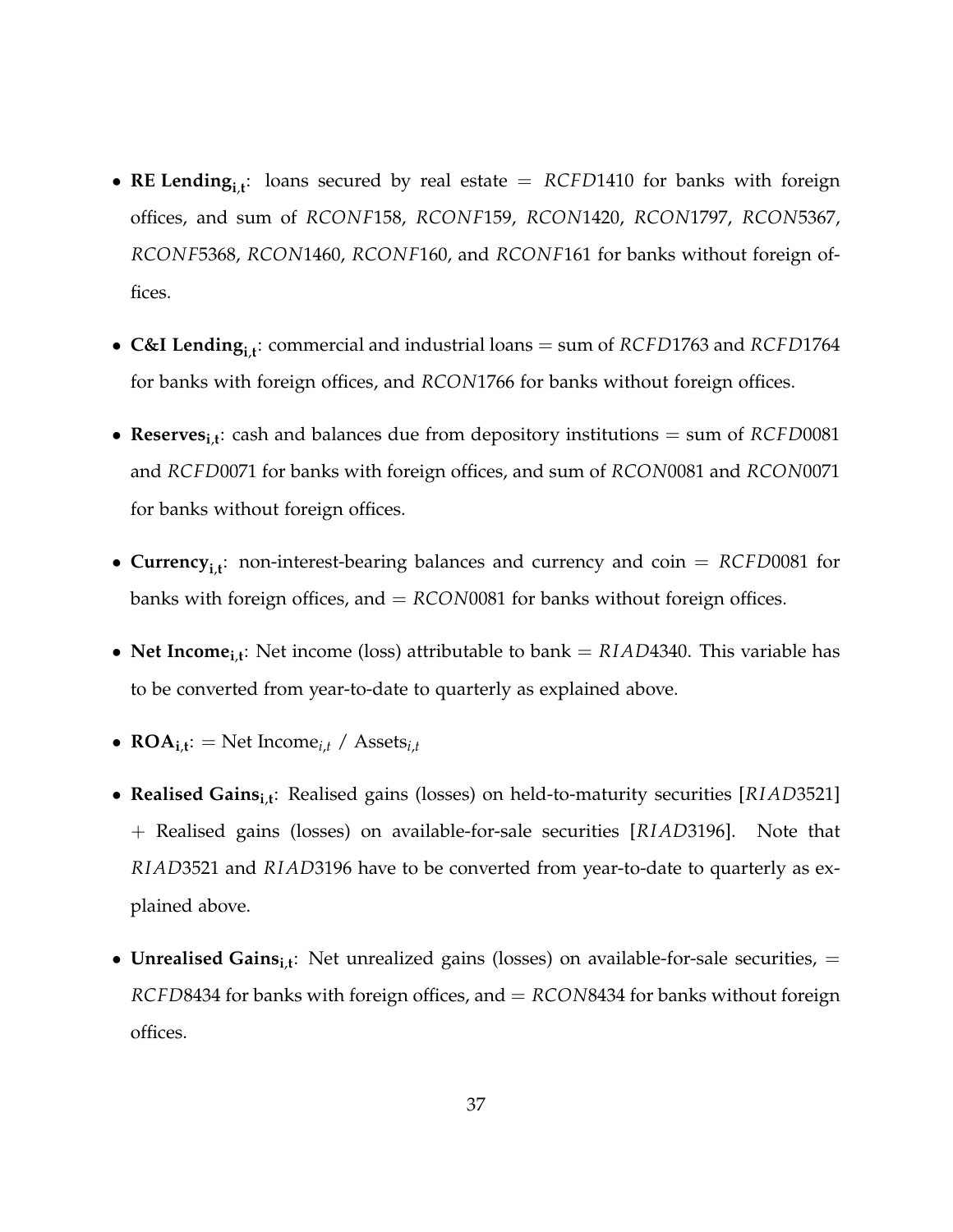- **RE Lending$_{\mathbf{i,t}}$**: loans secured by real estate $= RCFD1410$ for banks with foreign offices, and sum of $RCONF158$, $RCONF159$, $RCON1420$, $RCON1797$, $RCON5367$, $RCONF5368$, $RCON1460$, $RCONF160$, and $RCONF161$ for banks without foreign offices.

- **C&I Lending$_{\mathbf{i,t}}$**: commercial and industrial loans = sum of $RCFD1763$ and $RCFD1764$ for banks with foreign offices, and $RCON1766$ for banks without foreign offices.

- **Reserves$_{\mathbf{i,t}}$**: cash and balances due from depository institutions = sum of $RCFD0081$ and $RCFD0071$ for banks with foreign offices, and sum of $RCON0081$ and $RCON0071$ for banks without foreign offices.

- **Currency$_{\mathbf{i,t}}$**: non-interest-bearing balances and currency and coin $= RCFD0081$ for banks with foreign offices, and $= RCON0081$ for banks without foreign offices.

- **Net Income$_{\mathbf{i,t}}$**: Net income (loss) attributable to bank $= RIAD4340$. This variable has to be converted from year-to-date to quarterly as explained above.

- **ROA$_{\mathbf{i,t}}$**: $=$ Net Income$_{i,t}$ / Assets$_{i,t}$

- **Realised Gains$_{\mathbf{i,t}}$**: Realised gains (losses) on held-to-maturity securities [$RIAD3521$] + Realised gains (losses) on available-for-sale securities [$RIAD3196$]. Note that $RIAD3521$ and $RIAD3196$ have to be converted from year-to-date to quarterly as explained above.

- **Unrealised Gains$_{\mathbf{i,t}}$**: Net unrealized gains (losses) on available-for-sale securities, $= RCFD8434$ for banks with foreign offices, and $= RCON8434$ for banks without foreign offices.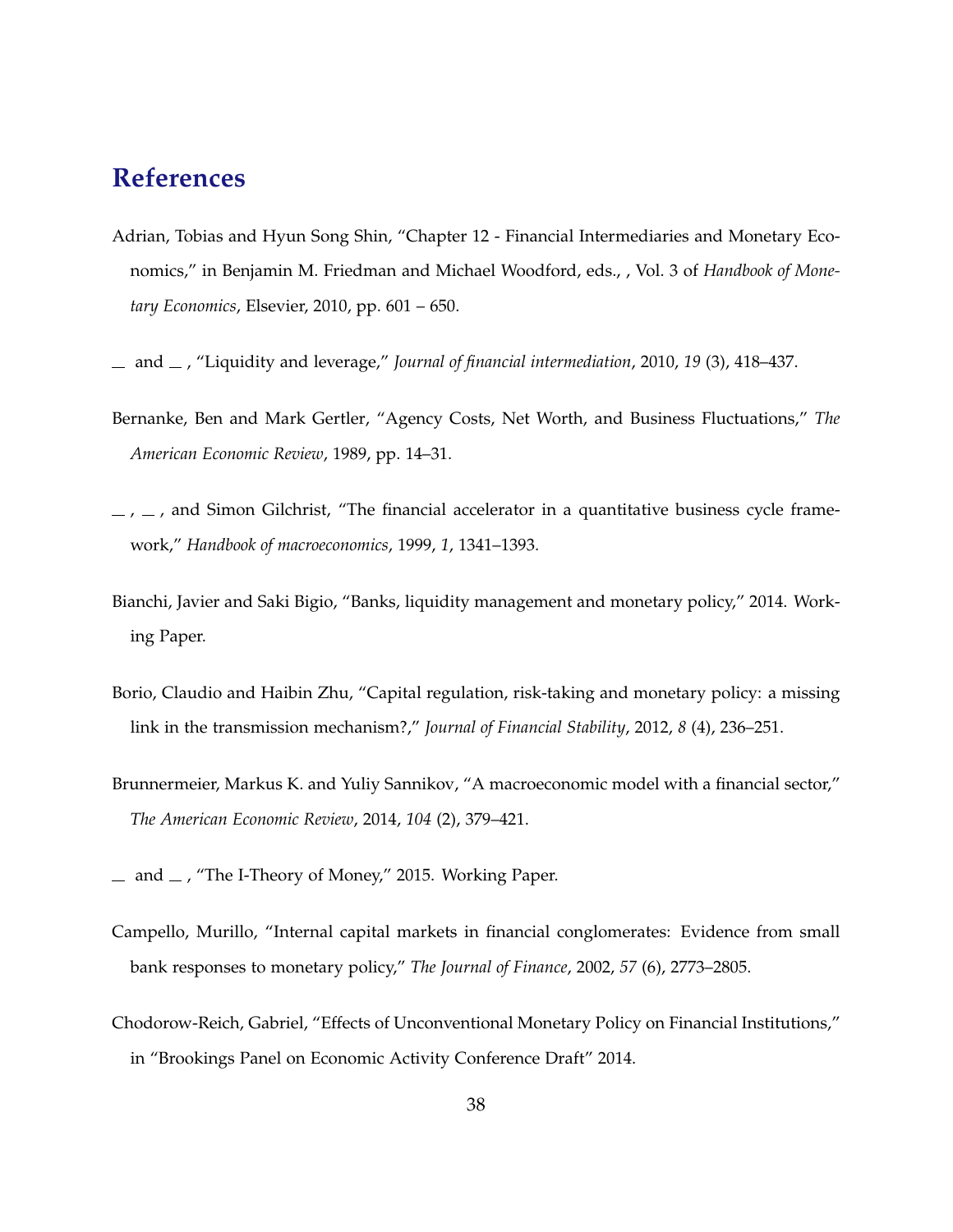# References

Adrian, Tobias and Hyun Song Shin, "Chapter 12 - Financial Intermediaries and Monetary Economics," in Benjamin M. Friedman and Michael Woodford, eds., , Vol. 3 of *Handbook of Monetary Economics*, Elsevier, 2010, pp. 601 – 650.

\_ and \_ , "Liquidity and leverage," *Journal of financial intermediation*, 2010, *19* (3), 418–437.

Bernanke, Ben and Mark Gertler, "Agency Costs, Net Worth, and Business Fluctuations," *The American Economic Review*, 1989, pp. 14–31.

\_ , \_ , and Simon Gilchrist, "The financial accelerator in a quantitative business cycle framework," *Handbook of macroeconomics*, 1999, *1*, 1341–1393.

Bianchi, Javier and Saki Bigio, "Banks, liquidity management and monetary policy," 2014. Working Paper.

Borio, Claudio and Haibin Zhu, "Capital regulation, risk-taking and monetary policy: a missing link in the transmission mechanism?," *Journal of Financial Stability*, 2012, *8* (4), 236–251.

Brunnermeier, Markus K. and Yuliy Sannikov, "A macroeconomic model with a financial sector," *The American Economic Review*, 2014, *104* (2), 379–421.

\_ and \_ , "The I-Theory of Money," 2015. Working Paper.

Campello, Murillo, "Internal capital markets in financial conglomerates: Evidence from small bank responses to monetary policy," *The Journal of Finance*, 2002, *57* (6), 2773–2805.

Chodorow-Reich, Gabriel, "Effects of Unconventional Monetary Policy on Financial Institutions," in "Brookings Panel on Economic Activity Conference Draft" 2014.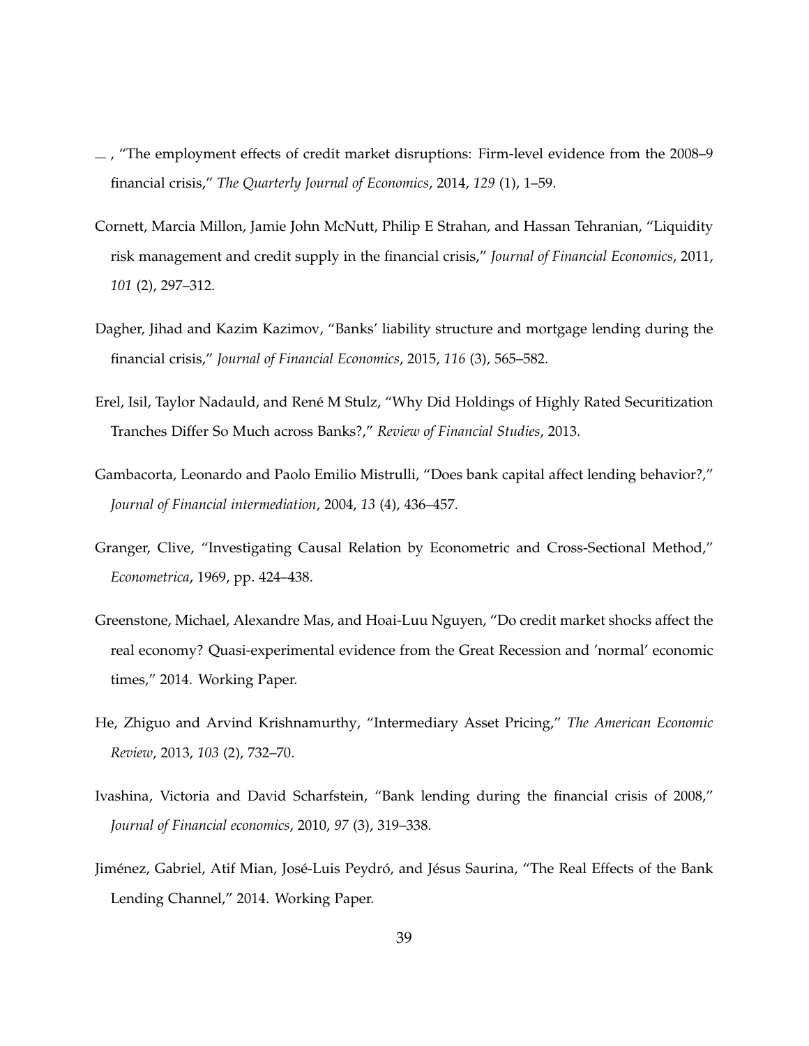—, "The employment effects of credit market disruptions: Firm-level evidence from the 2008–9 financial crisis," *The Quarterly Journal of Economics*, 2014, *129* (1), 1–59.

Cornett, Marcia Millon, Jamie John McNutt, Philip E Strahan, and Hassan Tehranian, "Liquidity risk management and credit supply in the financial crisis," *Journal of Financial Economics*, 2011, *101* (2), 297–312.

Dagher, Jihad and Kazim Kazimov, "Banks' liability structure and mortgage lending during the financial crisis," *Journal of Financial Economics*, 2015, *116* (3), 565–582.

Erel, Isil, Taylor Nadauld, and René M Stulz, "Why Did Holdings of Highly Rated Securitization Tranches Differ So Much across Banks?," *Review of Financial Studies*, 2013.

Gambacorta, Leonardo and Paolo Emilio Mistrulli, "Does bank capital affect lending behavior?," *Journal of Financial intermediation*, 2004, *13* (4), 436–457.

Granger, Clive, "Investigating Causal Relation by Econometric and Cross-Sectional Method," *Econometrica*, 1969, pp. 424–438.

Greenstone, Michael, Alexandre Mas, and Hoai-Luu Nguyen, "Do credit market shocks affect the real economy? Quasi-experimental evidence from the Great Recession and 'normal' economic times," 2014. Working Paper.

He, Zhiguo and Arvind Krishnamurthy, "Intermediary Asset Pricing," *The American Economic Review*, 2013, *103* (2), 732–70.

Ivashina, Victoria and David Scharfstein, "Bank lending during the financial crisis of 2008," *Journal of Financial economics*, 2010, *97* (3), 319–338.

Jiménez, Gabriel, Atif Mian, José-Luis Peydró, and Jésus Saurina, "The Real Effects of the Bank Lending Channel," 2014. Working Paper.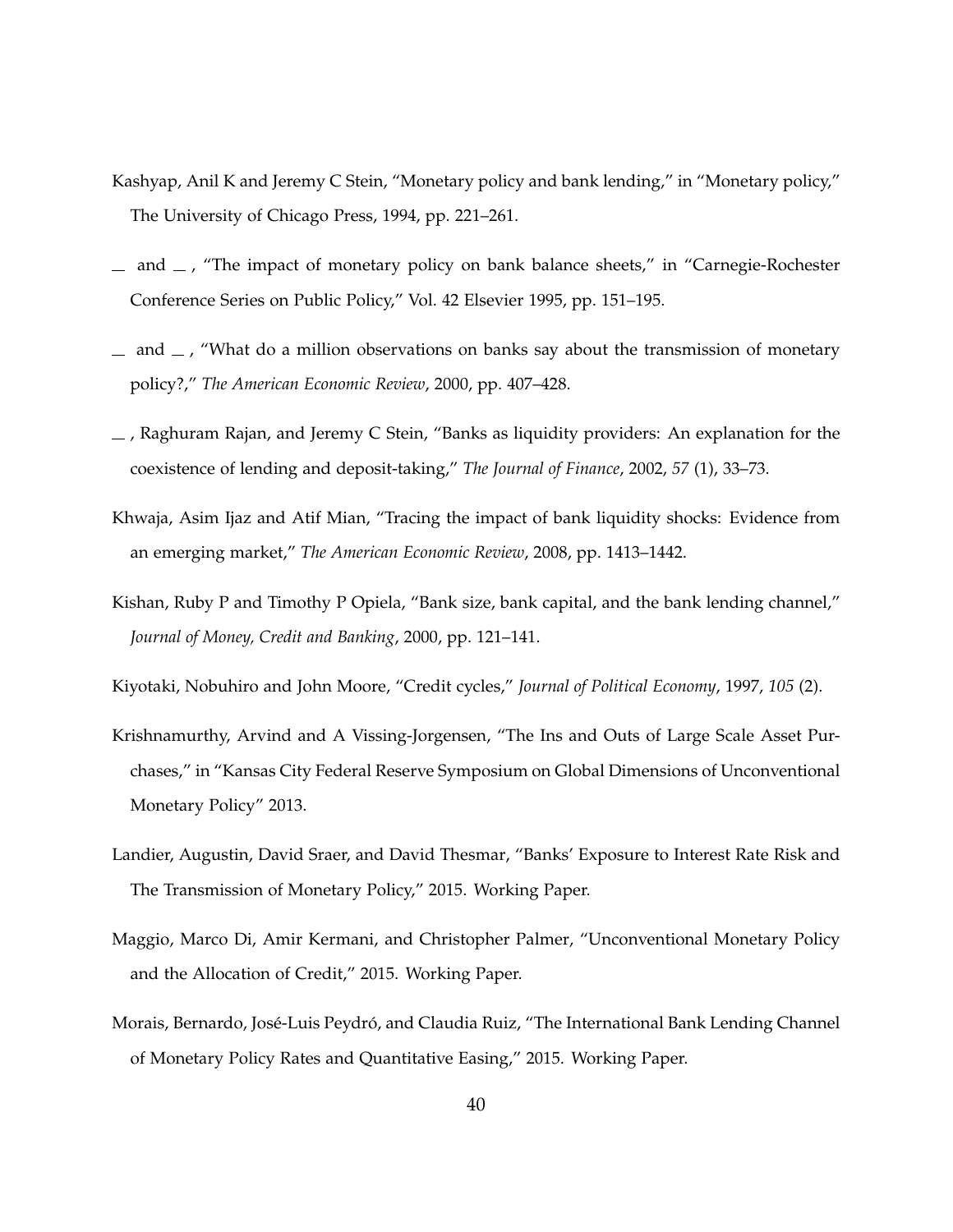Kashyap, Anil K and Jeremy C Stein, "Monetary policy and bank lending," in "Monetary policy," The University of Chicago Press, 1994, pp. 221–261.

\_ and \_ , "The impact of monetary policy on bank balance sheets," in "Carnegie-Rochester Conference Series on Public Policy," Vol. 42 Elsevier 1995, pp. 151–195.

\_ and \_ , "What do a million observations on banks say about the transmission of monetary policy?," *The American Economic Review*, 2000, pp. 407–428.

\_ , Raghuram Rajan, and Jeremy C Stein, "Banks as liquidity providers: An explanation for the coexistence of lending and deposit-taking," *The Journal of Finance*, 2002, *57* (1), 33–73.

Khwaja, Asim Ijaz and Atif Mian, "Tracing the impact of bank liquidity shocks: Evidence from an emerging market," *The American Economic Review*, 2008, pp. 1413–1442.

Kishan, Ruby P and Timothy P Opiela, "Bank size, bank capital, and the bank lending channel," *Journal of Money, Credit and Banking*, 2000, pp. 121–141.

Kiyotaki, Nobuhiro and John Moore, "Credit cycles," *Journal of Political Economy*, 1997, *105* (2).

Krishnamurthy, Arvind and A Vissing-Jorgensen, "The Ins and Outs of Large Scale Asset Purchases," in "Kansas City Federal Reserve Symposium on Global Dimensions of Unconventional Monetary Policy" 2013.

Landier, Augustin, David Sraer, and David Thesmar, "Banks' Exposure to Interest Rate Risk and The Transmission of Monetary Policy," 2015. Working Paper.

Maggio, Marco Di, Amir Kermani, and Christopher Palmer, "Unconventional Monetary Policy and the Allocation of Credit," 2015. Working Paper.

Morais, Bernardo, José-Luis Peydró, and Claudia Ruiz, "The International Bank Lending Channel of Monetary Policy Rates and Quantitative Easing," 2015. Working Paper.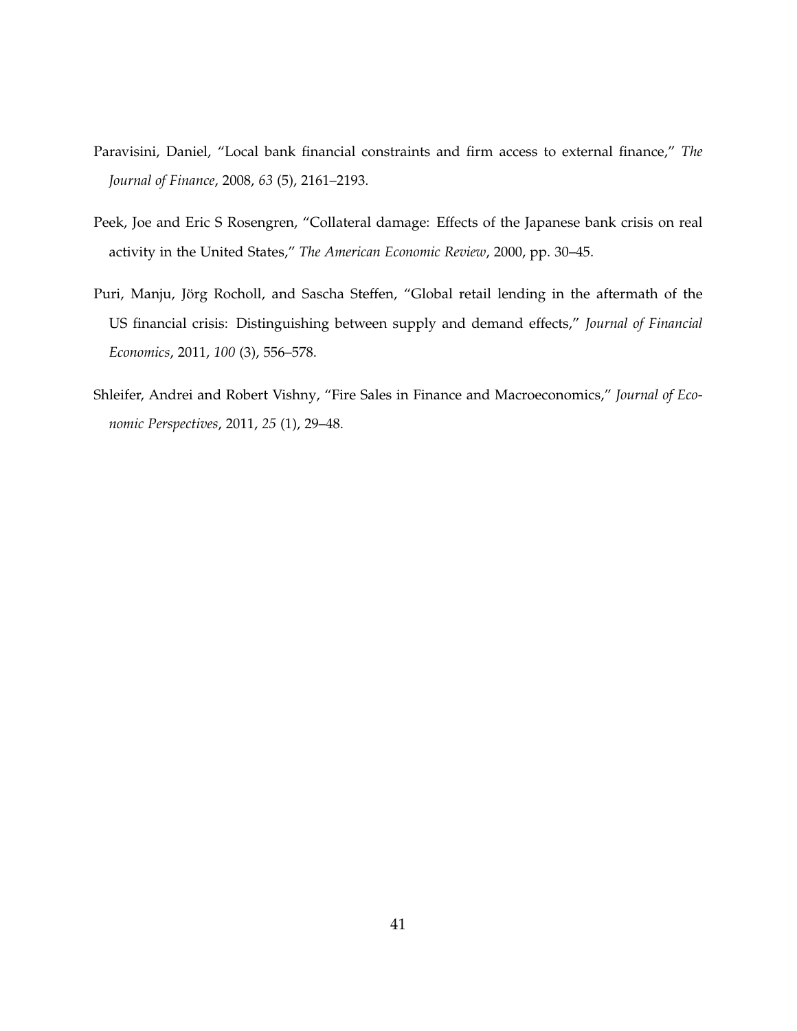Paravisini, Daniel, "Local bank financial constraints and firm access to external finance," *The Journal of Finance*, 2008, *63* (5), 2161–2193.

Peek, Joe and Eric S Rosengren, "Collateral damage: Effects of the Japanese bank crisis on real activity in the United States," *The American Economic Review*, 2000, pp. 30–45.

Puri, Manju, Jörg Rocholl, and Sascha Steffen, "Global retail lending in the aftermath of the US financial crisis: Distinguishing between supply and demand effects," *Journal of Financial Economics*, 2011, *100* (3), 556–578.

Shleifer, Andrei and Robert Vishny, "Fire Sales in Finance and Macroeconomics," *Journal of Economic Perspectives*, 2011, *25* (1), 29–48.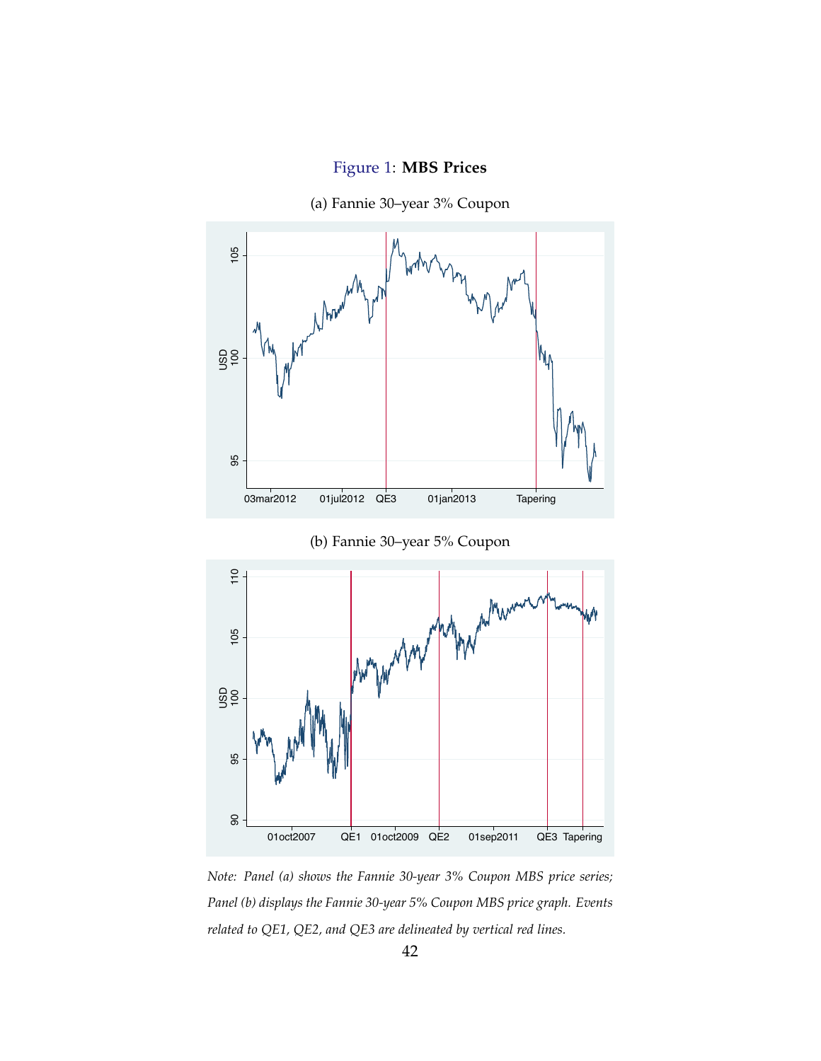Figure 1: **MBS Prices**

(a) Fannie 30–year 3% Coupon

(b) Fannie 30–year 5% Coupon

*Note: Panel (a) shows the Fannie 30-year 3% Coupon MBS price series; Panel (b) displays the Fannie 30-year 5% Coupon MBS price graph. Events related to QE1, QE2, and QE3 are delineated by vertical red lines.*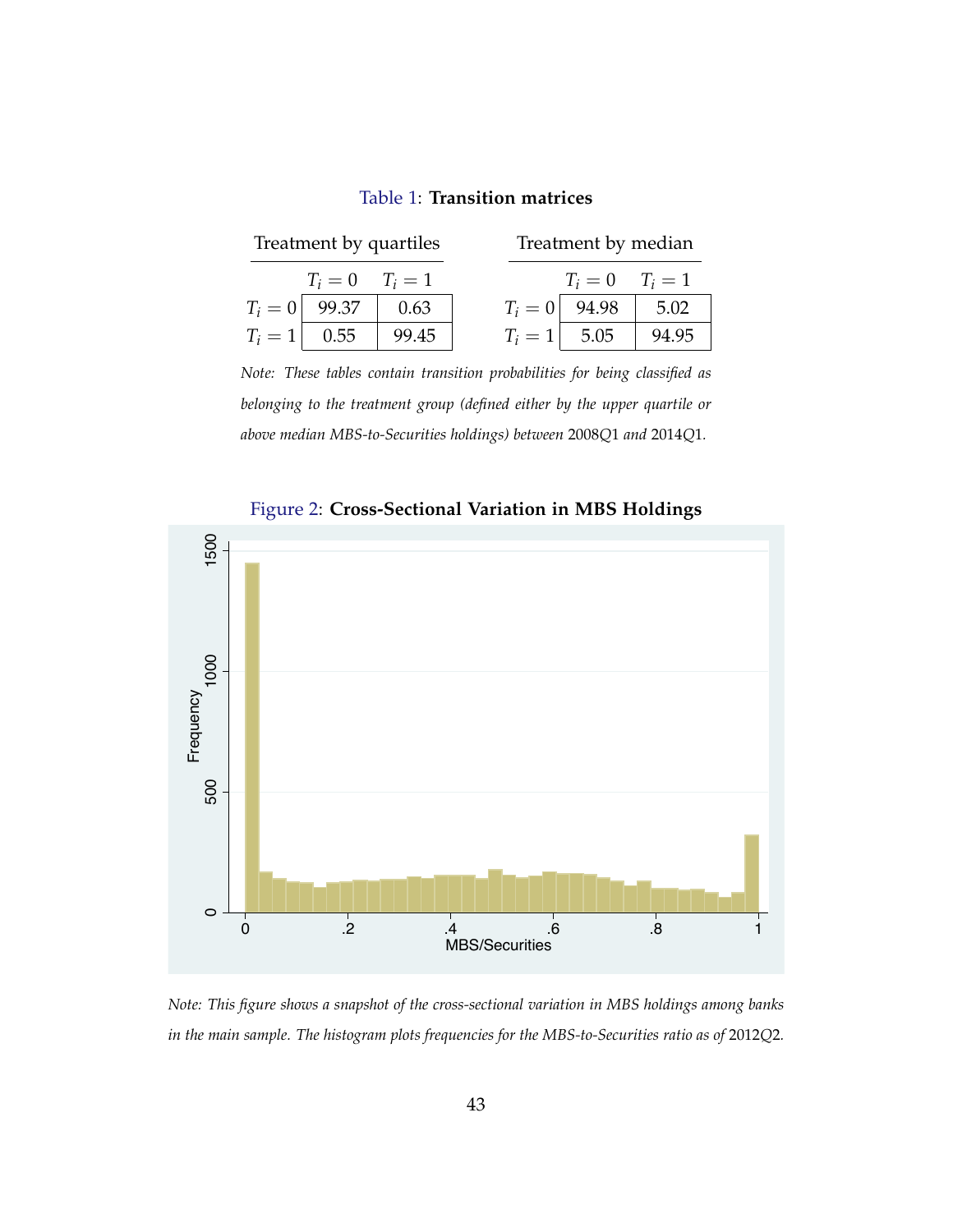Table 1: **Transition matrices**

| Treatment by quartiles | $T_i = 0$ | $T_i = 1$ |
|---|---|---|
| $T_i = 0$ | 99.37 | 0.63 |
| $T_i = 1$ | 0.55 | 99.45 |

| Treatment by median | $T_i = 0$ | $T_i = 1$ |
|---|---|---|
| $T_i = 0$ | 94.98 | 5.02 |
| $T_i = 1$ | 5.05 | 94.95 |

*Note: These tables contain transition probabilities for being classified as belonging to the treatment group (defined either by the upper quartile or above median MBS-to-Securities holdings) between* 2008Q1 *and* 2014Q1*.*

Figure 2: **Cross-Sectional Variation in MBS Holdings**

*Note: This figure shows a snapshot of the cross-sectional variation in MBS holdings among banks in the main sample. The histogram plots frequencies for the MBS-to-Securities ratio as of* 2012Q2*.*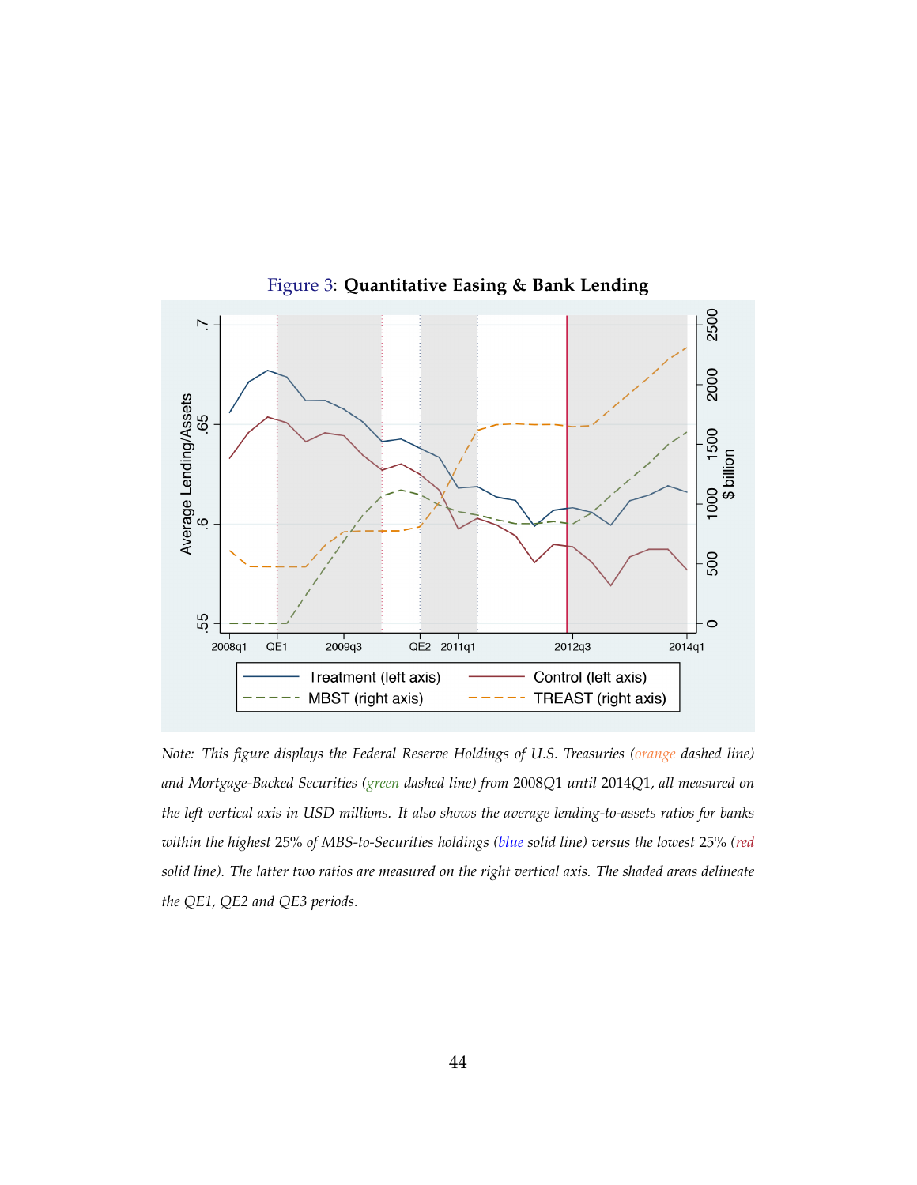Figure 3: **Quantitative Easing & Bank Lending**

*Note: This figure displays the Federal Reserve Holdings of U.S. Treasuries (orange dashed line) and Mortgage-Backed Securities (green dashed line) from* 2008Q1 *until* 2014Q1*, all measured on the left vertical axis in USD millions. It also shows the average lending-to-assets ratios for banks within the highest* 25% *of MBS-to-Securities holdings (blue solid line) versus the lowest* 25% *(red solid line). The latter two ratios are measured on the right vertical axis. The shaded areas delineate the QE1, QE2 and QE3 periods.*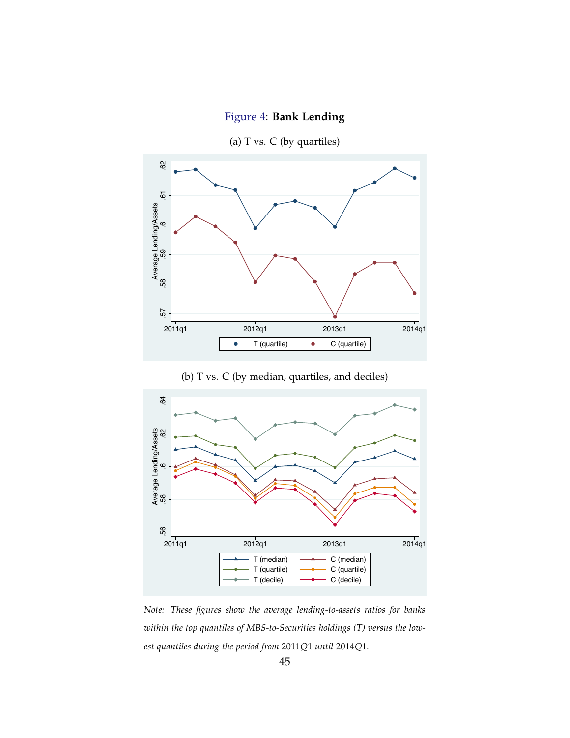Figure 4: **Bank Lending**

(a) T vs. C (by quartiles)

(b) T vs. C (by median, quartiles, and deciles)

*Note: These figures show the average lending-to-assets ratios for banks within the top quantiles of MBS-to-Securities holdings (T) versus the lowest quantiles during the period from* 2011*Q*1 *until* 2014*Q*1.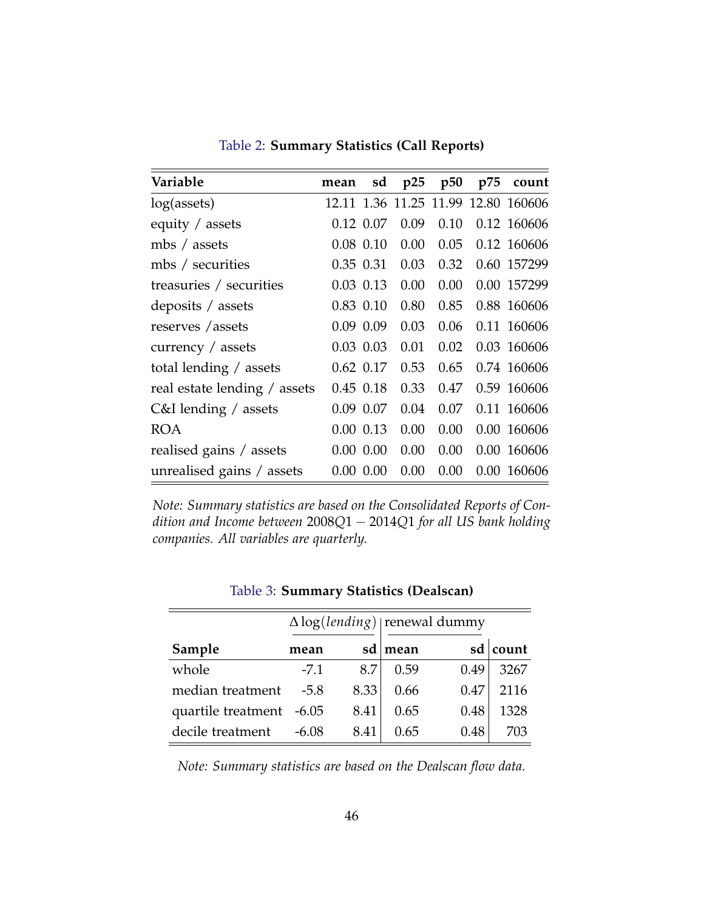Table 2: **Summary Statistics (Call Reports)**

| Variable | mean | sd | p25 | p50 | p75 | count |
|---|---|---|---|---|---|---|
| log(assets) | 12.11 | 1.36 | 11.25 | 11.99 | 12.80 | 160606 |
| equity / assets | 0.12 | 0.07 | 0.09 | 0.10 | 0.12 | 160606 |
| mbs / assets | 0.08 | 0.10 | 0.00 | 0.05 | 0.12 | 160606 |
| mbs / securities | 0.35 | 0.31 | 0.03 | 0.32 | 0.60 | 157299 |
| treasuries / securities | 0.03 | 0.13 | 0.00 | 0.00 | 0.00 | 157299 |
| deposits / assets | 0.83 | 0.10 | 0.80 | 0.85 | 0.88 | 160606 |
| reserves /assets | 0.09 | 0.09 | 0.03 | 0.06 | 0.11 | 160606 |
| currency / assets | 0.03 | 0.03 | 0.01 | 0.02 | 0.03 | 160606 |
| total lending / assets | 0.62 | 0.17 | 0.53 | 0.65 | 0.74 | 160606 |
| real estate lending / assets | 0.45 | 0.18 | 0.33 | 0.47 | 0.59 | 160606 |
| C&I lending / assets | 0.09 | 0.07 | 0.04 | 0.07 | 0.11 | 160606 |
| ROA | 0.00 | 0.13 | 0.00 | 0.00 | 0.00 | 160606 |
| realised gains / assets | 0.00 | 0.00 | 0.00 | 0.00 | 0.00 | 160606 |
| unrealised gains / assets | 0.00 | 0.00 | 0.00 | 0.00 | 0.00 | 160606 |

*Note: Summary statistics are based on the Consolidated Reports of Condition and Income between* $2008Q1 - 2014Q1$ *for all US bank holding companies. All variables are quarterly.*

Table 3: **Summary Statistics (Dealscan)**

| | $\Delta \log(lending)$ | | renewal dummy | | |
|---|---|---|---|---|---|
| **Sample** | **mean** | **sd** | **mean** | **sd** | **count** |
| whole | -7.1 | 8.7 | 0.59 | 0.49 | 3267 |
| median treatment | -5.8 | 8.33 | 0.66 | 0.47 | 2116 |
| quartile treatment | -6.05 | 8.41 | 0.65 | 0.48 | 1328 |
| decile treatment | -6.08 | 8.41 | 0.65 | 0.48 | 703 |

*Note: Summary statistics are based on the Dealscan flow data.*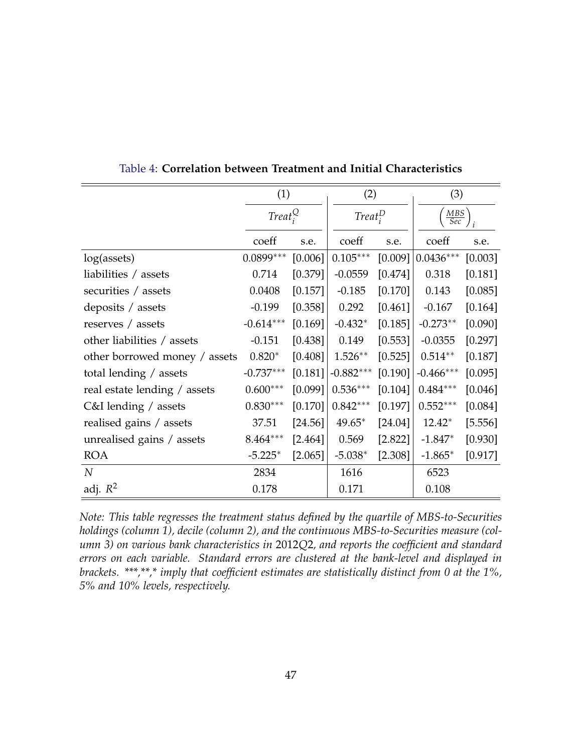Table 4: **Correlation between Treatment and Initial Characteristics**

| | (1) | | (2) | | (3) | |
|---|---|---|---|---|---|---|
| | $Treat_i^Q$ | | $Treat_i^D$ | | $\left(\frac{MBS}{Sec}\right)_i$ | |
| | coeff | s.e. | coeff | s.e. | coeff | s.e. |
| log(assets) | 0.0899*** | [0.006] | 0.105*** | [0.009] | 0.0436*** | [0.003] |
| liabilities / assets | 0.714 | [0.379] | -0.0559 | [0.474] | 0.318 | [0.181] |
| securities / assets | 0.0408 | [0.157] | -0.185 | [0.170] | 0.143 | [0.085] |
| deposits / assets | -0.199 | [0.358] | 0.292 | [0.461] | -0.167 | [0.164] |
| reserves / assets | -0.614*** | [0.169] | -0.432* | [0.185] | -0.273** | [0.090] |
| other liabilities / assets | -0.151 | [0.438] | 0.149 | [0.553] | -0.0355 | [0.297] |
| other borrowed money / assets | 0.820* | [0.408] | 1.526** | [0.525] | 0.514** | [0.187] |
| total lending / assets | -0.737*** | [0.181] | -0.882*** | [0.190] | -0.466*** | [0.095] |
| real estate lending / assets | 0.600*** | [0.099] | 0.536*** | [0.104] | 0.484*** | [0.046] |
| C&I lending / assets | 0.830*** | [0.170] | 0.842*** | [0.197] | 0.552*** | [0.084] |
| realised gains / assets | 37.51 | [24.56] | 49.65* | [24.04] | 12.42* | [5.556] |
| unrealised gains / assets | 8.464*** | [2.464] | 0.569 | [2.822] | -1.847* | [0.930] |
| ROA | -5.225* | [2.065] | -5.038* | [2.308] | -1.865* | [0.917] |
| $N$ | 2834 | | 1616 | | 6523 | |
| adj. $R^2$ | 0.178 | | 0.171 | | 0.108 | |

*Note: This table regresses the treatment status defined by the quartile of MBS-to-Securities holdings (column 1), decile (column 2), and the continuous MBS-to-Securities measure (column 3) on various bank characteristics in* 2012*Q*2*, and reports the coefficient and standard errors on each variable. Standard errors are clustered at the bank-level and displayed in brackets. \*\*\*,\*\*,\* imply that coefficient estimates are statistically distinct from 0 at the 1%, 5% and 10% levels, respectively.*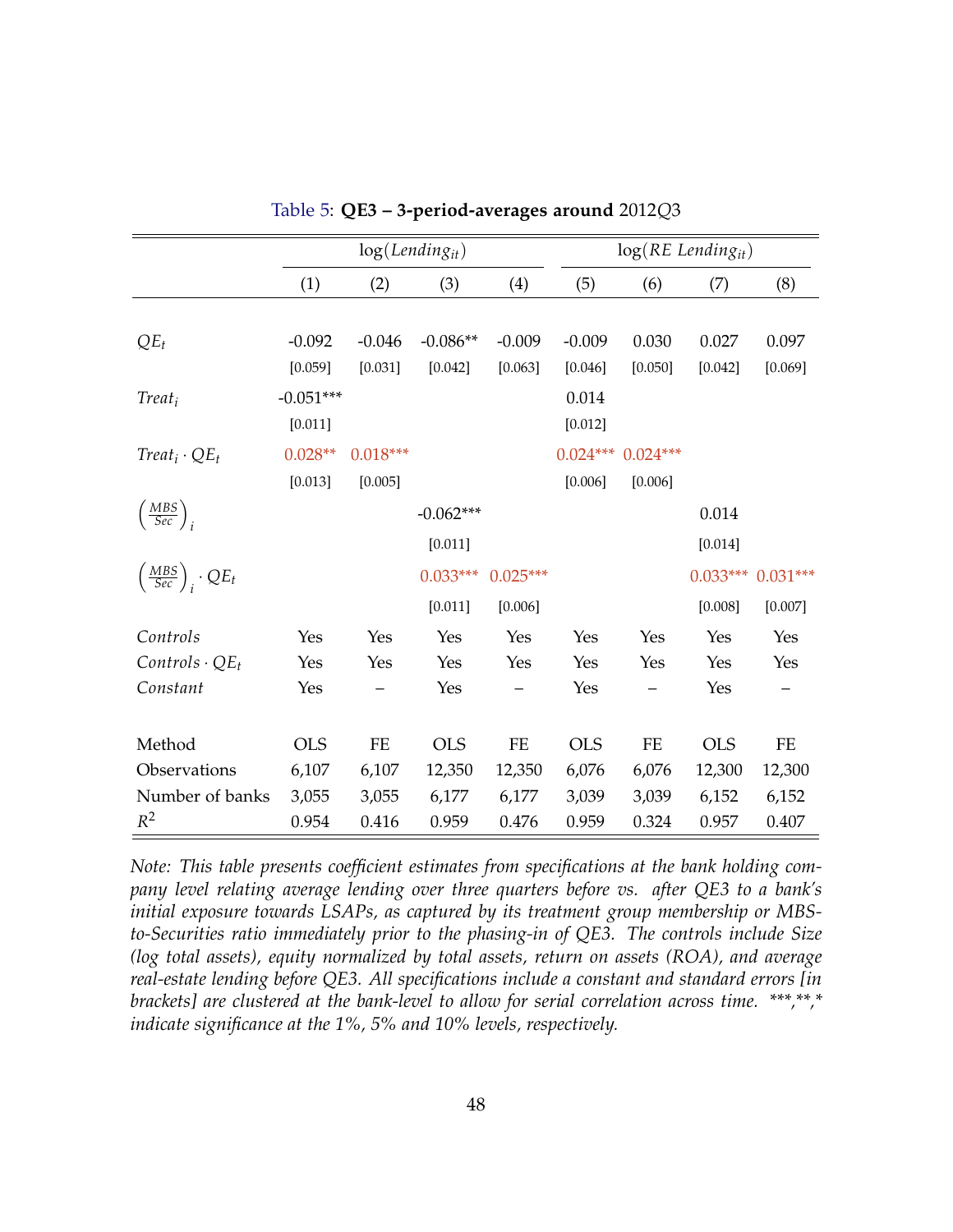Table 5: **QE3 – 3-period-averages around** 2012$Q$3

| | $\log(Lending_{it})$ | | | | $\log(RE\ Lending_{it})$ | | | |
|---|---|---|---|---|---|---|---|---|
| | (1) | (2) | (3) | (4) | (5) | (6) | (7) | (8) |
| $QE_t$ | -0.092 | -0.046 | -0.086** | -0.009 | -0.009 | 0.030 | 0.027 | 0.097 |
| | [0.059] | [0.031] | [0.042] | [0.063] | [0.046] | [0.050] | [0.042] | [0.069] |
| $Treat_i$ | -0.051*** | | | | 0.014 | | | |
| | [0.011] | | | | [0.012] | | | |
| $Treat_i \cdot QE_t$ | 0.028** | 0.018*** | | | 0.024*** | 0.024*** | | |
| | [0.013] | [0.005] | | | [0.006] | [0.006] | | |
| $\left(\frac{MBS}{Sec}\right)_i$ | | | -0.062*** | | | | 0.014 | |
| | | | [0.011] | | | | [0.014] | |
| $\left(\frac{MBS}{Sec}\right)_i \cdot QE_t$ | | | 0.033*** | 0.025*** | | | 0.033*** | 0.031*** |
| | | | [0.011] | [0.006] | | | [0.008] | [0.007] |
| *Controls* | Yes | Yes | Yes | Yes | Yes | Yes | Yes | Yes |
| $Controls \cdot QE_t$ | Yes | Yes | Yes | Yes | Yes | Yes | Yes | Yes |
| *Constant* | Yes | – | Yes | – | Yes | – | Yes | – |
| Method | OLS | FE | OLS | FE | OLS | FE | OLS | FE |
| Observations | 6,107 | 6,107 | 12,350 | 12,350 | 6,076 | 6,076 | 12,300 | 12,300 |
| Number of banks | 3,055 | 3,055 | 6,177 | 6,177 | 3,039 | 3,039 | 6,152 | 6,152 |
| $R^2$ | 0.954 | 0.416 | 0.959 | 0.476 | 0.959 | 0.324 | 0.957 | 0.407 |

*Note: This table presents coefficient estimates from specifications at the bank holding company level relating average lending over three quarters before vs. after QE3 to a bank's initial exposure towards LSAPs, as captured by its treatment group membership or MBS-to-Securities ratio immediately prior to the phasing-in of QE3. The controls include Size (log total assets), equity normalized by total assets, return on assets (ROA), and average real-estate lending before QE3. All specifications include a constant and standard errors [in brackets] are clustered at the bank-level to allow for serial correlation across time. ***,**,* indicate significance at the 1%, 5% and 10% levels, respectively.*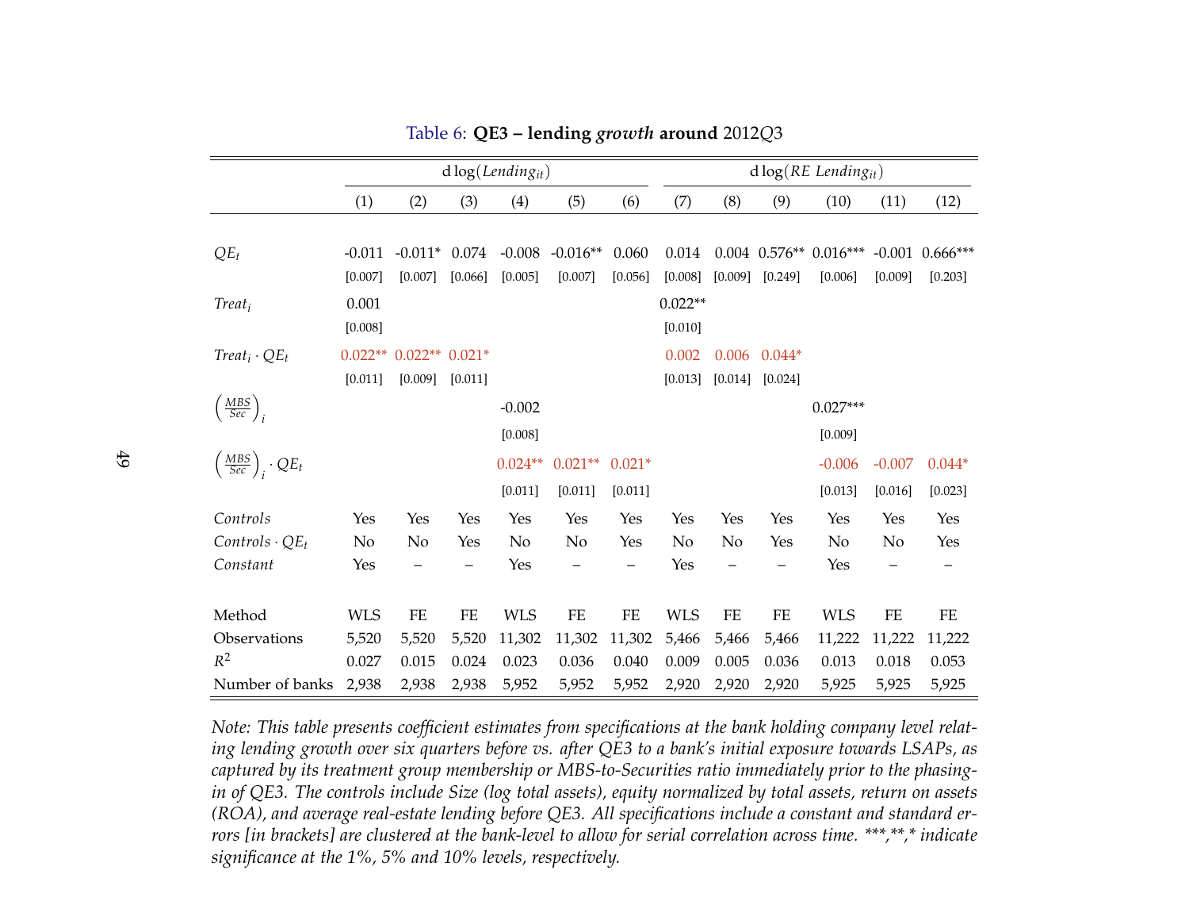Table 6: **QE3 – lending *growth* around** 2012$Q3$

| | $d\log(Lending_{it})$ | | | | | | $d\log(RE\ Lending_{it})$ | | | | | |
|---|---|---|---|---|---|---|---|---|---|---|---|---|
| | (1) | (2) | (3) | (4) | (5) | (6) | (7) | (8) | (9) | (10) | (11) | (12) |
| $QE_t$ | -0.011 | -0.011* | 0.074 | -0.008 | -0.016** | 0.060 | 0.014 | 0.004 | 0.576** | 0.016*** | -0.001 | 0.666*** |
| | [0.007] | [0.007] | [0.066] | [0.005] | [0.007] | [0.056] | [0.008] | [0.009] | [0.249] | [0.006] | [0.009] | [0.203] |
| $Treat_i$ | 0.001 | | | | | | 0.022** | | | | | |
| | [0.008] | | | | | | [0.010] | | | | | |
| $Treat_i \cdot QE_t$ | 0.022** | 0.022** | 0.021* | | | | 0.002 | 0.006 | 0.044* | | | |
| | [0.011] | [0.009] | [0.011] | | | | [0.013] | [0.014] | [0.024] | | | |
| $\left(\frac{MBS}{Sec}\right)_i$ | | | | -0.002 | | | | | | 0.027*** | | |
| | | | | [0.008] | | | | | | [0.009] | | |
| $\left(\frac{MBS}{Sec}\right)_i \cdot QE_t$ | | | | 0.024** | 0.021** | 0.021* | | | | -0.006 | -0.007 | 0.044* |
| | | | | [0.011] | [0.011] | [0.011] | | | | [0.013] | [0.016] | [0.023] |
| *Controls* | Yes | Yes | Yes | Yes | Yes | Yes | Yes | Yes | Yes | Yes | Yes | Yes |
| $Controls \cdot QE_t$ | No | No | Yes | No | No | Yes | No | No | Yes | No | No | Yes |
| *Constant* | Yes | – | – | Yes | – | – | Yes | – | – | Yes | – | – |
| Method | WLS | FE | FE | WLS | FE | FE | WLS | FE | FE | WLS | FE | FE |
| Observations | 5,520 | 5,520 | 5,520 | 11,302 | 11,302 | 11,302 | 5,466 | 5,466 | 5,466 | 11,222 | 11,222 | 11,222 |
| $R^2$ | 0.027 | 0.015 | 0.024 | 0.023 | 0.036 | 0.040 | 0.009 | 0.005 | 0.036 | 0.013 | 0.018 | 0.053 |
| Number of banks | 2,938 | 2,938 | 2,938 | 5,952 | 5,952 | 5,952 | 2,920 | 2,920 | 2,920 | 5,925 | 5,925 | 5,925 |

*Note: This table presents coefficient estimates from specifications at the bank holding company level relating lending growth over six quarters before vs. after QE3 to a bank's initial exposure towards LSAPs, as captured by its treatment group membership or MBS-to-Securities ratio immediately prior to the phasing-in of QE3. The controls include Size (log total assets), equity normalized by total assets, return on assets (ROA), and average real-estate lending before QE3. All specifications include a constant and standard errors [in brackets] are clustered at the bank-level to allow for serial correlation across time. \*\*\*,\*\*,\* indicate significance at the 1%, 5% and 10% levels, respectively.*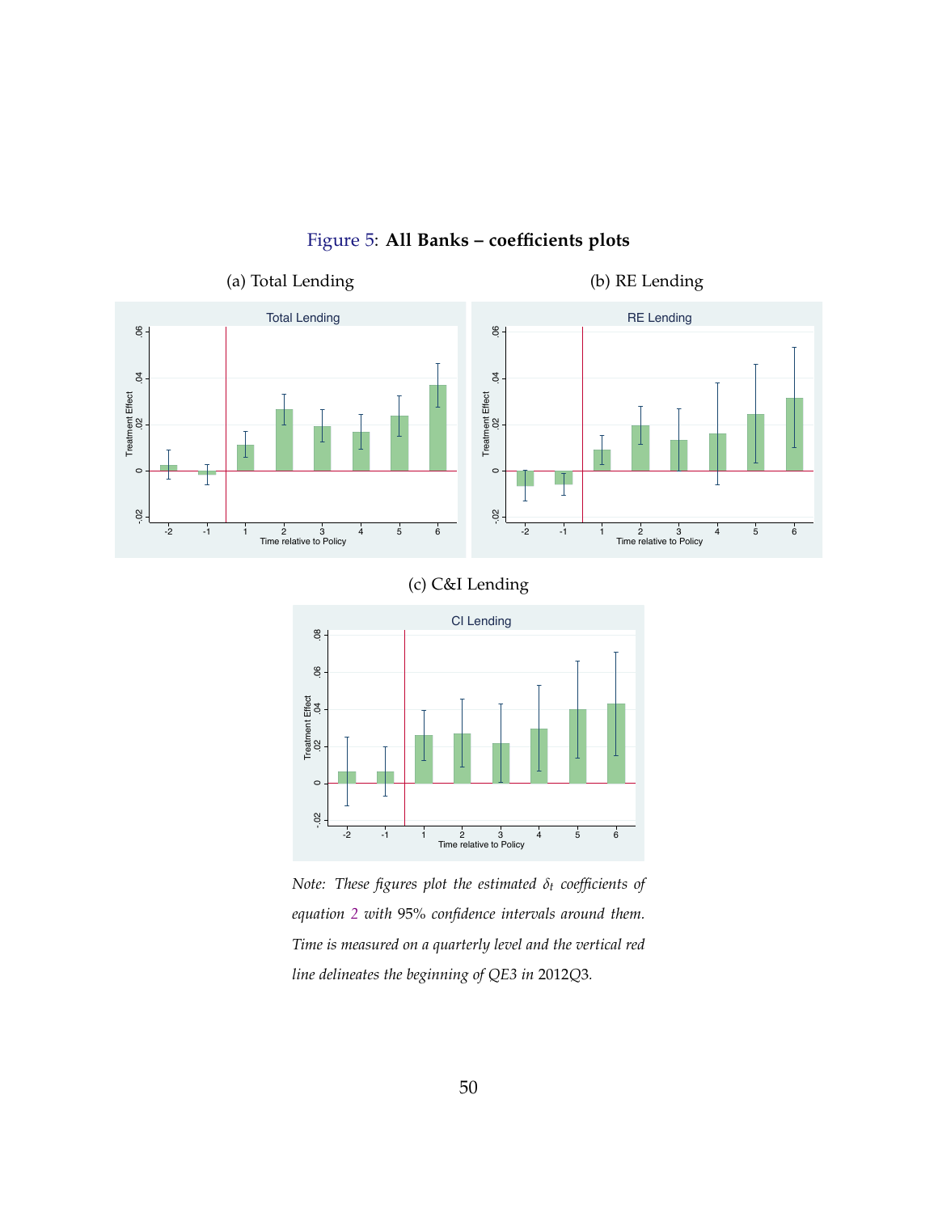Figure 5: **All Banks – coefficients plots**

(a) Total Lending

(b) RE Lending

(c) C&I Lending

*Note: These figures plot the estimated $\delta_t$ coefficients of equation 2 with* 95% *confidence intervals around them. Time is measured on a quarterly level and the vertical red line delineates the beginning of QE3 in* 2012Q3.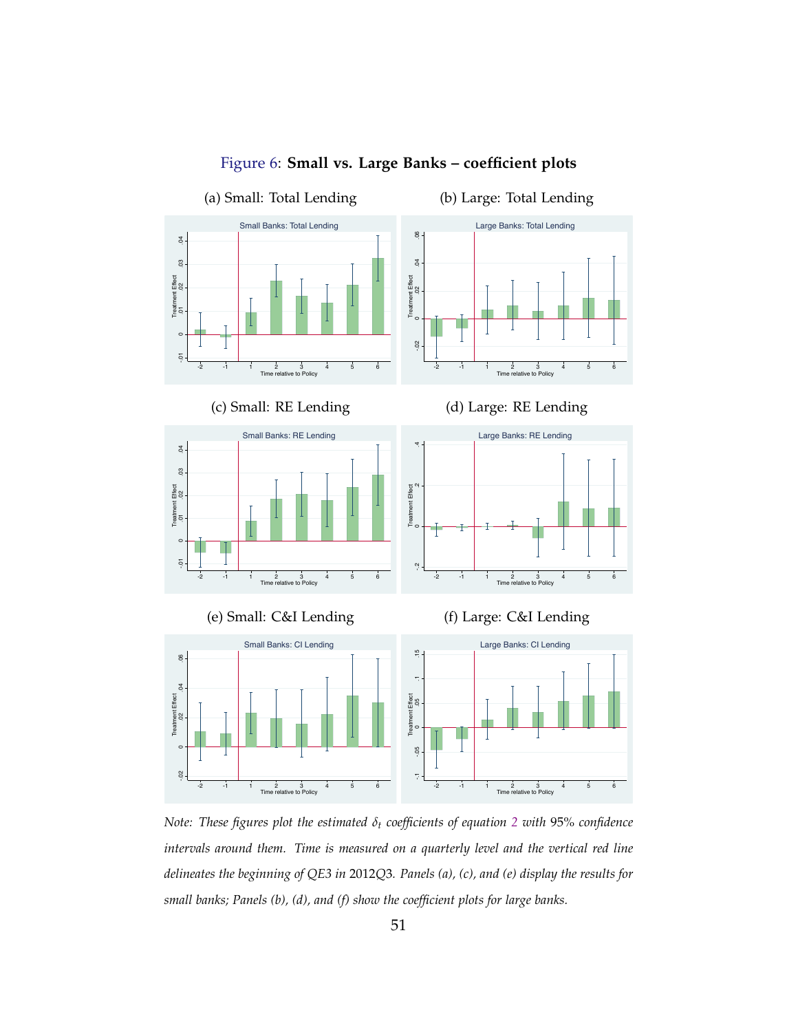Figure 6: **Small vs. Large Banks – coefficient plots**

(a) Small: Total Lending

(b) Large: Total Lending

(c) Small: RE Lending

(d) Large: RE Lending

(e) Small: C&I Lending

(f) Large: C&I Lending

*Note: These figures plot the estimated $\delta_t$ coefficients of equation 2 with 95% confidence intervals around them. Time is measured on a quarterly level and the vertical red line delineates the beginning of QE3 in 2012Q3. Panels (a), (c), and (e) display the results for small banks; Panels (b), (d), and (f) show the coefficient plots for large banks.*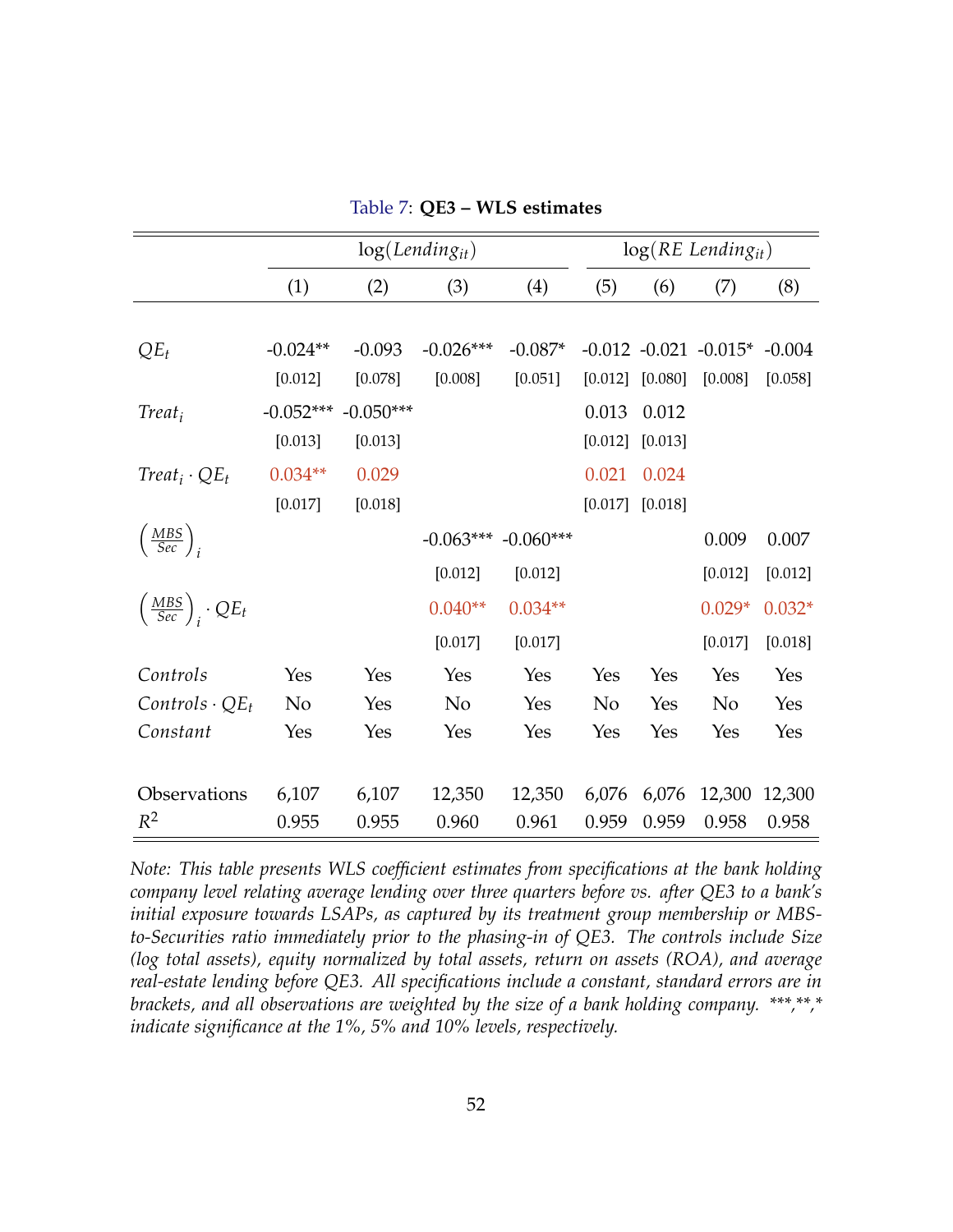Table 7: **QE3 – WLS estimates**

| | $\log(Lending_{it})$ | | | | $\log(RE\ Lending_{it})$ | | | |
|---|---|---|---|---|---|---|---|---|
| | (1) | (2) | (3) | (4) | (5) | (6) | (7) | (8) |
| $QE_t$ | -0.024** | -0.093 | -0.026*** | -0.087* | -0.012 | -0.021 | -0.015* | -0.004 |
| | [0.012] | [0.078] | [0.008] | [0.051] | [0.012] | [0.080] | [0.008] | [0.058] |
| $Treat_i$ | -0.052*** | -0.050*** | | | 0.013 | 0.012 | | |
| | [0.013] | [0.013] | | | [0.012] | [0.013] | | |
| $Treat_i \cdot QE_t$ | 0.034** | 0.029 | | | 0.021 | 0.024 | | |
| | [0.017] | [0.018] | | | [0.017] | [0.018] | | |
| $\left(\frac{MBS}{Sec}\right)_i$ | | | -0.063*** | -0.060*** | | | 0.009 | 0.007 |
| | | | [0.012] | [0.012] | | | [0.012] | [0.012] |
| $\left(\frac{MBS}{Sec}\right)_i \cdot QE_t$ | | | 0.040** | 0.034** | | | 0.029* | 0.032* |
| | | | [0.017] | [0.017] | | | [0.017] | [0.018] |
| *Controls* | Yes | Yes | Yes | Yes | Yes | Yes | Yes | Yes |
| $Controls \cdot QE_t$ | No | Yes | No | Yes | No | Yes | No | Yes |
| *Constant* | Yes | Yes | Yes | Yes | Yes | Yes | Yes | Yes |
| Observations | 6,107 | 6,107 | 12,350 | 12,350 | 6,076 | 6,076 | 12,300 | 12,300 |
| $R^2$ | 0.955 | 0.955 | 0.960 | 0.961 | 0.959 | 0.959 | 0.958 | 0.958 |

*Note: This table presents WLS coefficient estimates from specifications at the bank holding company level relating average lending over three quarters before vs. after QE3 to a bank's initial exposure towards LSAPs, as captured by its treatment group membership or MBS-to-Securities ratio immediately prior to the phasing-in of QE3. The controls include Size (log total assets), equity normalized by total assets, return on assets (ROA), and average real-estate lending before QE3. All specifications include a constant, standard errors are in brackets, and all observations are weighted by the size of a bank holding company. ***,**,* indicate significance at the 1%, 5% and 10% levels, respectively.*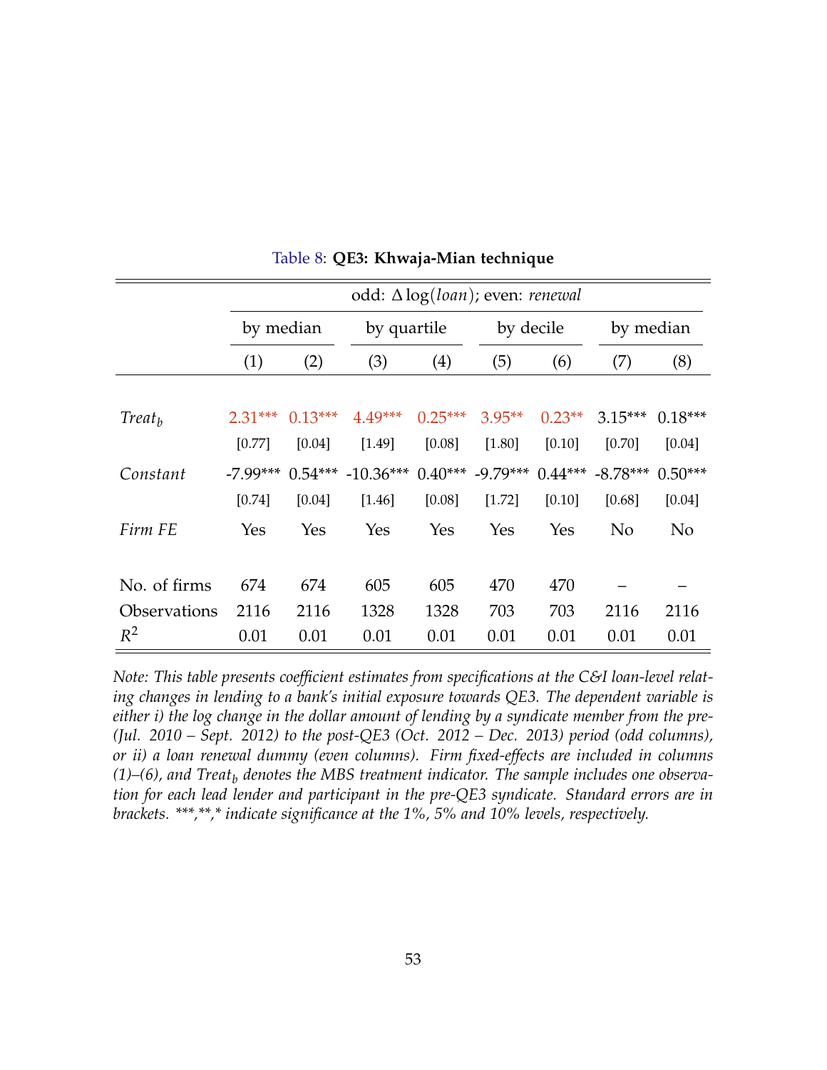Table 8: **QE3: Khwaja-Mian technique**

| | odd: $\Delta \log(loan)$; even: *renewal* | | | | | | | |
|---|---|---|---|---|---|---|---|---|
| | by median | | by quartile | | by decile | | by median | |
| | (1) | (2) | (3) | (4) | (5) | (6) | (7) | (8) |
| $Treat_b$ | 2.31*** | 0.13*** | 4.49*** | 0.25*** | 3.95** | 0.23** | 3.15*** | 0.18*** |
| | [0.77] | [0.04] | [1.49] | [0.08] | [1.80] | [0.10] | [0.70] | [0.04] |
| *Constant* | -7.99*** | 0.54*** | -10.36*** | 0.40*** | -9.79*** | 0.44*** | -8.78*** | 0.50*** |
| | [0.74] | [0.04] | [1.46] | [0.08] | [1.72] | [0.10] | [0.68] | [0.04] |
| *Firm FE* | Yes | Yes | Yes | Yes | Yes | Yes | No | No |
| No. of firms | 674 | 674 | 605 | 605 | 470 | 470 | – | – |
| Observations | 2116 | 2116 | 1328 | 1328 | 703 | 703 | 2116 | 2116 |
| $R^2$ | 0.01 | 0.01 | 0.01 | 0.01 | 0.01 | 0.01 | 0.01 | 0.01 |

*Note: This table presents coefficient estimates from specifications at the C&I loan-level relating changes in lending to a bank's initial exposure towards QE3. The dependent variable is either i) the log change in the dollar amount of lending by a syndicate member from the pre- (Jul. 2010 – Sept. 2012) to the post-QE3 (Oct. 2012 – Dec. 2013) period (odd columns), or ii) a loan renewal dummy (even columns). Firm fixed-effects are included in columns (1)–(6), and $Treat_b$ denotes the MBS treatment indicator. The sample includes one observation for each lead lender and participant in the pre-QE3 syndicate. Standard errors are in brackets. \*\*\*,\*\*,\* indicate significance at the 1%, 5% and 10% levels, respectively.*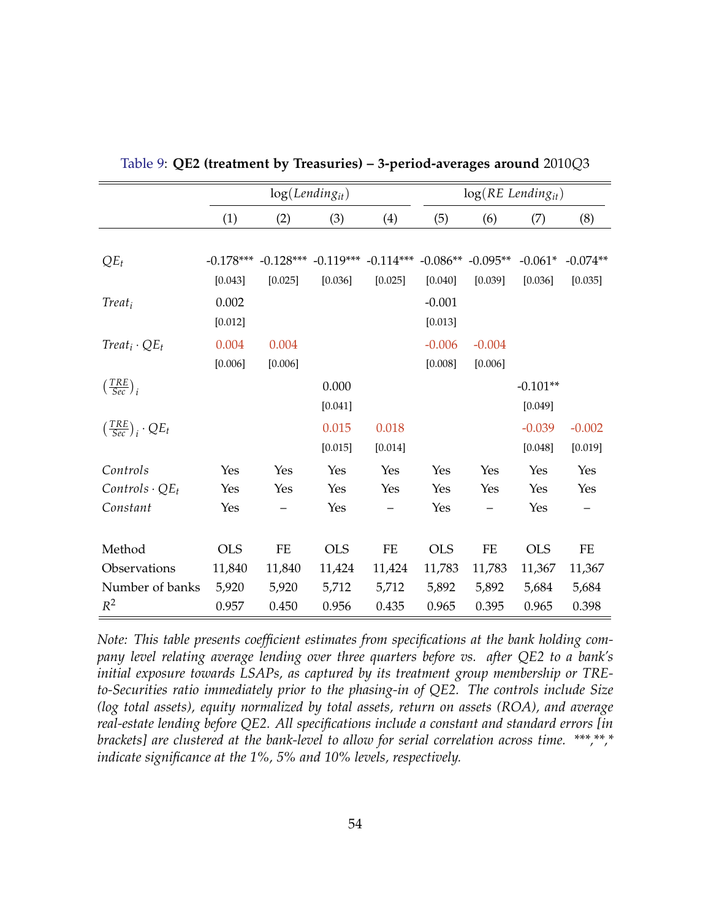Table 9: **QE2 (treatment by Treasuries) – 3-period-averages around** $2010Q3$

| | $\log(Lending_{it})$ | | | | $\log(RE\ Lending_{it})$ | | | |
|---|---|---|---|---|---|---|---|---|
| | (1) | (2) | (3) | (4) | (5) | (6) | (7) | (8) |
| $QE_t$ | -0.178*** | -0.128*** | -0.119*** | -0.114*** | -0.086** | -0.095** | -0.061* | -0.074** |
| | [0.043] | [0.025] | [0.036] | [0.025] | [0.040] | [0.039] | [0.036] | [0.035] |
| $Treat_i$ | 0.002 | | | | -0.001 | | | |
| | [0.012] | | | | [0.013] | | | |
| $Treat_i \cdot QE_t$ | 0.004 | 0.004 | | | -0.006 | -0.004 | | |
| | [0.006] | [0.006] | | | [0.008] | [0.006] | | |
| $\left(\frac{TRE}{Sec}\right)_i$ | | | 0.000 | | | | -0.101** | |
| | | | [0.041] | | | | [0.049] | |
| $\left(\frac{TRE}{Sec}\right)_i \cdot QE_t$ | | | 0.015 | 0.018 | | | -0.039 | -0.002 |
| | | | [0.015] | [0.014] | | | [0.048] | [0.019] |
| *Controls* | Yes | Yes | Yes | Yes | Yes | Yes | Yes | Yes |
| $Controls \cdot QE_t$ | Yes | Yes | Yes | Yes | Yes | Yes | Yes | Yes |
| *Constant* | Yes | – | Yes | – | Yes | – | Yes | – |
| Method | OLS | FE | OLS | FE | OLS | FE | OLS | FE |
| Observations | 11,840 | 11,840 | 11,424 | 11,424 | 11,783 | 11,783 | 11,367 | 11,367 |
| Number of banks | 5,920 | 5,920 | 5,712 | 5,712 | 5,892 | 5,892 | 5,684 | 5,684 |
| $R^2$ | 0.957 | 0.450 | 0.956 | 0.435 | 0.965 | 0.395 | 0.965 | 0.398 |

*Note: This table presents coefficient estimates from specifications at the bank holding company level relating average lending over three quarters before vs. after QE2 to a bank's initial exposure towards LSAPs, as captured by its treatment group membership or TRE-to-Securities ratio immediately prior to the phasing-in of QE2. The controls include Size (log total assets), equity normalized by total assets, return on assets (ROA), and average real-estate lending before QE2. All specifications include a constant and standard errors [in brackets] are clustered at the bank-level to allow for serial correlation across time. \*\*\*,\*\*,\* indicate significance at the 1%, 5% and 10% levels, respectively.*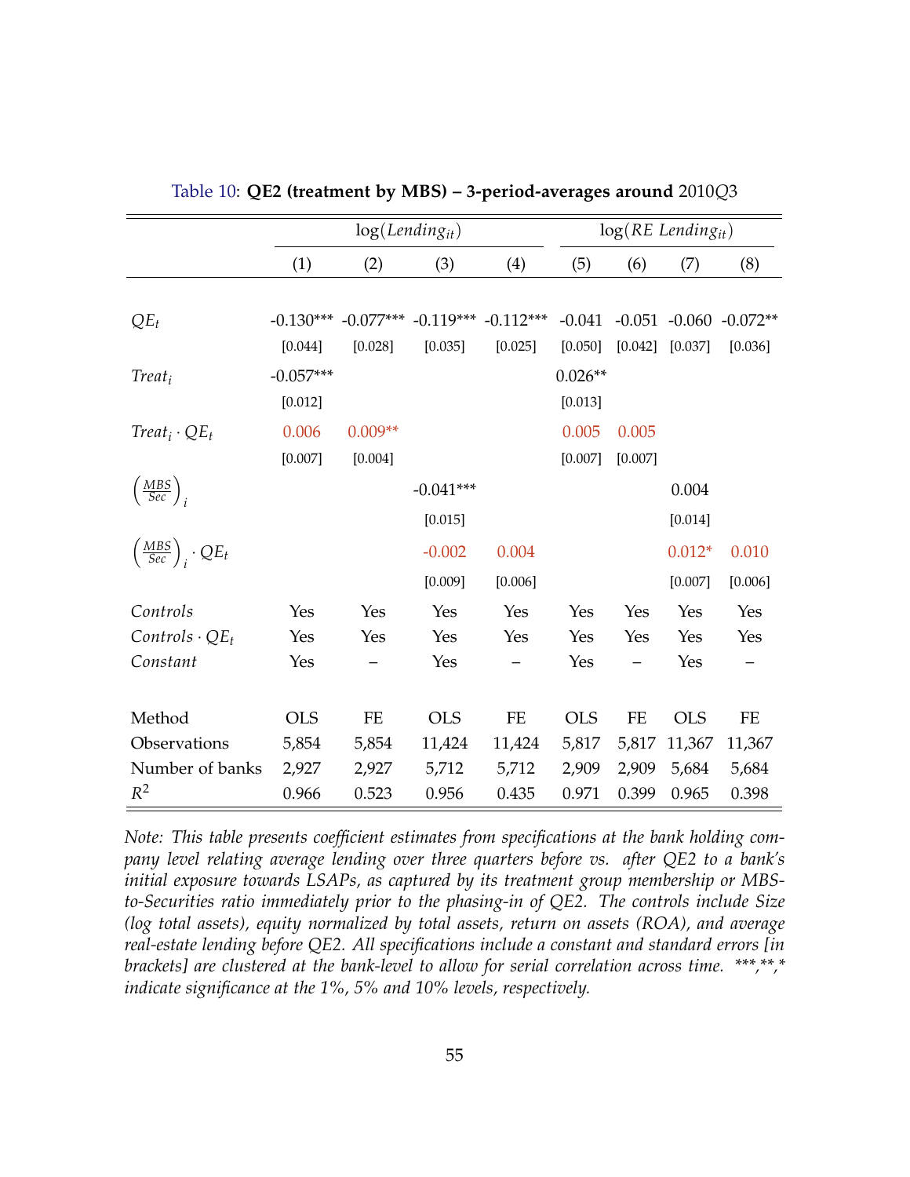Table 10: **QE2 (treatment by MBS) – 3-period-averages around** 2010*Q*3

| | log($Lending_{it}$) | | | | log($RE\ Lending_{it}$) | | | |
|---|---|---|---|---|---|---|---|---|
| | (1) | (2) | (3) | (4) | (5) | (6) | (7) | (8) |
| $QE_t$ | -0.130*** | -0.077*** | -0.119*** | -0.112*** | -0.041 | -0.051 | -0.060 | -0.072** |
| | [0.044] | [0.028] | [0.035] | [0.025] | [0.050] | [0.042] | [0.037] | [0.036] |
| $Treat_i$ | -0.057*** | | | | 0.026** | | | |
| | [0.012] | | | | [0.013] | | | |
| $Treat_i \cdot QE_t$ | 0.006 | 0.009** | | | 0.005 | 0.005 | | |
| | [0.007] | [0.004] | | | [0.007] | [0.007] | | |
| $\left(\frac{MBS}{Sec}\right)_i$ | | | -0.041*** | | | | 0.004 | |
| | | | [0.015] | | | | [0.014] | |
| $\left(\frac{MBS}{Sec}\right)_i \cdot QE_t$ | | | -0.002 | 0.004 | | | 0.012* | 0.010 |
| | | | [0.009] | [0.006] | | | [0.007] | [0.006] |
| *Controls* | Yes | Yes | Yes | Yes | Yes | Yes | Yes | Yes |
| *Controls* $\cdot QE_t$ | Yes | Yes | Yes | Yes | Yes | Yes | Yes | Yes |
| *Constant* | Yes | – | Yes | – | Yes | – | Yes | – |
| Method | OLS | FE | OLS | FE | OLS | FE | OLS | FE |
| Observations | 5,854 | 5,854 | 11,424 | 11,424 | 5,817 | 5,817 | 11,367 | 11,367 |
| Number of banks | 2,927 | 2,927 | 5,712 | 5,712 | 2,909 | 2,909 | 5,684 | 5,684 |
| $R^2$ | 0.966 | 0.523 | 0.956 | 0.435 | 0.971 | 0.399 | 0.965 | 0.398 |

*Note: This table presents coefficient estimates from specifications at the bank holding company level relating average lending over three quarters before vs. after QE2 to a bank's initial exposure towards LSAPs, as captured by its treatment group membership or MBS-to-Securities ratio immediately prior to the phasing-in of QE2. The controls include Size (log total assets), equity normalized by total assets, return on assets (ROA), and average real-estate lending before QE2. All specifications include a constant and standard errors [in brackets] are clustered at the bank-level to allow for serial correlation across time. \*\*\*,\*\*,\* indicate significance at the 1%, 5% and 10% levels, respectively.*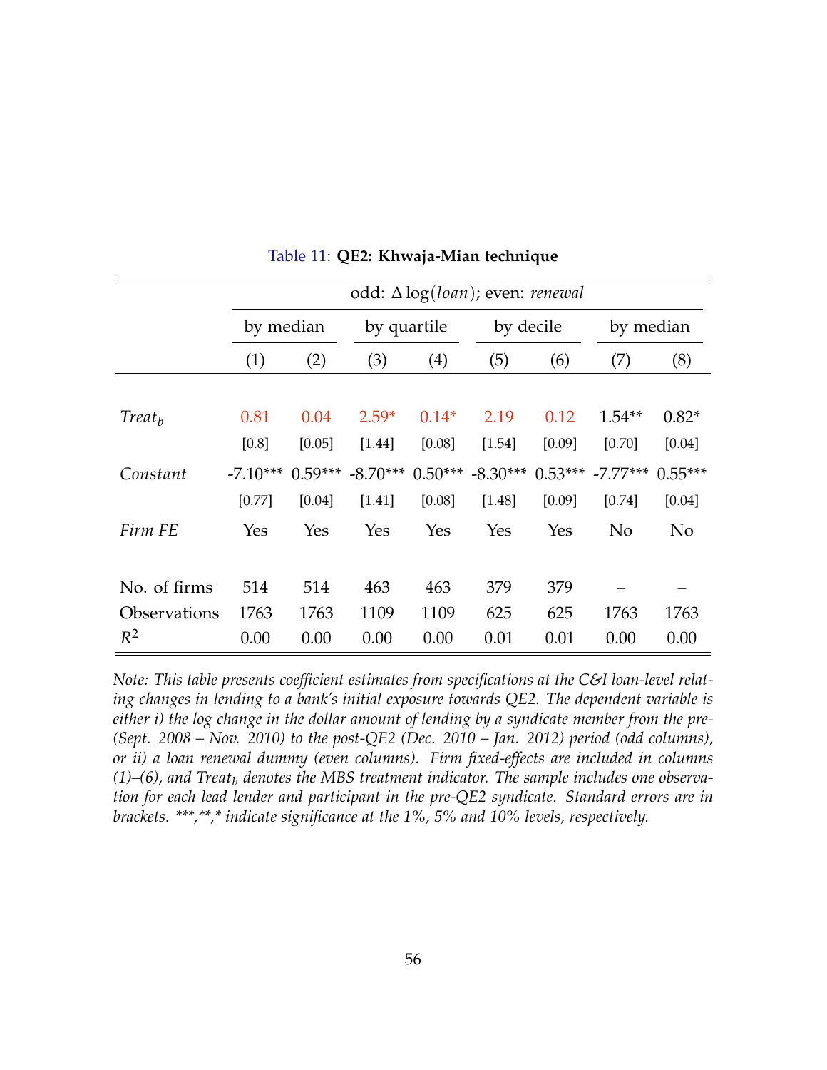Table 11: **QE2: Khwaja-Mian technique**

| | odd: $\Delta \log(loan)$; even: *renewal* | | | | | | | |
|---|---|---|---|---|---|---|---|---|
| | by median | | by quartile | | by decile | | by median | |
| | (1) | (2) | (3) | (4) | (5) | (6) | (7) | (8) |
| $Treat_b$ | 0.81 | 0.04 | 2.59* | 0.14* | 2.19 | 0.12 | 1.54** | 0.82* |
| | [0.8] | [0.05] | [1.44] | [0.08] | [1.54] | [0.09] | [0.70] | [0.04] |
| *Constant* | -7.10*** | 0.59*** | -8.70*** | 0.50*** | -8.30*** | 0.53*** | -7.77*** | 0.55*** |
| | [0.77] | [0.04] | [1.41] | [0.08] | [1.48] | [0.09] | [0.74] | [0.04] |
| *Firm FE* | Yes | Yes | Yes | Yes | Yes | Yes | No | No |
| No. of firms | 514 | 514 | 463 | 463 | 379 | 379 | – | – |
| Observations | 1763 | 1763 | 1109 | 1109 | 625 | 625 | 1763 | 1763 |
| $R^2$ | 0.00 | 0.00 | 0.00 | 0.00 | 0.01 | 0.01 | 0.00 | 0.00 |

*Note: This table presents coefficient estimates from specifications at the C&I loan-level relating changes in lending to a bank's initial exposure towards QE2. The dependent variable is either i) the log change in the dollar amount of lending by a syndicate member from the pre- (Sept. 2008 – Nov. 2010) to the post-QE2 (Dec. 2010 – Jan. 2012) period (odd columns), or ii) a loan renewal dummy (even columns). Firm fixed-effects are included in columns (1)–(6), and $Treat_b$ denotes the MBS treatment indicator. The sample includes one observation for each lead lender and participant in the pre-QE2 syndicate. Standard errors are in brackets. \*\*\*,\*\*,\* indicate significance at the 1%, 5% and 10% levels, respectively.*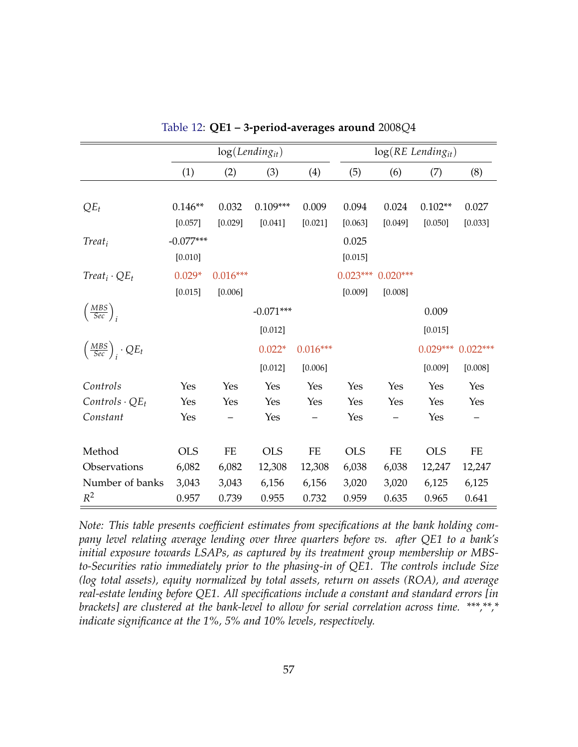Table 12: **QE1 – 3-period-averages around** 2008$Q$4

| | $\log(Lending_{it})$ | | | | $\log(RE\ Lending_{it})$ | | | |
|---|---|---|---|---|---|---|---|---|
| | (1) | (2) | (3) | (4) | (5) | (6) | (7) | (8) |
| $QE_t$ | 0.146** | 0.032 | 0.109*** | 0.009 | 0.094 | 0.024 | 0.102** | 0.027 |
| | [0.057] | [0.029] | [0.041] | [0.021] | [0.063] | [0.049] | [0.050] | [0.033] |
| $Treat_i$ | -0.077*** | | | | 0.025 | | | |
| | [0.010] | | | | [0.015] | | | |
| $Treat_i \cdot QE_t$ | 0.029* | 0.016*** | | | 0.023*** | 0.020*** | | |
| | [0.015] | [0.006] | | | [0.009] | [0.008] | | |
| $\left(\frac{MBS}{Sec}\right)_i$ | | | -0.071*** | | | | 0.009 | |
| | | | [0.012] | | | | [0.015] | |
| $\left(\frac{MBS}{Sec}\right)_i \cdot QE_t$ | | | 0.022* | 0.016*** | | | 0.029*** | 0.022*** |
| | | | [0.012] | [0.006] | | | [0.009] | [0.008] |
| $Controls$ | Yes | Yes | Yes | Yes | Yes | Yes | Yes | Yes |
| $Controls \cdot QE_t$ | Yes | Yes | Yes | Yes | Yes | Yes | Yes | Yes |
| $Constant$ | Yes | – | Yes | – | Yes | – | Yes | – |
| Method | OLS | FE | OLS | FE | OLS | FE | OLS | FE |
| Observations | 6,082 | 6,082 | 12,308 | 12,308 | 6,038 | 6,038 | 12,247 | 12,247 |
| Number of banks | 3,043 | 3,043 | 6,156 | 6,156 | 3,020 | 3,020 | 6,125 | 6,125 |
| $R^2$ | 0.957 | 0.739 | 0.955 | 0.732 | 0.959 | 0.635 | 0.965 | 0.641 |

*Note: This table presents coefficient estimates from specifications at the bank holding company level relating average lending over three quarters before vs. after QE1 to a bank's initial exposure towards LSAPs, as captured by its treatment group membership or MBS-to-Securities ratio immediately prior to the phasing-in of QE1. The controls include Size (log total assets), equity normalized by total assets, return on assets (ROA), and average real-estate lending before QE1. All specifications include a constant and standard errors [in brackets] are clustered at the bank-level to allow for serial correlation across time. ***,**,* indicate significance at the 1%, 5% and 10% levels, respectively.*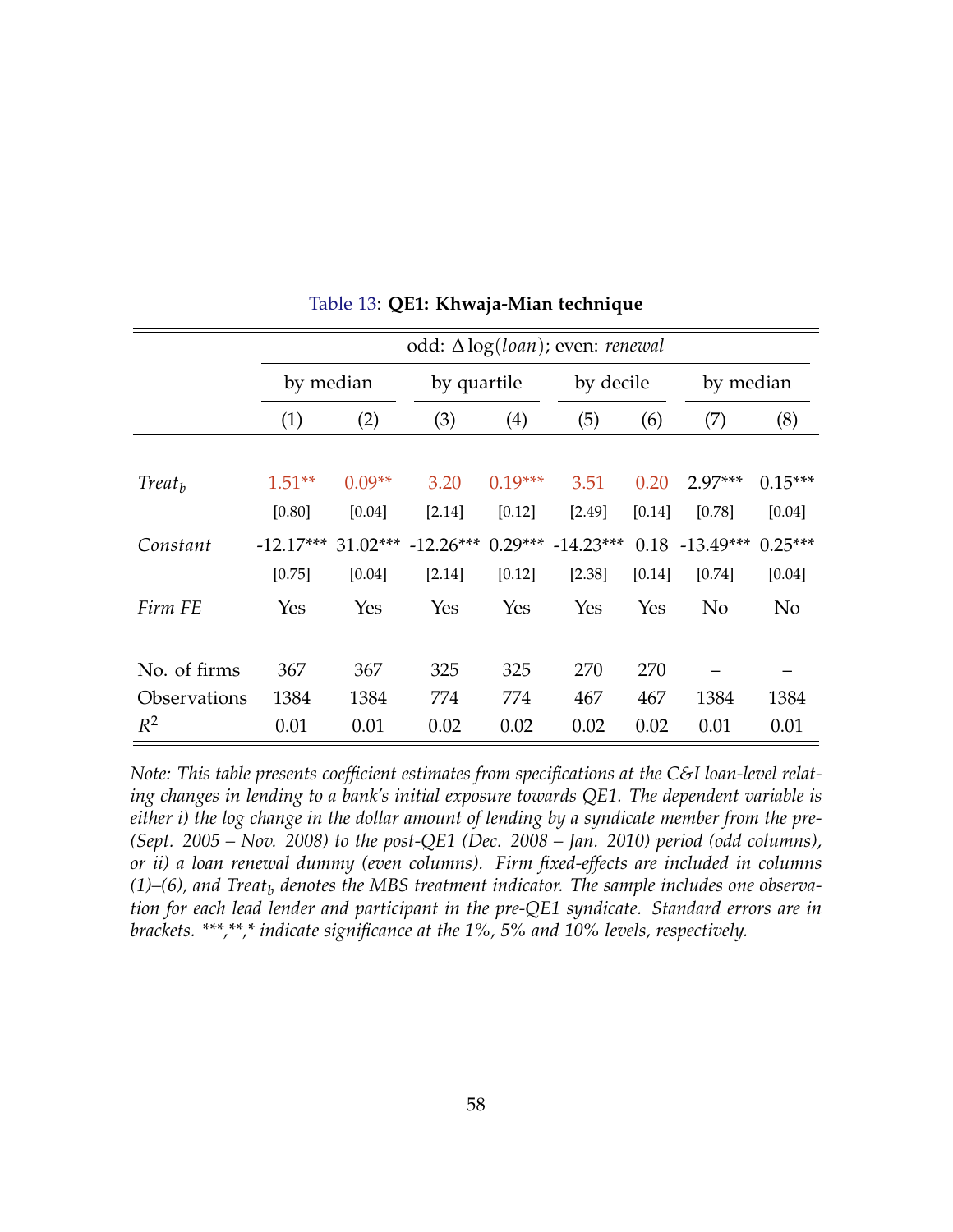Table 13: **QE1: Khwaja-Mian technique**

| | odd: $\Delta \log(loan)$; even: *renewal* | | | | | | | |
|---|---|---|---|---|---|---|---|---|
| | by median | | by quartile | | by decile | | by median | |
| | (1) | (2) | (3) | (4) | (5) | (6) | (7) | (8) |
| $Treat_b$ | 1.51** | 0.09** | 3.20 | 0.19*** | 3.51 | 0.20 | 2.97*** | 0.15*** |
| | [0.80] | [0.04] | [2.14] | [0.12] | [2.49] | [0.14] | [0.78] | [0.04] |
| *Constant* | -12.17*** | 31.02*** | -12.26*** | 0.29*** | -14.23*** | 0.18 | -13.49*** | 0.25*** |
| | [0.75] | [0.04] | [2.14] | [0.12] | [2.38] | [0.14] | [0.74] | [0.04] |
| *Firm FE* | Yes | Yes | Yes | Yes | Yes | Yes | No | No |
| No. of firms | 367 | 367 | 325 | 325 | 270 | 270 | – | – |
| Observations | 1384 | 1384 | 774 | 774 | 467 | 467 | 1384 | 1384 |
| $R^2$ | 0.01 | 0.01 | 0.02 | 0.02 | 0.02 | 0.02 | 0.01 | 0.01 |

*Note: This table presents coefficient estimates from specifications at the C&I loan-level relating changes in lending to a bank's initial exposure towards QE1. The dependent variable is either i) the log change in the dollar amount of lending by a syndicate member from the pre- (Sept. 2005 – Nov. 2008) to the post-QE1 (Dec. 2008 – Jan. 2010) period (odd columns), or ii) a loan renewal dummy (even columns). Firm fixed-effects are included in columns (1)–(6), and $Treat_b$ denotes the MBS treatment indicator. The sample includes one observation for each lead lender and participant in the pre-QE1 syndicate. Standard errors are in brackets. \*\*\*,\*\*,\* indicate significance at the 1%, 5% and 10% levels, respectively.*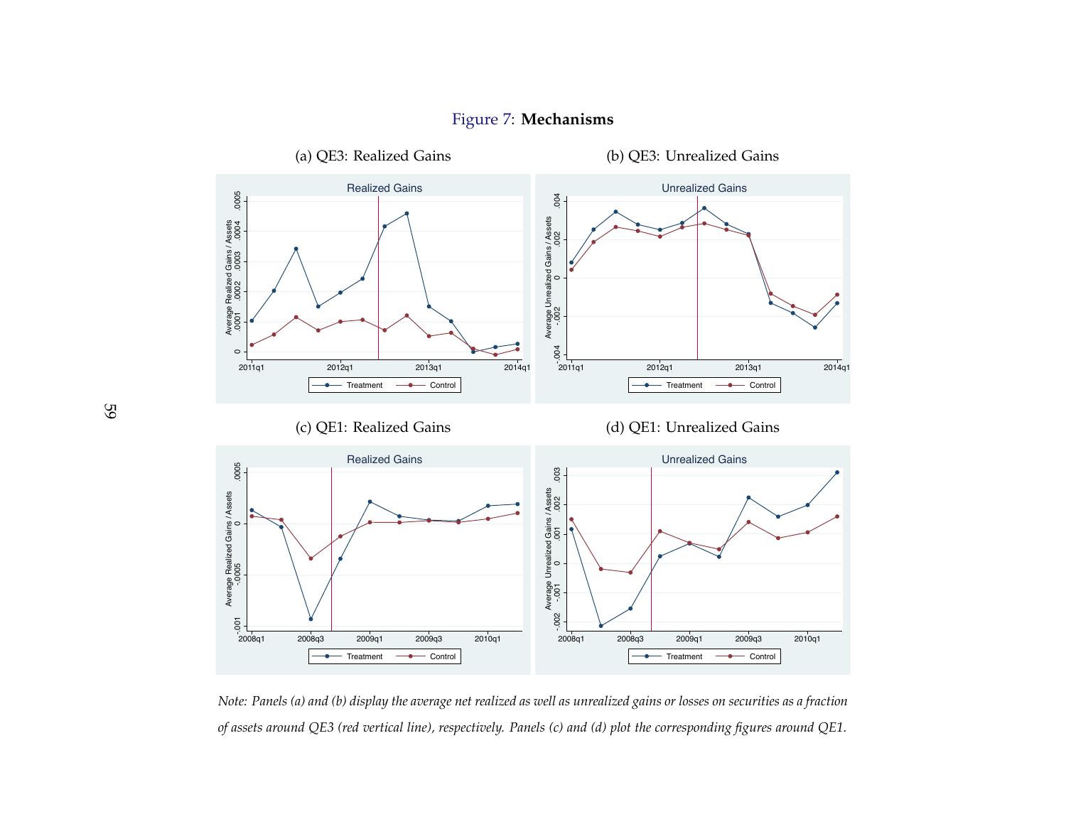Figure 7: **Mechanisms**

(a) QE3: Realized Gains

(b) QE3: Unrealized Gains

(c) QE1: Realized Gains

(d) QE1: Unrealized Gains

*Note: Panels (a) and (b) display the average net realized as well as unrealized gains or losses on securities as a fraction of assets around QE3 (red vertical line), respectively. Panels (c) and (d) plot the corresponding figures around QE1.*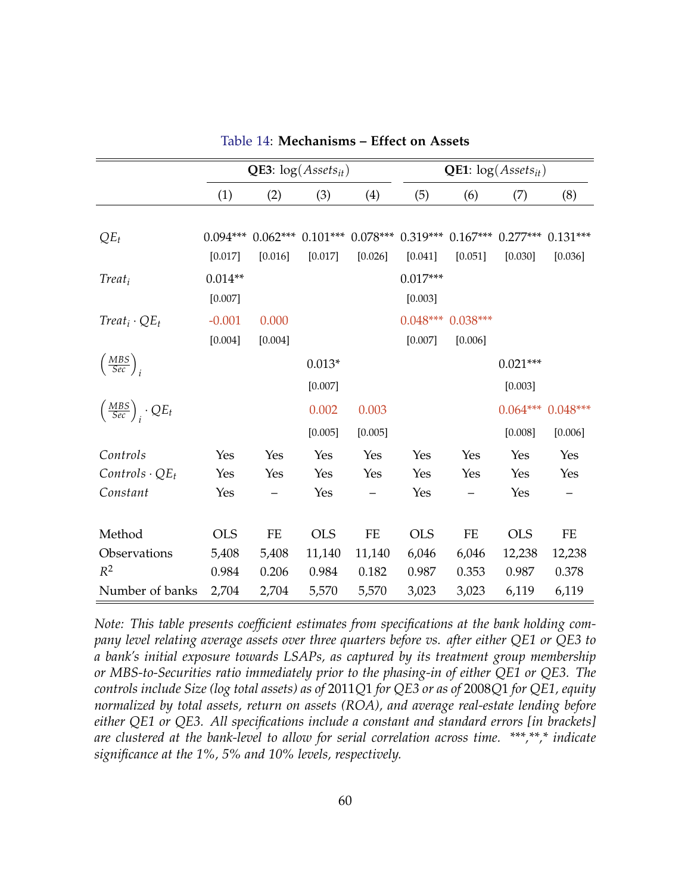Table 14: **Mechanisms – Effect on Assets**

| | **QE3**: $\log(Assets_{it})$ | | | | **QE1**: $\log(Assets_{it})$ | | | |
|---|---|---|---|---|---|---|---|---|
| | (1) | (2) | (3) | (4) | (5) | (6) | (7) | (8) |
| $QE_t$ | 0.094*** | 0.062*** | 0.101*** | 0.078*** | 0.319*** | 0.167*** | 0.277*** | 0.131*** |
| | [0.017] | [0.016] | [0.017] | [0.026] | [0.041] | [0.051] | [0.030] | [0.036] |
| $Treat_i$ | 0.014** | | | | 0.017*** | | | |
| | [0.007] | | | | [0.003] | | | |
| $Treat_i \cdot QE_t$ | -0.001 | 0.000 | | | 0.048*** | 0.038*** | | |
| | [0.004] | [0.004] | | | [0.007] | [0.006] | | |
| $\left(\frac{MBS}{Sec}\right)_i$ | | | 0.013* | | | | 0.021*** | |
| | | | [0.007] | | | | [0.003] | |
| $\left(\frac{MBS}{Sec}\right)_i \cdot QE_t$ | | | 0.002 | 0.003 | | | 0.064*** | 0.048*** |
| | | | [0.005] | [0.005] | | | [0.008] | [0.006] |
| *Controls* | Yes | Yes | Yes | Yes | Yes | Yes | Yes | Yes |
| *Controls* $\cdot QE_t$ | Yes | Yes | Yes | Yes | Yes | Yes | Yes | Yes |
| *Constant* | Yes | – | Yes | – | Yes | – | Yes | – |
| Method | OLS | FE | OLS | FE | OLS | FE | OLS | FE |
| Observations | 5,408 | 5,408 | 11,140 | 11,140 | 6,046 | 6,046 | 12,238 | 12,238 |
| $R^2$ | 0.984 | 0.206 | 0.984 | 0.182 | 0.987 | 0.353 | 0.987 | 0.378 |
| Number of banks | 2,704 | 2,704 | 5,570 | 5,570 | 3,023 | 3,023 | 6,119 | 6,119 |

*Note: This table presents coefficient estimates from specifications at the bank holding company level relating average assets over three quarters before vs. after either QE1 or QE3 to a bank's initial exposure towards LSAPs, as captured by its treatment group membership or MBS-to-Securities ratio immediately prior to the phasing-in of either QE1 or QE3. The controls include Size (log total assets) as of* 2011Q1 *for QE3 or as of* 2008Q1 *for QE1, equity normalized by total assets, return on assets (ROA), and average real-estate lending before either QE1 or QE3. All specifications include a constant and standard errors [in brackets] are clustered at the bank-level to allow for serial correlation across time. ***,**,* indicate significance at the 1%, 5% and 10% levels, respectively.*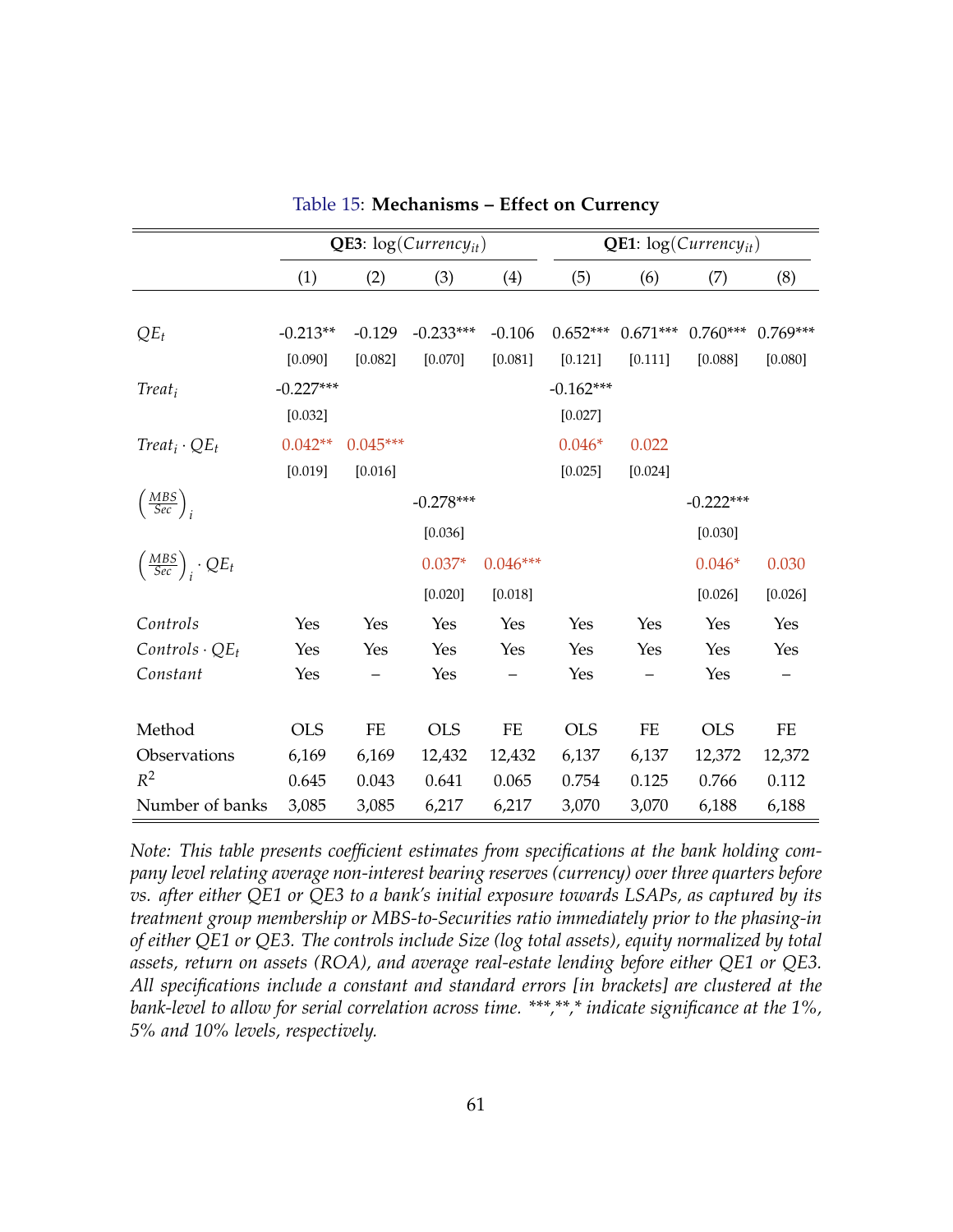Table 15: **Mechanisms – Effect on Currency**

| | **QE3**: $\log(Currency_{it})$ | | | | **QE1**: $\log(Currency_{it})$ | | | |
|---|---|---|---|---|---|---|---|---|
| | (1) | (2) | (3) | (4) | (5) | (6) | (7) | (8) |
| $QE_t$ | -0.213** | -0.129 | -0.233*** | -0.106 | 0.652*** | 0.671*** | 0.760*** | 0.769*** |
| | [0.090] | [0.082] | [0.070] | [0.081] | [0.121] | [0.111] | [0.088] | [0.080] |
| $Treat_i$ | -0.227*** | | | | -0.162*** | | | |
| | [0.032] | | | | [0.027] | | | |
| $Treat_i \cdot QE_t$ | 0.042** | 0.045*** | | | 0.046* | 0.022 | | |
| | [0.019] | [0.016] | | | [0.025] | [0.024] | | |
| $\left(\frac{MBS}{Sec}\right)_i$ | | | -0.278*** | | | | -0.222*** | |
| | | | [0.036] | | | | [0.030] | |
| $\left(\frac{MBS}{Sec}\right)_i \cdot QE_t$ | | | 0.037* | 0.046*** | | | 0.046* | 0.030 |
| | | | [0.020] | [0.018] | | | [0.026] | [0.026] |
| *Controls* | Yes | Yes | Yes | Yes | Yes | Yes | Yes | Yes |
| $Controls \cdot QE_t$ | Yes | Yes | Yes | Yes | Yes | Yes | Yes | Yes |
| *Constant* | Yes | – | Yes | – | Yes | – | Yes | – |
| Method | OLS | FE | OLS | FE | OLS | FE | OLS | FE |
| Observations | 6,169 | 6,169 | 12,432 | 12,432 | 6,137 | 6,137 | 12,372 | 12,372 |
| $R^2$ | 0.645 | 0.043 | 0.641 | 0.065 | 0.754 | 0.125 | 0.766 | 0.112 |
| Number of banks | 3,085 | 3,085 | 6,217 | 6,217 | 3,070 | 3,070 | 6,188 | 6,188 |

*Note: This table presents coefficient estimates from specifications at the bank holding company level relating average non-interest bearing reserves (currency) over three quarters before vs. after either QE1 or QE3 to a bank's initial exposure towards LSAPs, as captured by its treatment group membership or MBS-to-Securities ratio immediately prior to the phasing-in of either QE1 or QE3. The controls include Size (log total assets), equity normalized by total assets, return on assets (ROA), and average real-estate lending before either QE1 or QE3. All specifications include a constant and standard errors [in brackets] are clustered at the bank-level to allow for serial correlation across time. ***,**,* indicate significance at the 1%, 5% and 10% levels, respectively.*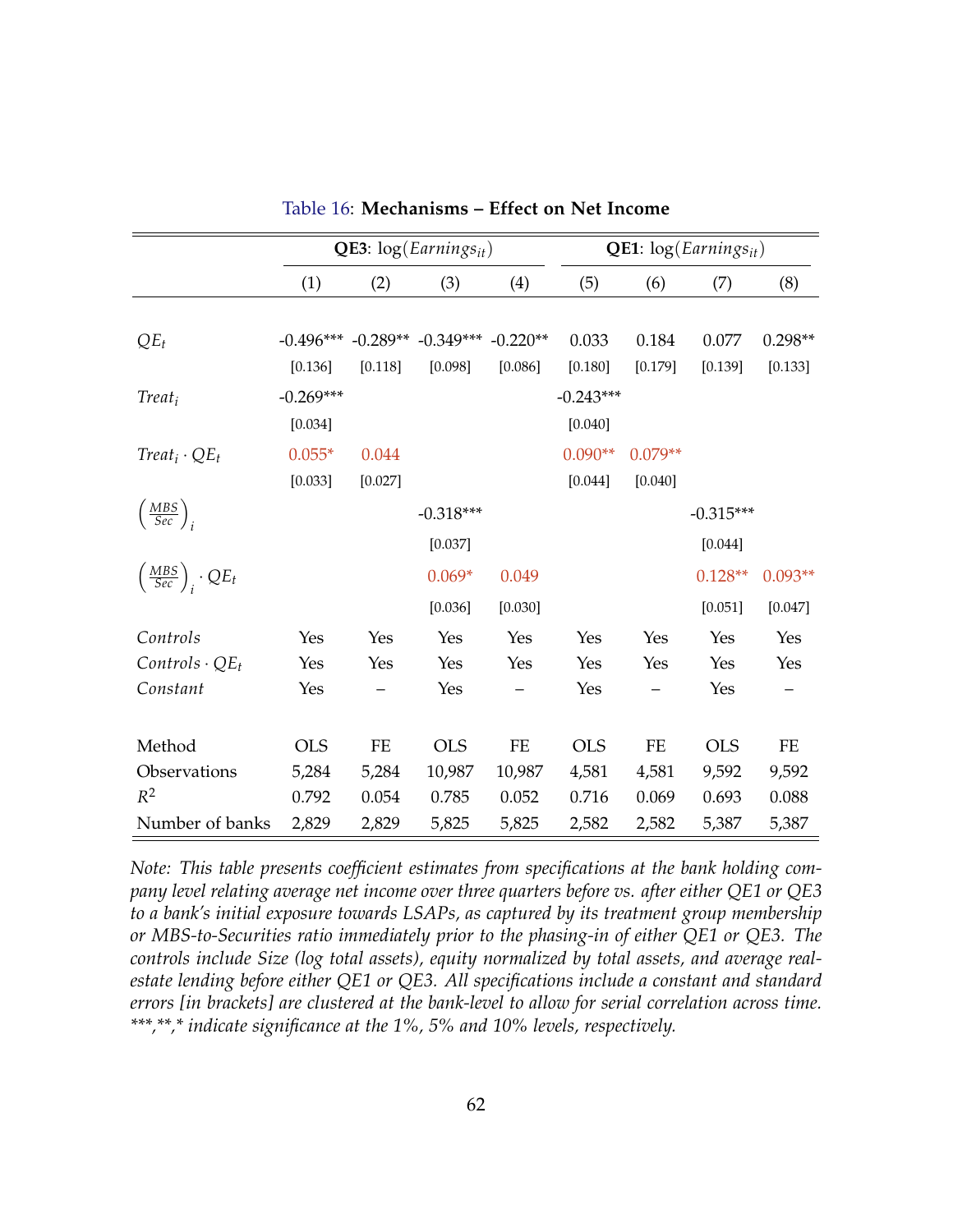Table 16: **Mechanisms – Effect on Net Income**

| | **QE3**: $\log(Earnings_{it})$ | | | | **QE1**: $\log(Earnings_{it})$ | | | |
|---|---|---|---|---|---|---|---|---|
| | (1) | (2) | (3) | (4) | (5) | (6) | (7) | (8) |
| $QE_t$ | -0.496*** | -0.289** | -0.349*** | -0.220** | 0.033 | 0.184 | 0.077 | 0.298** |
| | [0.136] | [0.118] | [0.098] | [0.086] | [0.180] | [0.179] | [0.139] | [0.133] |
| $Treat_i$ | -0.269*** | | | | -0.243*** | | | |
| | [0.034] | | | | [0.040] | | | |
| $Treat_i \cdot QE_t$ | 0.055* | 0.044 | | | 0.090** | 0.079** | | |
| | [0.033] | [0.027] | | | [0.044] | [0.040] | | |
| $\left(\frac{MBS}{Sec}\right)_i$ | | | -0.318*** | | | | -0.315*** | |
| | | | [0.037] | | | | [0.044] | |
| $\left(\frac{MBS}{Sec}\right)_i \cdot QE_t$ | | | 0.069* | 0.049 | | | 0.128** | 0.093** |
| | | | [0.036] | [0.030] | | | [0.051] | [0.047] |
| *Controls* | Yes | Yes | Yes | Yes | Yes | Yes | Yes | Yes |
| $Controls \cdot QE_t$ | Yes | Yes | Yes | Yes | Yes | Yes | Yes | Yes |
| *Constant* | Yes | – | Yes | – | Yes | – | Yes | – |
| Method | OLS | FE | OLS | FE | OLS | FE | OLS | FE |
| Observations | 5,284 | 5,284 | 10,987 | 10,987 | 4,581 | 4,581 | 9,592 | 9,592 |
| $R^2$ | 0.792 | 0.054 | 0.785 | 0.052 | 0.716 | 0.069 | 0.693 | 0.088 |
| Number of banks | 2,829 | 2,829 | 5,825 | 5,825 | 2,582 | 2,582 | 5,387 | 5,387 |

*Note: This table presents coefficient estimates from specifications at the bank holding company level relating average net income over three quarters before vs. after either QE1 or QE3 to a bank's initial exposure towards LSAPs, as captured by its treatment group membership or MBS-to-Securities ratio immediately prior to the phasing-in of either QE1 or QE3. The controls include Size (log total assets), equity normalized by total assets, and average real-estate lending before either QE1 or QE3. All specifications include a constant and standard errors [in brackets] are clustered at the bank-level to allow for serial correlation across time. ***,**,* indicate significance at the 1%, 5% and 10% levels, respectively.*